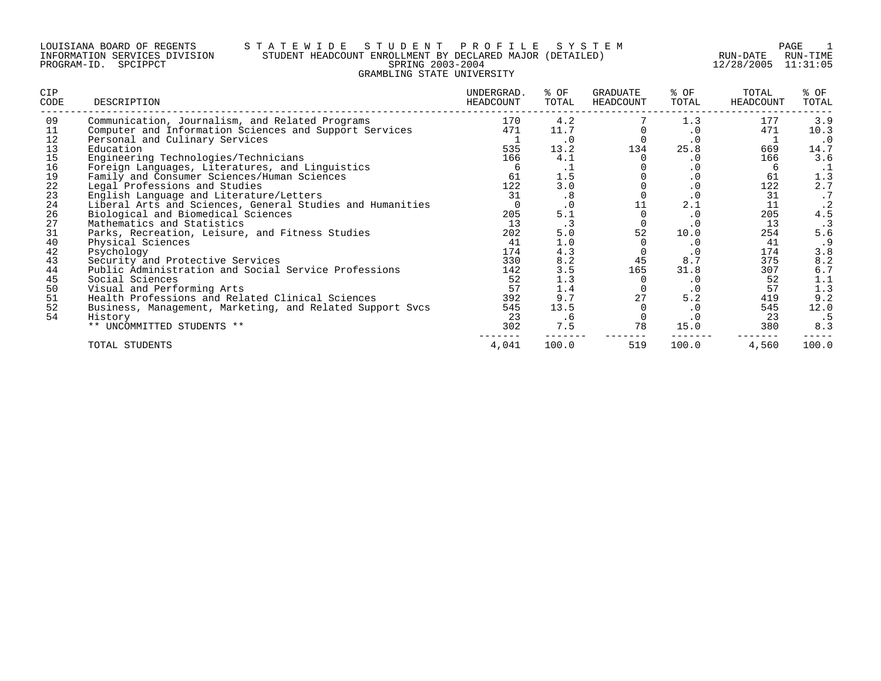LOUISIANA BOARD OF REGENTS — STATEWIDE STUDENT PROFILE SYSTEM
INFORMATION SERVICES DIVISION — STUDENT HEADCOUNT ENROLLMENT BY DECLARED MAJOR (DETAILED)
PROGRAM-ID. SPCIPPCT — SPRING 2003-2004 — RUN-DATE 12/28/2005 RUN-TIME 11:31:05

GRAMBLING STATE UNIVERSITY

| CIP CODE | DESCRIPTION | UNDERGRAD. HEADCOUNT | % OF TOTAL | GRADUATE HEADCOUNT | % OF TOTAL | TOTAL HEADCOUNT | % OF TOTAL |
|---|---|---|---|---|---|---|---|
| 09 | Communication, Journalism, and Related Programs | 170 | 4.2 | 7 | 1.3 | 177 | 3.9 |
| 11 | Computer and Information Sciences and Support Services | 471 | 11.7 | 0 | .0 | 471 | 10.3 |
| 12 | Personal and Culinary Services | 1 | .0 | 0 | .0 | 1 | .0 |
| 13 | Education | 535 | 13.2 | 134 | 25.8 | 669 | 14.7 |
| 15 | Engineering Technologies/Technicians | 166 | 4.1 | 0 | .0 | 166 | 3.6 |
| 16 | Foreign Languages, Literatures, and Linguistics | 6 | .1 | 0 | .0 | 6 | .1 |
| 19 | Family and Consumer Sciences/Human Sciences | 61 | 1.5 | 0 | .0 | 61 | 1.3 |
| 22 | Legal Professions and Studies | 122 | 3.0 | 0 | .0 | 122 | 2.7 |
| 23 | English Language and Literature/Letters | 31 | .8 | 0 | .0 | 31 | .7 |
| 24 | Liberal Arts and Sciences, General Studies and Humanities | 0 | .0 | 11 | 2.1 | 11 | .2 |
| 26 | Biological and Biomedical Sciences | 205 | 5.1 | 0 | .0 | 205 | 4.5 |
| 27 | Mathematics and Statistics | 13 | .3 | 0 | .0 | 13 | .3 |
| 31 | Parks, Recreation, Leisure, and Fitness Studies | 202 | 5.0 | 52 | 10.0 | 254 | 5.6 |
| 40 | Physical Sciences | 41 | 1.0 | 0 | .0 | 41 | .9 |
| 42 | Psychology | 174 | 4.3 | 0 | .0 | 174 | 3.8 |
| 43 | Security and Protective Services | 330 | 8.2 | 45 | 8.7 | 375 | 8.2 |
| 44 | Public Administration and Social Service Professions | 142 | 3.5 | 165 | 31.8 | 307 | 6.7 |
| 45 | Social Sciences | 52 | 1.3 | 0 | .0 | 52 | 1.1 |
| 50 | Visual and Performing Arts | 57 | 1.4 | 0 | .0 | 57 | 1.3 |
| 51 | Health Professions and Related Clinical Sciences | 392 | 9.7 | 27 | 5.2 | 419 | 9.2 |
| 52 | Business, Management, Marketing, and Related Support Svcs | 545 | 13.5 | 0 | .0 | 545 | 12.0 |
| 54 | History | 23 | .6 | 0 | .0 | 23 | .5 |
| | ** UNCOMMITTED STUDENTS ** | 302 | 7.5 | 78 | 15.0 | 380 | 8.3 |
| | TOTAL STUDENTS | 4,041 | 100.0 | 519 | 100.0 | 4,560 | 100.0 |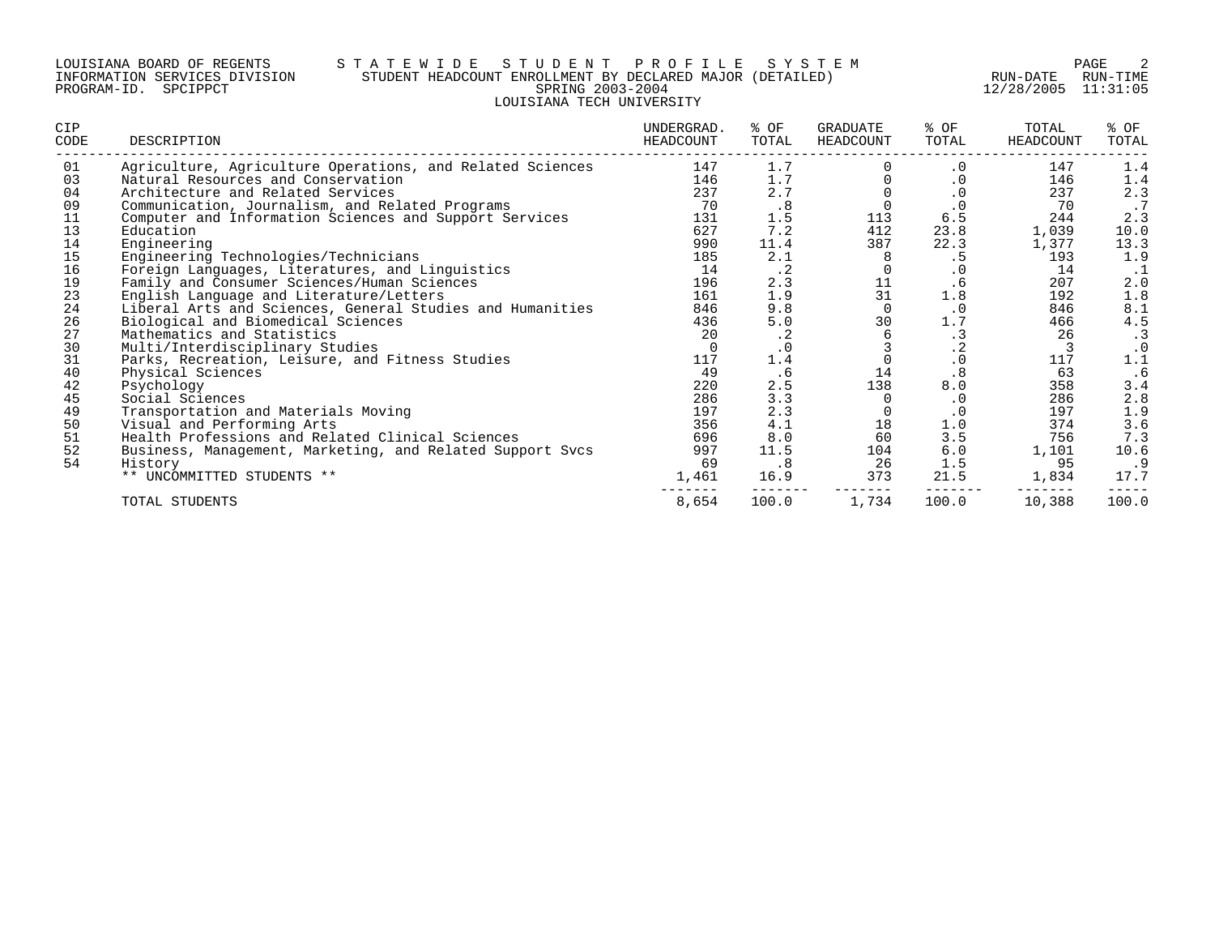LOUISIANA BOARD OF REGENTS — STATEWIDE STUDENT PROFILE SYSTEM
INFORMATION SERVICES DIVISION — STUDENT HEADCOUNT ENROLLMENT BY DECLARED MAJOR (DETAILED) — RUN-DATE 12/28/2005 RUN-TIME 11:31:05
PROGRAM-ID. SPCIPPCT — SPRING 2003-2004

# LOUISIANA TECH UNIVERSITY

| CIP CODE | DESCRIPTION | UNDERGRAD. HEADCOUNT | % OF TOTAL | GRADUATE HEADCOUNT | % OF TOTAL | TOTAL HEADCOUNT | % OF TOTAL |
|---|---|---|---|---|---|---|---|
| 01 | Agriculture, Agriculture Operations, and Related Sciences | 147 | 1.7 | 0 | .0 | 147 | 1.4 |
| 03 | Natural Resources and Conservation | 146 | 1.7 | 0 | .0 | 146 | 1.4 |
| 04 | Architecture and Related Services | 237 | 2.7 | 0 | .0 | 237 | 2.3 |
| 09 | Communication, Journalism, and Related Programs | 70 | .8 | 0 | .0 | 70 | .7 |
| 11 | Computer and Information Sciences and Support Services | 131 | 1.5 | 113 | 6.5 | 244 | 2.3 |
| 13 | Education | 627 | 7.2 | 412 | 23.8 | 1,039 | 10.0 |
| 14 | Engineering | 990 | 11.4 | 387 | 22.3 | 1,377 | 13.3 |
| 15 | Engineering Technologies/Technicians | 185 | 2.1 | 8 | .5 | 193 | 1.9 |
| 16 | Foreign Languages, Literatures, and Linguistics | 14 | .2 | 0 | .0 | 14 | .1 |
| 19 | Family and Consumer Sciences/Human Sciences | 196 | 2.3 | 11 | .6 | 207 | 2.0 |
| 23 | English Language and Literature/Letters | 161 | 1.9 | 31 | 1.8 | 192 | 1.8 |
| 24 | Liberal Arts and Sciences, General Studies and Humanities | 846 | 9.8 | 0 | .0 | 846 | 8.1 |
| 26 | Biological and Biomedical Sciences | 436 | 5.0 | 30 | 1.7 | 466 | 4.5 |
| 27 | Mathematics and Statistics | 20 | .2 | 6 | .3 | 26 | .3 |
| 30 | Multi/Interdisciplinary Studies | 0 | .0 | 3 | .2 | 3 | .0 |
| 31 | Parks, Recreation, Leisure, and Fitness Studies | 117 | 1.4 | 0 | .0 | 117 | 1.1 |
| 40 | Physical Sciences | 49 | .6 | 14 | .8 | 63 | .6 |
| 42 | Psychology | 220 | 2.5 | 138 | 8.0 | 358 | 3.4 |
| 45 | Social Sciences | 286 | 3.3 | 0 | .0 | 286 | 2.8 |
| 49 | Transportation and Materials Moving | 197 | 2.3 | 0 | .0 | 197 | 1.9 |
| 50 | Visual and Performing Arts | 356 | 4.1 | 18 | 1.0 | 374 | 3.6 |
| 51 | Health Professions and Related Clinical Sciences | 696 | 8.0 | 60 | 3.5 | 756 | 7.3 |
| 52 | Business, Management, Marketing, and Related Support Svcs | 997 | 11.5 | 104 | 6.0 | 1,101 | 10.6 |
| 54 | History | 69 | .8 | 26 | 1.5 | 95 | .9 |
| | ** UNCOMMITTED STUDENTS ** | 1,461 | 16.9 | 373 | 21.5 | 1,834 | 17.7 |
| | TOTAL STUDENTS | 8,654 | 100.0 | 1,734 | 100.0 | 10,388 | 100.0 |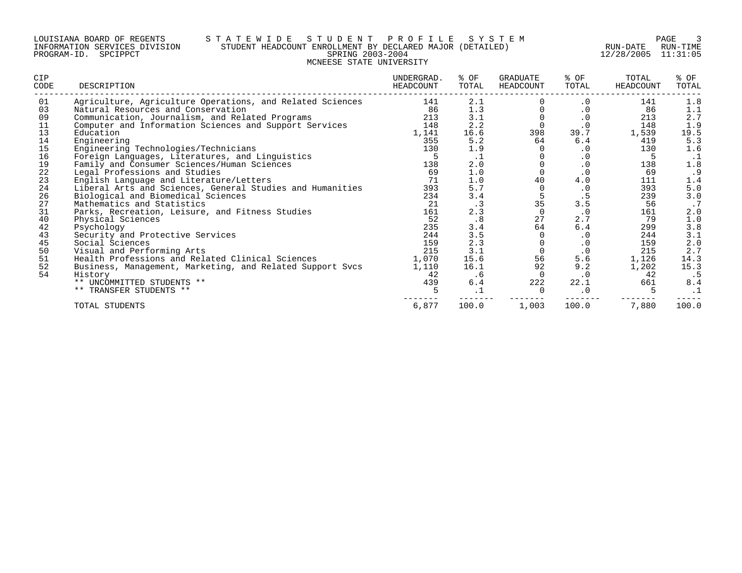LOUISIANA BOARD OF REGENTS — STATEWIDE STUDENT PROFILE SYSTEM
INFORMATION SERVICES DIVISION — STUDENT HEADCOUNT ENROLLMENT BY DECLARED MAJOR (DETAILED)
PROGRAM-ID. SPCIPPCT — SPRING 2003-2004
RUN-DATE 12/28/2005 RUN-TIME 11:31:05

## MCNEESE STATE UNIVERSITY

| CIP CODE | DESCRIPTION | UNDERGRAD. HEADCOUNT | % OF TOTAL | GRADUATE HEADCOUNT | % OF TOTAL | TOTAL HEADCOUNT | % OF TOTAL |
|---|---|---|---|---|---|---|---|
| 01 | Agriculture, Agriculture Operations, and Related Sciences | 141 | 2.1 | 0 | .0 | 141 | 1.8 |
| 03 | Natural Resources and Conservation | 86 | 1.3 | 0 | .0 | 86 | 1.1 |
| 09 | Communication, Journalism, and Related Programs | 213 | 3.1 | 0 | .0 | 213 | 2.7 |
| 11 | Computer and Information Sciences and Support Services | 148 | 2.2 | 0 | .0 | 148 | 1.9 |
| 13 | Education | 1,141 | 16.6 | 398 | 39.7 | 1,539 | 19.5 |
| 14 | Engineering | 355 | 5.2 | 64 | 6.4 | 419 | 5.3 |
| 15 | Engineering Technologies/Technicians | 130 | 1.9 | 0 | .0 | 130 | 1.6 |
| 16 | Foreign Languages, Literatures, and Linguistics | 5 | .1 | 0 | .0 | 5 | .1 |
| 19 | Family and Consumer Sciences/Human Sciences | 138 | 2.0 | 0 | .0 | 138 | 1.8 |
| 22 | Legal Professions and Studies | 69 | 1.0 | 0 | .0 | 69 | .9 |
| 23 | English Language and Literature/Letters | 71 | 1.0 | 40 | 4.0 | 111 | 1.4 |
| 24 | Liberal Arts and Sciences, General Studies and Humanities | 393 | 5.7 | 0 | .0 | 393 | 5.0 |
| 26 | Biological and Biomedical Sciences | 234 | 3.4 | 5 | .5 | 239 | 3.0 |
| 27 | Mathematics and Statistics | 21 | .3 | 35 | 3.5 | 56 | .7 |
| 31 | Parks, Recreation, Leisure, and Fitness Studies | 161 | 2.3 | 0 | .0 | 161 | 2.0 |
| 40 | Physical Sciences | 52 | .8 | 27 | 2.7 | 79 | 1.0 |
| 42 | Psychology | 235 | 3.4 | 64 | 6.4 | 299 | 3.8 |
| 43 | Security and Protective Services | 244 | 3.5 | 0 | .0 | 244 | 3.1 |
| 45 | Social Sciences | 159 | 2.3 | 0 | .0 | 159 | 2.0 |
| 50 | Visual and Performing Arts | 215 | 3.1 | 0 | .0 | 215 | 2.7 |
| 51 | Health Professions and Related Clinical Sciences | 1,070 | 15.6 | 56 | 5.6 | 1,126 | 14.3 |
| 52 | Business, Management, Marketing, and Related Support Svcs | 1,110 | 16.1 | 92 | 9.2 | 1,202 | 15.3 |
| 54 | History | 42 | .6 | 0 | .0 | 42 | .5 |
| | ** UNCOMMITTED STUDENTS ** | 439 | 6.4 | 222 | 22.1 | 661 | 8.4 |
| | ** TRANSFER STUDENTS ** | 5 | .1 | 0 | .0 | 5 | .1 |
| | TOTAL STUDENTS | 6,877 | 100.0 | 1,003 | 100.0 | 7,880 | 100.0 |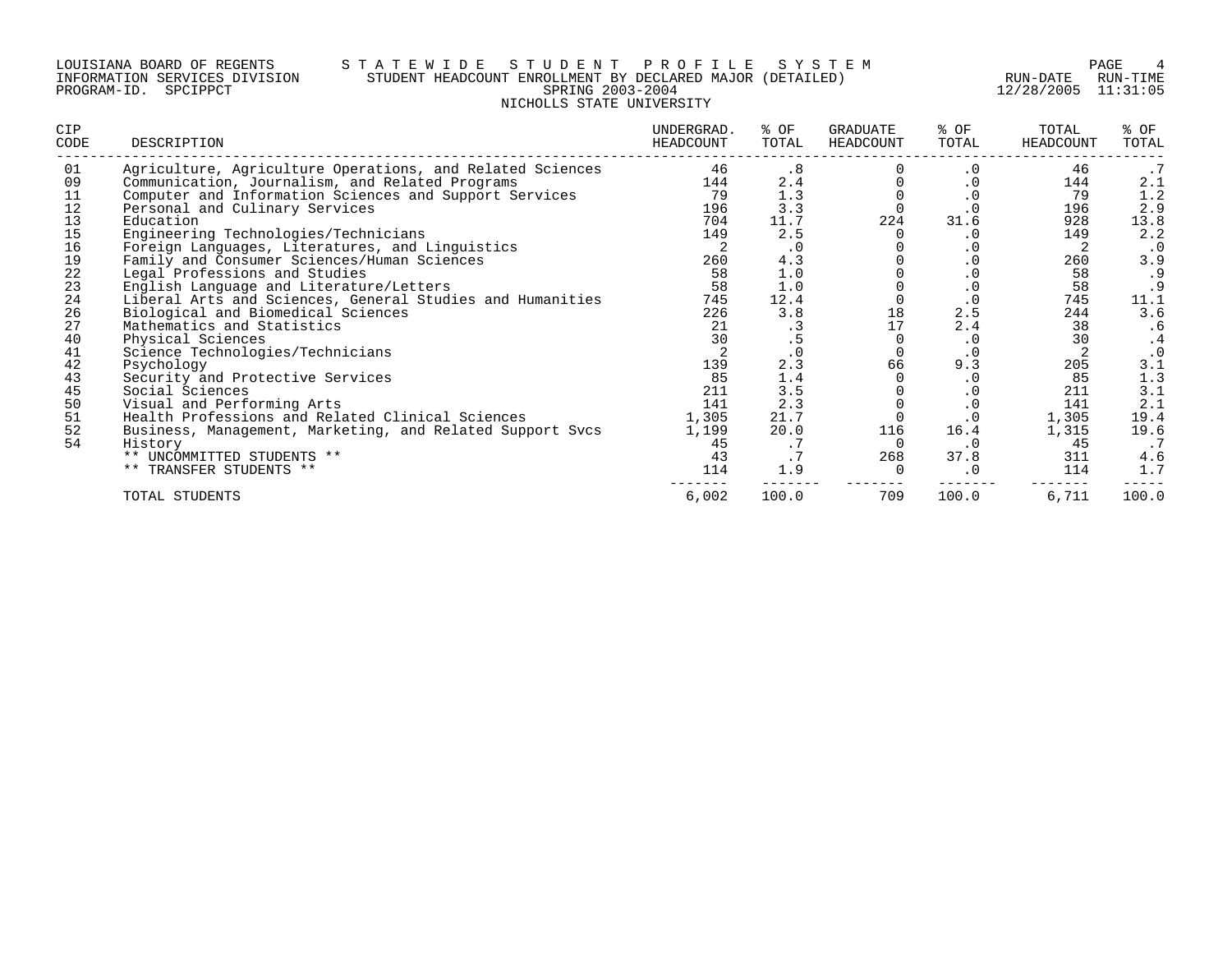LOUISIANA BOARD OF REGENTS — STATEWIDE STUDENT PROFILE SYSTEM
INFORMATION SERVICES DIVISION — STUDENT HEADCOUNT ENROLLMENT BY DECLARED MAJOR (DETAILED)
PROGRAM-ID. SPCIPPCT — SPRING 2003-2004
RUN-DATE 12/28/2005 RUN-TIME 11:31:05

NICHOLLS STATE UNIVERSITY

| CIP CODE | DESCRIPTION | UNDERGRAD. HEADCOUNT | % OF TOTAL | GRADUATE HEADCOUNT | % OF TOTAL | TOTAL HEADCOUNT | % OF TOTAL |
|---|---|---|---|---|---|---|---|
| 01 | Agriculture, Agriculture Operations, and Related Sciences | 46 | .8 | 0 | .0 | 46 | .7 |
| 09 | Communication, Journalism, and Related Programs | 144 | 2.4 | 0 | .0 | 144 | 2.1 |
| 11 | Computer and Information Sciences and Support Services | 79 | 1.3 | 0 | .0 | 79 | 1.2 |
| 12 | Personal and Culinary Services | 196 | 3.3 | 0 | .0 | 196 | 2.9 |
| 13 | Education | 704 | 11.7 | 224 | 31.6 | 928 | 13.8 |
| 15 | Engineering Technologies/Technicians | 149 | 2.5 | 0 | .0 | 149 | 2.2 |
| 16 | Foreign Languages, Literatures, and Linguistics | 2 | .0 | 0 | .0 | 2 | .0 |
| 19 | Family and Consumer Sciences/Human Sciences | 260 | 4.3 | 0 | .0 | 260 | 3.9 |
| 22 | Legal Professions and Studies | 58 | 1.0 | 0 | .0 | 58 | .9 |
| 23 | English Language and Literature/Letters | 58 | 1.0 | 0 | .0 | 58 | .9 |
| 24 | Liberal Arts and Sciences, General Studies and Humanities | 745 | 12.4 | 0 | .0 | 745 | 11.1 |
| 26 | Biological and Biomedical Sciences | 226 | 3.8 | 18 | 2.5 | 244 | 3.6 |
| 27 | Mathematics and Statistics | 21 | .3 | 17 | 2.4 | 38 | .6 |
| 40 | Physical Sciences | 30 | .5 | 0 | .0 | 30 | .4 |
| 41 | Science Technologies/Technicians | 2 | .0 | 0 | .0 | 2 | .0 |
| 42 | Psychology | 139 | 2.3 | 66 | 9.3 | 205 | 3.1 |
| 43 | Security and Protective Services | 85 | 1.4 | 0 | .0 | 85 | 1.3 |
| 45 | Social Sciences | 211 | 3.5 | 0 | .0 | 211 | 3.1 |
| 50 | Visual and Performing Arts | 141 | 2.3 | 0 | .0 | 141 | 2.1 |
| 51 | Health Professions and Related Clinical Sciences | 1,305 | 21.7 | 0 | .0 | 1,305 | 19.4 |
| 52 | Business, Management, Marketing, and Related Support Svcs | 1,199 | 20.0 | 116 | 16.4 | 1,315 | 19.6 |
| 54 | History | 45 | .7 | 0 | .0 | 45 | .7 |
| | ** UNCOMMITTED STUDENTS ** | 43 | .7 | 268 | 37.8 | 311 | 4.6 |
| | ** TRANSFER STUDENTS ** | 114 | 1.9 | 0 | .0 | 114 | 1.7 |
| | TOTAL STUDENTS | 6,002 | 100.0 | 709 | 100.0 | 6,711 | 100.0 |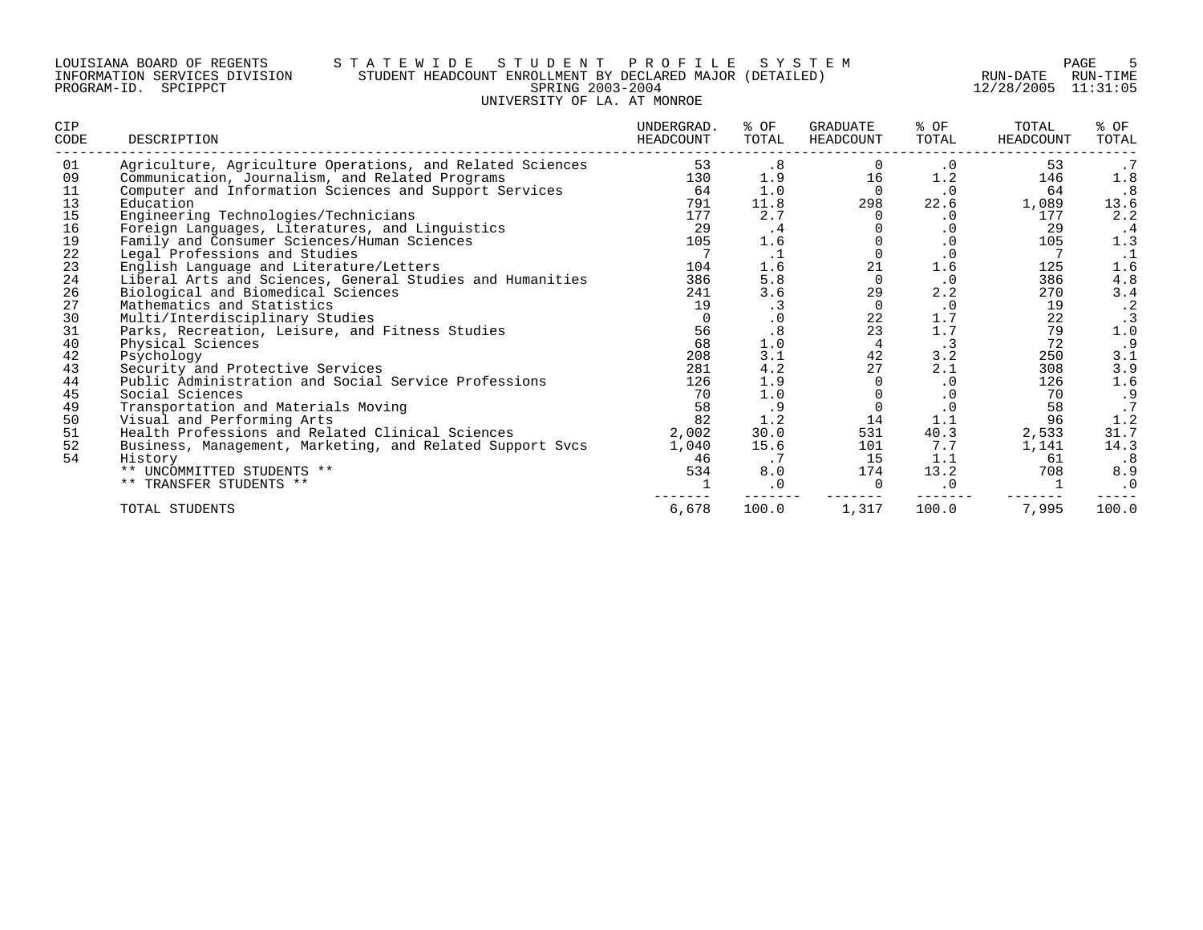LOUISIANA BOARD OF REGENTS — STATEWIDE STUDENT PROFILE SYSTEM
INFORMATION SERVICES DIVISION — STUDENT HEADCOUNT ENROLLMENT BY DECLARED MAJOR (DETAILED)
PROGRAM-ID. SPCIPPCT — SPRING 2003-2004 — RUN-DATE 12/28/2005 RUN-TIME 11:31:05

UNIVERSITY OF LA. AT MONROE

| CIP CODE | DESCRIPTION | UNDERGRAD. HEADCOUNT | % OF TOTAL | GRADUATE HEADCOUNT | % OF TOTAL | TOTAL HEADCOUNT | % OF TOTAL |
|---|---|---|---|---|---|---|---|
| 01 | Agriculture, Agriculture Operations, and Related Sciences | 53 | .8 | 0 | .0 | 53 | .7 |
| 09 | Communication, Journalism, and Related Programs | 130 | 1.9 | 16 | 1.2 | 146 | 1.8 |
| 11 | Computer and Information Sciences and Support Services | 64 | 1.0 | 0 | .0 | 64 | .8 |
| 13 | Education | 791 | 11.8 | 298 | 22.6 | 1,089 | 13.6 |
| 15 | Engineering Technologies/Technicians | 177 | 2.7 | 0 | .0 | 177 | 2.2 |
| 16 | Foreign Languages, Literatures, and Linguistics | 29 | .4 | 0 | .0 | 29 | .4 |
| 19 | Family and Consumer Sciences/Human Sciences | 105 | 1.6 | 0 | .0 | 105 | 1.3 |
| 22 | Legal Professions and Studies | 7 | .1 | 0 | .0 | 7 | .1 |
| 23 | English Language and Literature/Letters | 104 | 1.6 | 21 | 1.6 | 125 | 1.6 |
| 24 | Liberal Arts and Sciences, General Studies and Humanities | 386 | 5.8 | 0 | .0 | 386 | 4.8 |
| 26 | Biological and Biomedical Sciences | 241 | 3.6 | 29 | 2.2 | 270 | 3.4 |
| 27 | Mathematics and Statistics | 19 | .3 | 0 | .0 | 19 | .2 |
| 30 | Multi/Interdisciplinary Studies | 0 | .0 | 22 | 1.7 | 22 | .3 |
| 31 | Parks, Recreation, Leisure, and Fitness Studies | 56 | .8 | 23 | 1.7 | 79 | 1.0 |
| 40 | Physical Sciences | 68 | 1.0 | 4 | .3 | 72 | .9 |
| 42 | Psychology | 208 | 3.1 | 42 | 3.2 | 250 | 3.1 |
| 43 | Security and Protective Services | 281 | 4.2 | 27 | 2.1 | 308 | 3.9 |
| 44 | Public Administration and Social Service Professions | 126 | 1.9 | 0 | .0 | 126 | 1.6 |
| 45 | Social Sciences | 70 | 1.0 | 0 | .0 | 70 | .9 |
| 49 | Transportation and Materials Moving | 58 | .9 | 0 | .0 | 58 | .7 |
| 50 | Visual and Performing Arts | 82 | 1.2 | 14 | 1.1 | 96 | 1.2 |
| 51 | Health Professions and Related Clinical Sciences | 2,002 | 30.0 | 531 | 40.3 | 2,533 | 31.7 |
| 52 | Business, Management, Marketing, and Related Support Svcs | 1,040 | 15.6 | 101 | 7.7 | 1,141 | 14.3 |
| 54 | History | 46 | .7 | 15 | 1.1 | 61 | .8 |
| | ** UNCOMMITTED STUDENTS ** | 534 | 8.0 | 174 | 13.2 | 708 | 8.9 |
| | ** TRANSFER STUDENTS ** | 1 | .0 | 0 | .0 | 1 | .0 |
| | TOTAL STUDENTS | 6,678 | 100.0 | 1,317 | 100.0 | 7,995 | 100.0 |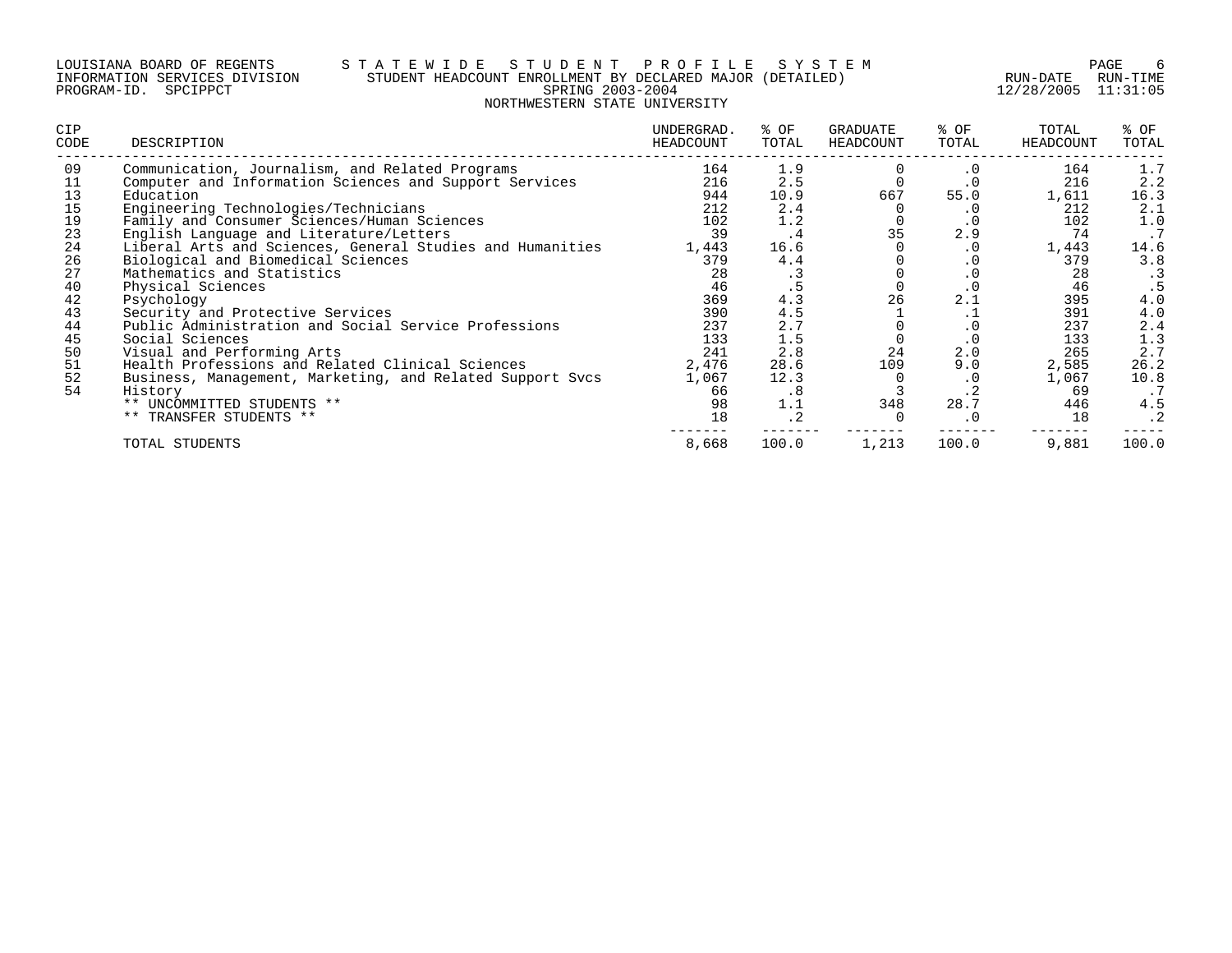LOUISIANA BOARD OF REGENTS — STATEWIDE STUDENT PROFILE SYSTEM
INFORMATION SERVICES DIVISION — STUDENT HEADCOUNT ENROLLMENT BY DECLARED MAJOR (DETAILED)
PROGRAM-ID. SPCIPPCT — SPRING 2003-2004
RUN-DATE 12/28/2005 RUN-TIME 11:31:05

# NORTHWESTERN STATE UNIVERSITY

| CIP CODE | DESCRIPTION | UNDERGRAD. HEADCOUNT | % OF TOTAL | GRADUATE HEADCOUNT | % OF TOTAL | TOTAL HEADCOUNT | % OF TOTAL |
|---|---|---|---|---|---|---|---|
| 09 | Communication, Journalism, and Related Programs | 164 | 1.9 | 0 | .0 | 164 | 1.7 |
| 11 | Computer and Information Sciences and Support Services | 216 | 2.5 | 0 | .0 | 216 | 2.2 |
| 13 | Education | 944 | 10.9 | 667 | 55.0 | 1,611 | 16.3 |
| 15 | Engineering Technologies/Technicians | 212 | 2.4 | 0 | .0 | 212 | 2.1 |
| 19 | Family and Consumer Sciences/Human Sciences | 102 | 1.2 | 0 | .0 | 102 | 1.0 |
| 23 | English Language and Literature/Letters | 39 | .4 | 35 | 2.9 | 74 | .7 |
| 24 | Liberal Arts and Sciences, General Studies and Humanities | 1,443 | 16.6 | 0 | .0 | 1,443 | 14.6 |
| 26 | Biological and Biomedical Sciences | 379 | 4.4 | 0 | .0 | 379 | 3.8 |
| 27 | Mathematics and Statistics | 28 | .3 | 0 | .0 | 28 | .3 |
| 40 | Physical Sciences | 46 | .5 | 0 | .0 | 46 | .5 |
| 42 | Psychology | 369 | 4.3 | 26 | 2.1 | 395 | 4.0 |
| 43 | Security and Protective Services | 390 | 4.5 | 1 | .1 | 391 | 4.0 |
| 44 | Public Administration and Social Service Professions | 237 | 2.7 | 0 | .0 | 237 | 2.4 |
| 45 | Social Sciences | 133 | 1.5 | 0 | .0 | 133 | 1.3 |
| 50 | Visual and Performing Arts | 241 | 2.8 | 24 | 2.0 | 265 | 2.7 |
| 51 | Health Professions and Related Clinical Sciences | 2,476 | 28.6 | 109 | 9.0 | 2,585 | 26.2 |
| 52 | Business, Management, Marketing, and Related Support Svcs | 1,067 | 12.3 | 0 | .0 | 1,067 | 10.8 |
| 54 | History | 66 | .8 | 3 | .2 | 69 | .7 |
| | ** UNCOMMITTED STUDENTS ** | 98 | 1.1 | 348 | 28.7 | 446 | 4.5 |
| | ** TRANSFER STUDENTS ** | 18 | .2 | 0 | .0 | 18 | .2 |
| | TOTAL STUDENTS | 8,668 | 100.0 | 1,213 | 100.0 | 9,881 | 100.0 |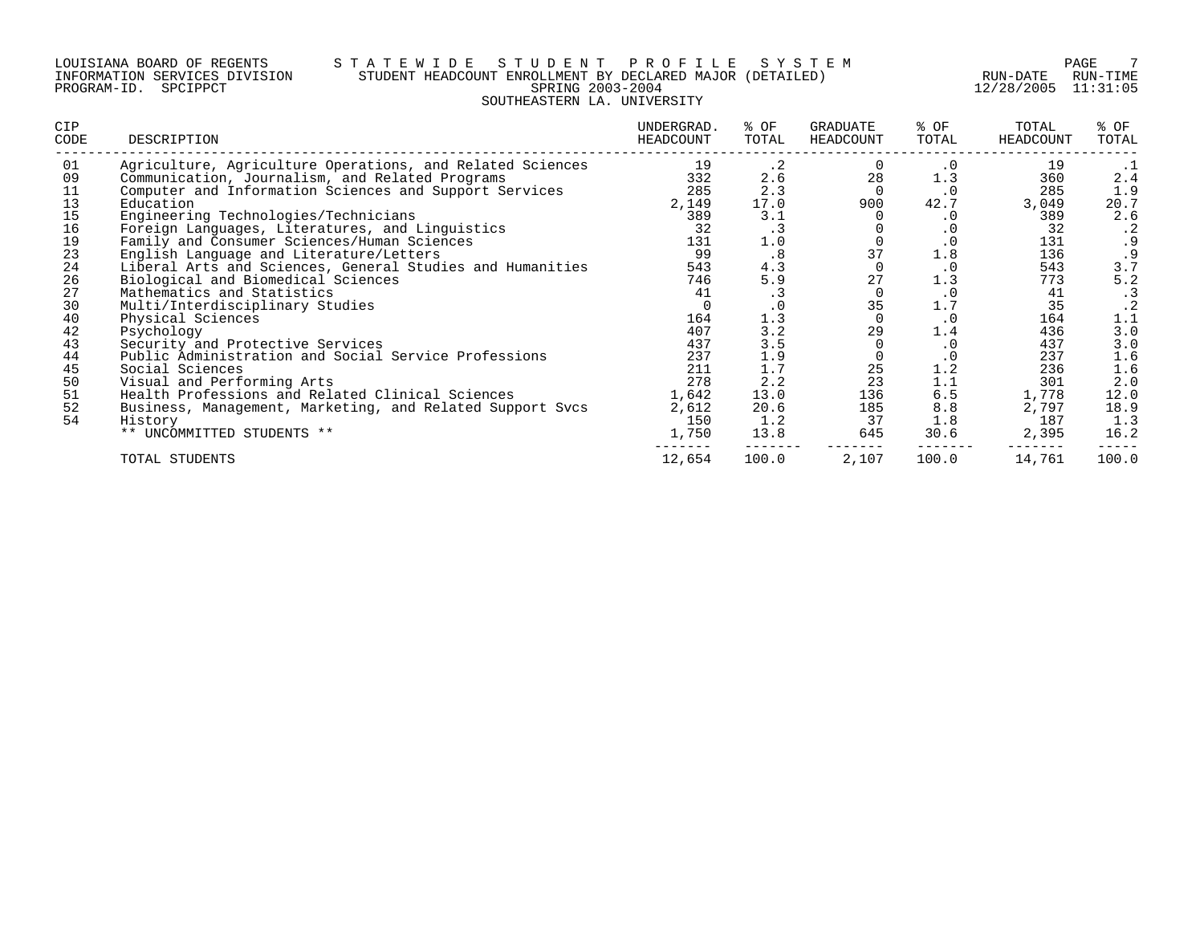LOUISIANA BOARD OF REGENTS — STATEWIDE STUDENT PROFILE SYSTEM
INFORMATION SERVICES DIVISION — STUDENT HEADCOUNT ENROLLMENT BY DECLARED MAJOR (DETAILED)
PROGRAM-ID. SPCIPPCT — SPRING 2003-2004
RUN-DATE 12/28/2005 RUN-TIME 11:31:05

## SOUTHEASTERN LA. UNIVERSITY

| CIP CODE | DESCRIPTION | UNDERGRAD. HEADCOUNT | % OF TOTAL | GRADUATE HEADCOUNT | % OF TOTAL | TOTAL HEADCOUNT | % OF TOTAL |
|---|---|---|---|---|---|---|---|
| 01 | Agriculture, Agriculture Operations, and Related Sciences | 19 | .2 | 0 | .0 | 19 | .1 |
| 09 | Communication, Journalism, and Related Programs | 332 | 2.6 | 28 | 1.3 | 360 | 2.4 |
| 11 | Computer and Information Sciences and Support Services | 285 | 2.3 | 0 | .0 | 285 | 1.9 |
| 13 | Education | 2,149 | 17.0 | 900 | 42.7 | 3,049 | 20.7 |
| 15 | Engineering Technologies/Technicians | 389 | 3.1 | 0 | .0 | 389 | 2.6 |
| 16 | Foreign Languages, Literatures, and Linguistics | 32 | .3 | 0 | .0 | 32 | .2 |
| 19 | Family and Consumer Sciences/Human Sciences | 131 | 1.0 | 0 | .0 | 131 | .9 |
| 23 | English Language and Literature/Letters | 99 | .8 | 37 | 1.8 | 136 | .9 |
| 24 | Liberal Arts and Sciences, General Studies and Humanities | 543 | 4.3 | 0 | .0 | 543 | 3.7 |
| 26 | Biological and Biomedical Sciences | 746 | 5.9 | 27 | 1.3 | 773 | 5.2 |
| 27 | Mathematics and Statistics | 41 | .3 | 0 | .0 | 41 | .3 |
| 30 | Multi/Interdisciplinary Studies | 0 | .0 | 35 | 1.7 | 35 | .2 |
| 40 | Physical Sciences | 164 | 1.3 | 0 | .0 | 164 | 1.1 |
| 42 | Psychology | 407 | 3.2 | 29 | 1.4 | 436 | 3.0 |
| 43 | Security and Protective Services | 437 | 3.5 | 0 | .0 | 437 | 3.0 |
| 44 | Public Administration and Social Service Professions | 237 | 1.9 | 0 | .0 | 237 | 1.6 |
| 45 | Social Sciences | 211 | 1.7 | 25 | 1.2 | 236 | 1.6 |
| 50 | Visual and Performing Arts | 278 | 2.2 | 23 | 1.1 | 301 | 2.0 |
| 51 | Health Professions and Related Clinical Sciences | 1,642 | 13.0 | 136 | 6.5 | 1,778 | 12.0 |
| 52 | Business, Management, Marketing, and Related Support Svcs | 2,612 | 20.6 | 185 | 8.8 | 2,797 | 18.9 |
| 54 | History | 150 | 1.2 | 37 | 1.8 | 187 | 1.3 |
| | ** UNCOMMITTED STUDENTS ** | 1,750 | 13.8 | 645 | 30.6 | 2,395 | 16.2 |
| | TOTAL STUDENTS | 12,654 | 100.0 | 2,107 | 100.0 | 14,761 | 100.0 |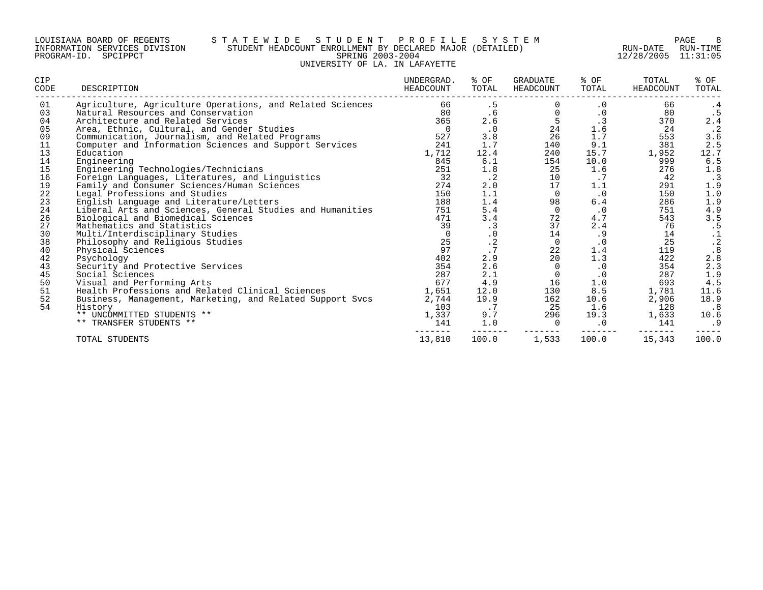LOUISIANA BOARD OF REGENTS — STATEWIDE STUDENT PROFILE SYSTEM
INFORMATION SERVICES DIVISION — STUDENT HEADCOUNT ENROLLMENT BY DECLARED MAJOR (DETAILED)
PROGRAM-ID. SPCIPPCT — SPRING 2003-2004
RUN-DATE 12/28/2005 RUN-TIME 11:31:05

UNIVERSITY OF LA. IN LAFAYETTE

| CIP CODE | DESCRIPTION | UNDERGRAD. HEADCOUNT | % OF TOTAL | GRADUATE HEADCOUNT | % OF TOTAL | TOTAL HEADCOUNT | % OF TOTAL |
|---|---|---|---|---|---|---|---|
| 01 | Agriculture, Agriculture Operations, and Related Sciences | 66 | .5 | 0 | .0 | 66 | .4 |
| 03 | Natural Resources and Conservation | 80 | .6 | 0 | .0 | 80 | .5 |
| 04 | Architecture and Related Services | 365 | 2.6 | 5 | .3 | 370 | 2.4 |
| 05 | Area, Ethnic, Cultural, and Gender Studies | 0 | .0 | 24 | 1.6 | 24 | .2 |
| 09 | Communication, Journalism, and Related Programs | 527 | 3.8 | 26 | 1.7 | 553 | 3.6 |
| 11 | Computer and Information Sciences and Support Services | 241 | 1.7 | 140 | 9.1 | 381 | 2.5 |
| 13 | Education | 1,712 | 12.4 | 240 | 15.7 | 1,952 | 12.7 |
| 14 | Engineering | 845 | 6.1 | 154 | 10.0 | 999 | 6.5 |
| 15 | Engineering Technologies/Technicians | 251 | 1.8 | 25 | 1.6 | 276 | 1.8 |
| 16 | Foreign Languages, Literatures, and Linguistics | 32 | .2 | 10 | .7 | 42 | .3 |
| 19 | Family and Consumer Sciences/Human Sciences | 274 | 2.0 | 17 | 1.1 | 291 | 1.9 |
| 22 | Legal Professions and Studies | 150 | 1.1 | 0 | .0 | 150 | 1.0 |
| 23 | English Language and Literature/Letters | 188 | 1.4 | 98 | 6.4 | 286 | 1.9 |
| 24 | Liberal Arts and Sciences, General Studies and Humanities | 751 | 5.4 | 0 | .0 | 751 | 4.9 |
| 26 | Biological and Biomedical Sciences | 471 | 3.4 | 72 | 4.7 | 543 | 3.5 |
| 27 | Mathematics and Statistics | 39 | .3 | 37 | 2.4 | 76 | .5 |
| 30 | Multi/Interdisciplinary Studies | 0 | .0 | 14 | .9 | 14 | .1 |
| 38 | Philosophy and Religious Studies | 25 | .2 | 0 | .0 | 25 | .2 |
| 40 | Physical Sciences | 97 | .7 | 22 | 1.4 | 119 | .8 |
| 42 | Psychology | 402 | 2.9 | 20 | 1.3 | 422 | 2.8 |
| 43 | Security and Protective Services | 354 | 2.6 | 0 | .0 | 354 | 2.3 |
| 45 | Social Sciences | 287 | 2.1 | 0 | .0 | 287 | 1.9 |
| 50 | Visual and Performing Arts | 677 | 4.9 | 16 | 1.0 | 693 | 4.5 |
| 51 | Health Professions and Related Clinical Sciences | 1,651 | 12.0 | 130 | 8.5 | 1,781 | 11.6 |
| 52 | Business, Management, Marketing, and Related Support Svcs | 2,744 | 19.9 | 162 | 10.6 | 2,906 | 18.9 |
| 54 | History | 103 | .7 | 25 | 1.6 | 128 | .8 |
| | ** UNCOMMITTED STUDENTS ** | 1,337 | 9.7 | 296 | 19.3 | 1,633 | 10.6 |
| | ** TRANSFER STUDENTS ** | 141 | 1.0 | 0 | .0 | 141 | .9 |
| | TOTAL STUDENTS | 13,810 | 100.0 | 1,533 | 100.0 | 15,343 | 100.0 |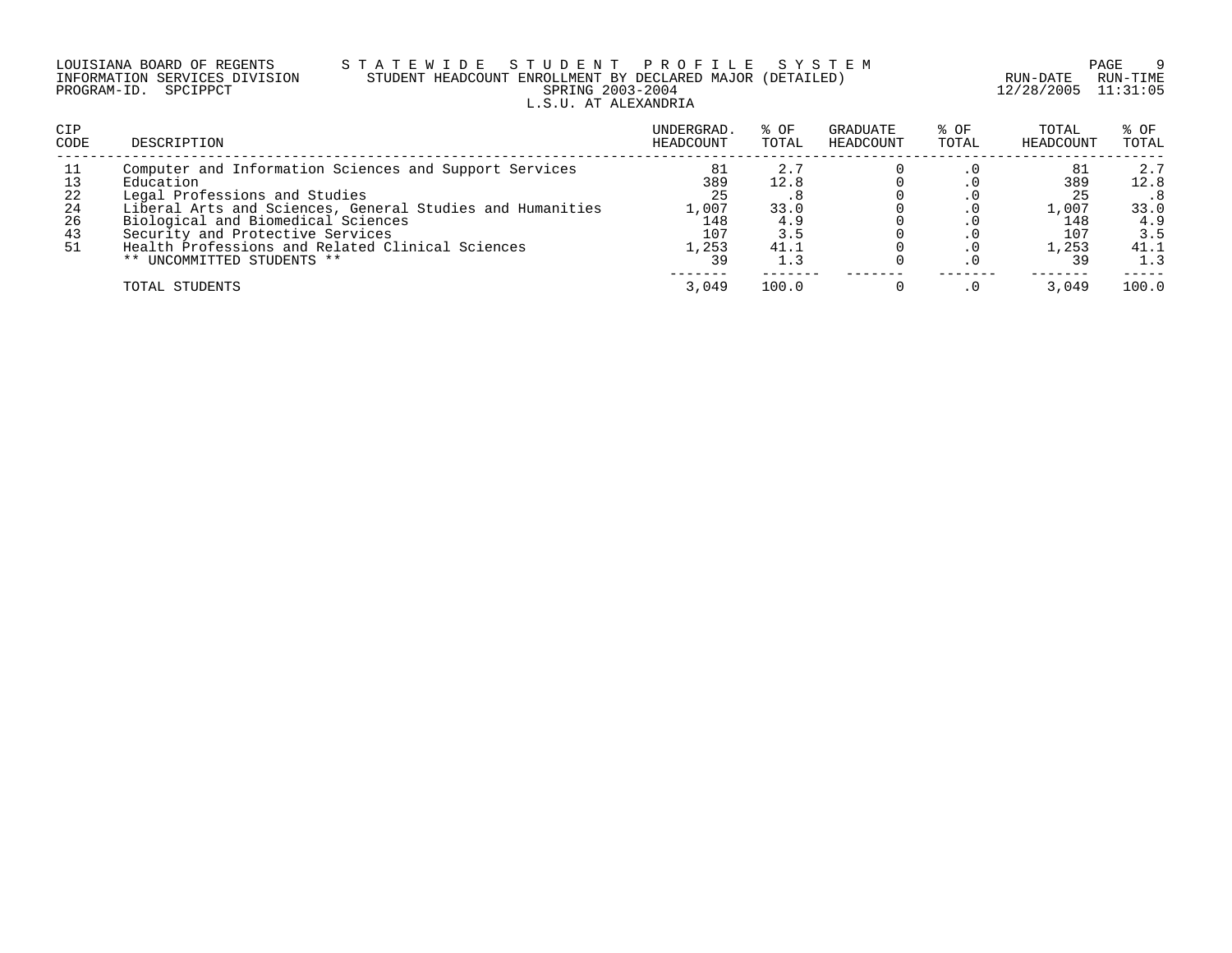LOUISIANA BOARD OF REGENTS — S T A T E W I D E S T U D E N T P R O F I L E S Y S T E M
INFORMATION SERVICES DIVISION — STUDENT HEADCOUNT ENROLLMENT BY DECLARED MAJOR (DETAILED) — RUN-DATE 12/28/2005 RUN-TIME 11:31:05
PROGRAM-ID. SPCIPPCT — SPRING 2003-2004

L.S.U. AT ALEXANDRIA

| CIP CODE | DESCRIPTION | UNDERGRAD. HEADCOUNT | % OF TOTAL | GRADUATE HEADCOUNT | % OF TOTAL | TOTAL HEADCOUNT | % OF TOTAL |
|---|---|---|---|---|---|---|---|
| 11 | Computer and Information Sciences and Support Services | 81 | 2.7 | 0 | .0 | 81 | 2.7 |
| 13 | Education | 389 | 12.8 | 0 | .0 | 389 | 12.8 |
| 22 | Legal Professions and Studies | 25 | .8 | 0 | .0 | 25 | .8 |
| 24 | Liberal Arts and Sciences, General Studies and Humanities | 1,007 | 33.0 | 0 | .0 | 1,007 | 33.0 |
| 26 | Biological and Biomedical Sciences | 148 | 4.9 | 0 | .0 | 148 | 4.9 |
| 43 | Security and Protective Services | 107 | 3.5 | 0 | .0 | 107 | 3.5 |
| 51 | Health Professions and Related Clinical Sciences | 1,253 | 41.1 | 0 | .0 | 1,253 | 41.1 |
| | ** UNCOMMITTED STUDENTS ** | 39 | 1.3 | 0 | .0 | 39 | 1.3 |
| | TOTAL STUDENTS | 3,049 | 100.0 | 0 | .0 | 3,049 | 100.0 |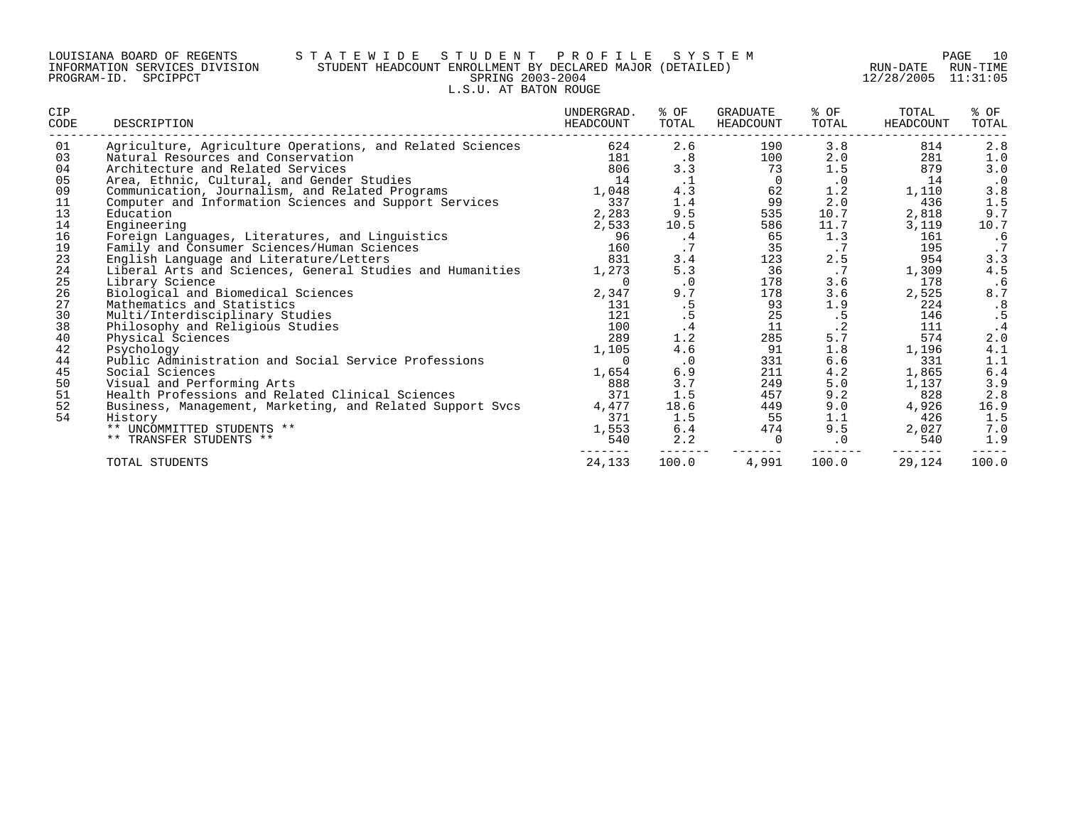LOUISIANA BOARD OF REGENTS
INFORMATION SERVICES DIVISION
PROGRAM-ID. SPCIPPCT

# STATEWIDE STUDENT PROFILE SYSTEM

## STUDENT HEADCOUNT ENROLLMENT BY DECLARED MAJOR (DETAILED)

SPRING 2003-2004

L.S.U. AT BATON ROUGE

RUN-DATE 12/28/2005 RUN-TIME 11:31:05

| CIP CODE | DESCRIPTION | UNDERGRAD. HEADCOUNT | % OF TOTAL | GRADUATE HEADCOUNT | % OF TOTAL | TOTAL HEADCOUNT | % OF TOTAL |
|---|---|---|---|---|---|---|---|
| 01 | Agriculture, Agriculture Operations, and Related Sciences | 624 | 2.6 | 190 | 3.8 | 814 | 2.8 |
| 03 | Natural Resources and Conservation | 181 | .8 | 100 | 2.0 | 281 | 1.0 |
| 04 | Architecture and Related Services | 806 | 3.3 | 73 | 1.5 | 879 | 3.0 |
| 05 | Area, Ethnic, Cultural, and Gender Studies | 14 | .1 | 0 | .0 | 14 | .0 |
| 09 | Communication, Journalism, and Related Programs | 1,048 | 4.3 | 62 | 1.2 | 1,110 | 3.8 |
| 11 | Computer and Information Sciences and Support Services | 337 | 1.4 | 99 | 2.0 | 436 | 1.5 |
| 13 | Education | 2,283 | 9.5 | 535 | 10.7 | 2,818 | 9.7 |
| 14 | Engineering | 2,533 | 10.5 | 586 | 11.7 | 3,119 | 10.7 |
| 16 | Foreign Languages, Literatures, and Linguistics | 96 | .4 | 65 | 1.3 | 161 | .6 |
| 19 | Family and Consumer Sciences/Human Sciences | 160 | .7 | 35 | .7 | 195 | .7 |
| 23 | English Language and Literature/Letters | 831 | 3.4 | 123 | 2.5 | 954 | 3.3 |
| 24 | Liberal Arts and Sciences, General Studies and Humanities | 1,273 | 5.3 | 36 | .7 | 1,309 | 4.5 |
| 25 | Library Science | 0 | .0 | 178 | 3.6 | 178 | .6 |
| 26 | Biological and Biomedical Sciences | 2,347 | 9.7 | 178 | 3.6 | 2,525 | 8.7 |
| 27 | Mathematics and Statistics | 131 | .5 | 93 | 1.9 | 224 | .8 |
| 30 | Multi/Interdisciplinary Studies | 121 | .5 | 25 | .5 | 146 | .5 |
| 38 | Philosophy and Religious Studies | 100 | .4 | 11 | .2 | 111 | .4 |
| 40 | Physical Sciences | 289 | 1.2 | 285 | 5.7 | 574 | 2.0 |
| 42 | Psychology | 1,105 | 4.6 | 91 | 1.8 | 1,196 | 4.1 |
| 44 | Public Administration and Social Service Professions | 0 | .0 | 331 | 6.6 | 331 | 1.1 |
| 45 | Social Sciences | 1,654 | 6.9 | 211 | 4.2 | 1,865 | 6.4 |
| 50 | Visual and Performing Arts | 888 | 3.7 | 249 | 5.0 | 1,137 | 3.9 |
| 51 | Health Professions and Related Clinical Sciences | 371 | 1.5 | 457 | 9.2 | 828 | 2.8 |
| 52 | Business, Management, Marketing, and Related Support Svcs | 4,477 | 18.6 | 449 | 9.0 | 4,926 | 16.9 |
| 54 | History | 371 | 1.5 | 55 | 1.1 | 426 | 1.5 |
| | ** UNCOMMITTED STUDENTS ** | 1,553 | 6.4 | 474 | 9.5 | 2,027 | 7.0 |
| | ** TRANSFER STUDENTS ** | 540 | 2.2 | 0 | .0 | 540 | 1.9 |
| | TOTAL STUDENTS | 24,133 | 100.0 | 4,991 | 100.0 | 29,124 | 100.0 |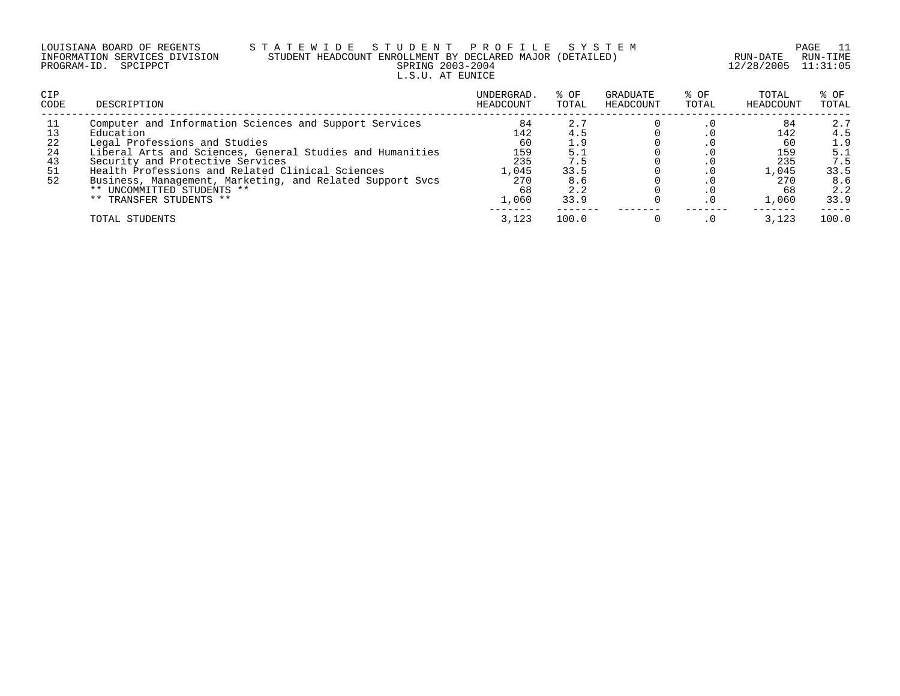LOUISIANA BOARD OF REGENTS — STATEWIDE STUDENT PROFILE SYSTEM
INFORMATION SERVICES DIVISION — STUDENT HEADCOUNT ENROLLMENT BY DECLARED MAJOR (DETAILED)
PROGRAM-ID. SPCIPPCT — SPRING 2003-2004 — RUN-DATE 12/28/2005 RUN-TIME 11:31:05

L.S.U. AT EUNICE

| CIP CODE | DESCRIPTION | UNDERGRAD. HEADCOUNT | % OF TOTAL | GRADUATE HEADCOUNT | % OF TOTAL | TOTAL HEADCOUNT | % OF TOTAL |
|---|---|---|---|---|---|---|---|
| 11 | Computer and Information Sciences and Support Services | 84 | 2.7 | 0 | .0 | 84 | 2.7 |
| 13 | Education | 142 | 4.5 | 0 | .0 | 142 | 4.5 |
| 22 | Legal Professions and Studies | 60 | 1.9 | 0 | .0 | 60 | 1.9 |
| 24 | Liberal Arts and Sciences, General Studies and Humanities | 159 | 5.1 | 0 | .0 | 159 | 5.1 |
| 43 | Security and Protective Services | 235 | 7.5 | 0 | .0 | 235 | 7.5 |
| 51 | Health Professions and Related Clinical Sciences | 1,045 | 33.5 | 0 | .0 | 1,045 | 33.5 |
| 52 | Business, Management, Marketing, and Related Support Svcs | 270 | 8.6 | 0 | .0 | 270 | 8.6 |
| | ** UNCOMMITTED STUDENTS ** | 68 | 2.2 | 0 | .0 | 68 | 2.2 |
| | ** TRANSFER STUDENTS ** | 1,060 | 33.9 | 0 | .0 | 1,060 | 33.9 |
| | TOTAL STUDENTS | 3,123 | 100.0 | 0 | .0 | 3,123 | 100.0 |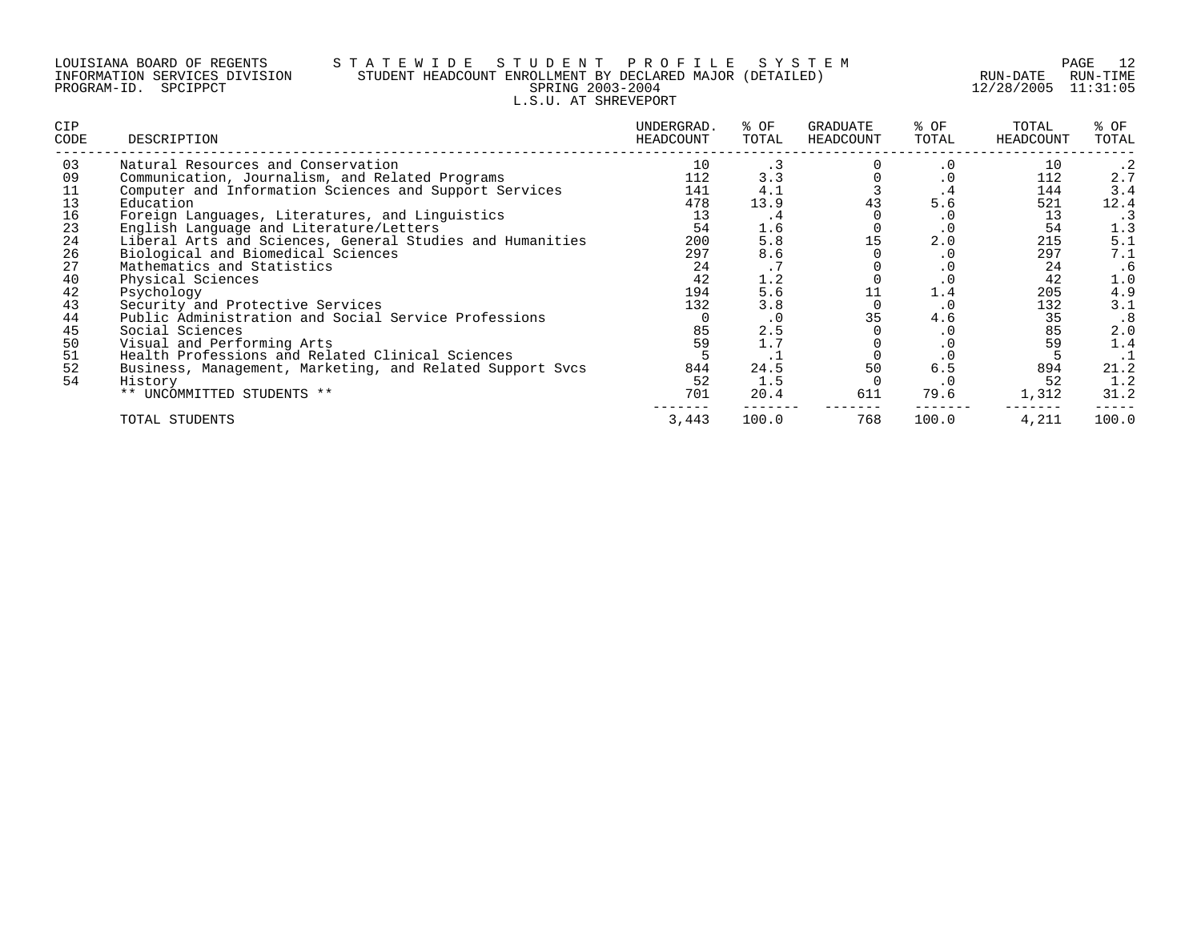LOUISIANA BOARD OF REGENTS — STATEWIDE STUDENT PROFILE SYSTEM
INFORMATION SERVICES DIVISION — STUDENT HEADCOUNT ENROLLMENT BY DECLARED MAJOR (DETAILED)
PROGRAM-ID. SPCIPPCT — SPRING 2003-2004 — RUN-DATE 12/28/2005 RUN-TIME 11:31:05

L.S.U. AT SHREVEPORT

| CIP CODE | DESCRIPTION | UNDERGRAD. HEADCOUNT | % OF TOTAL | GRADUATE HEADCOUNT | % OF TOTAL | TOTAL HEADCOUNT | % OF TOTAL |
|---|---|---|---|---|---|---|---|
| 03 | Natural Resources and Conservation | 10 | .3 | 0 | .0 | 10 | .2 |
| 09 | Communication, Journalism, and Related Programs | 112 | 3.3 | 0 | .0 | 112 | 2.7 |
| 11 | Computer and Information Sciences and Support Services | 141 | 4.1 | 3 | .4 | 144 | 3.4 |
| 13 | Education | 478 | 13.9 | 43 | 5.6 | 521 | 12.4 |
| 16 | Foreign Languages, Literatures, and Linguistics | 13 | .4 | 0 | .0 | 13 | .3 |
| 23 | English Language and Literature/Letters | 54 | 1.6 | 0 | .0 | 54 | 1.3 |
| 24 | Liberal Arts and Sciences, General Studies and Humanities | 200 | 5.8 | 15 | 2.0 | 215 | 5.1 |
| 26 | Biological and Biomedical Sciences | 297 | 8.6 | 0 | .0 | 297 | 7.1 |
| 27 | Mathematics and Statistics | 24 | .7 | 0 | .0 | 24 | .6 |
| 40 | Physical Sciences | 42 | 1.2 | 0 | .0 | 42 | 1.0 |
| 42 | Psychology | 194 | 5.6 | 11 | 1.4 | 205 | 4.9 |
| 43 | Security and Protective Services | 132 | 3.8 | 0 | .0 | 132 | 3.1 |
| 44 | Public Administration and Social Service Professions | 0 | .0 | 35 | 4.6 | 35 | .8 |
| 45 | Social Sciences | 85 | 2.5 | 0 | .0 | 85 | 2.0 |
| 50 | Visual and Performing Arts | 59 | 1.7 | 0 | .0 | 59 | 1.4 |
| 51 | Health Professions and Related Clinical Sciences | 5 | .1 | 0 | .0 | 5 | .1 |
| 52 | Business, Management, Marketing, and Related Support Svcs | 844 | 24.5 | 50 | 6.5 | 894 | 21.2 |
| 54 | History | 52 | 1.5 | 0 | .0 | 52 | 1.2 |
| | ** UNCOMMITTED STUDENTS ** | 701 | 20.4 | 611 | 79.6 | 1,312 | 31.2 |
| | TOTAL STUDENTS | 3,443 | 100.0 | 768 | 100.0 | 4,211 | 100.0 |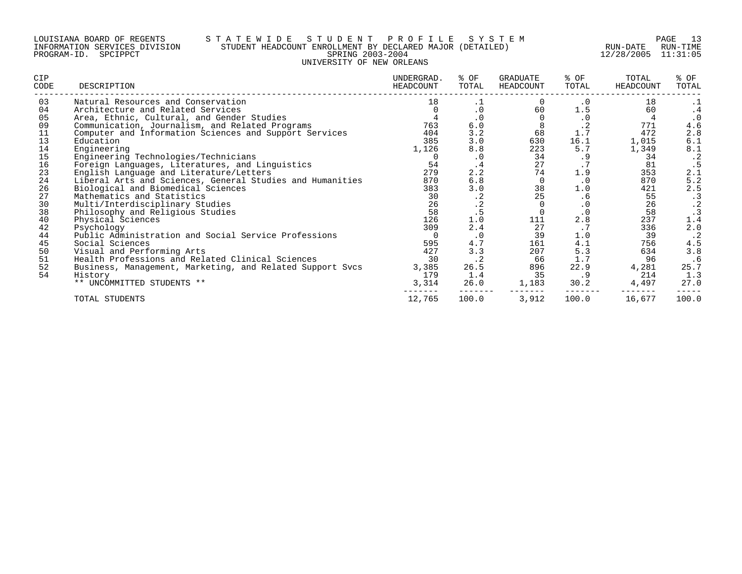LOUISIANA BOARD OF REGENTS — STATEWIDE STUDENT PROFILE SYSTEM
INFORMATION SERVICES DIVISION — STUDENT HEADCOUNT ENROLLMENT BY DECLARED MAJOR (DETAILED)
PROGRAM-ID. SPCIPPCT — SPRING 2003-2004
UNIVERSITY OF NEW ORLEANS

RUN-DATE 12/28/2005 RUN-TIME 11:31:05

| CIP CODE | DESCRIPTION | UNDERGRAD. HEADCOUNT | % OF TOTAL | GRADUATE HEADCOUNT | % OF TOTAL | TOTAL HEADCOUNT | % OF TOTAL |
|---|---|---|---|---|---|---|---|
| 03 | Natural Resources and Conservation | 18 | .1 | 0 | .0 | 18 | .1 |
| 04 | Architecture and Related Services | 0 | .0 | 60 | 1.5 | 60 | .4 |
| 05 | Area, Ethnic, Cultural, and Gender Studies | 4 | .0 | 0 | .0 | 4 | .0 |
| 09 | Communication, Journalism, and Related Programs | 763 | 6.0 | 8 | .2 | 771 | 4.6 |
| 11 | Computer and Information Sciences and Support Services | 404 | 3.2 | 68 | 1.7 | 472 | 2.8 |
| 13 | Education | 385 | 3.0 | 630 | 16.1 | 1,015 | 6.1 |
| 14 | Engineering | 1,126 | 8.8 | 223 | 5.7 | 1,349 | 8.1 |
| 15 | Engineering Technologies/Technicians | 0 | .0 | 34 | .9 | 34 | .2 |
| 16 | Foreign Languages, Literatures, and Linguistics | 54 | .4 | 27 | .7 | 81 | .5 |
| 23 | English Language and Literature/Letters | 279 | 2.2 | 74 | 1.9 | 353 | 2.1 |
| 24 | Liberal Arts and Sciences, General Studies and Humanities | 870 | 6.8 | 0 | .0 | 870 | 5.2 |
| 26 | Biological and Biomedical Sciences | 383 | 3.0 | 38 | 1.0 | 421 | 2.5 |
| 27 | Mathematics and Statistics | 30 | .2 | 25 | .6 | 55 | .3 |
| 30 | Multi/Interdisciplinary Studies | 26 | .2 | 0 | .0 | 26 | .2 |
| 38 | Philosophy and Religious Studies | 58 | .5 | 0 | .0 | 58 | .3 |
| 40 | Physical Sciences | 126 | 1.0 | 111 | 2.8 | 237 | 1.4 |
| 42 | Psychology | 309 | 2.4 | 27 | .7 | 336 | 2.0 |
| 44 | Public Administration and Social Service Professions | 0 | .0 | 39 | 1.0 | 39 | .2 |
| 45 | Social Sciences | 595 | 4.7 | 161 | 4.1 | 756 | 4.5 |
| 50 | Visual and Performing Arts | 427 | 3.3 | 207 | 5.3 | 634 | 3.8 |
| 51 | Health Professions and Related Clinical Sciences | 30 | .2 | 66 | 1.7 | 96 | .6 |
| 52 | Business, Management, Marketing, and Related Support Svcs | 3,385 | 26.5 | 896 | 22.9 | 4,281 | 25.7 |
| 54 | History | 179 | 1.4 | 35 | .9 | 214 | 1.3 |
| | ** UNCOMMITTED STUDENTS ** | 3,314 | 26.0 | 1,183 | 30.2 | 4,497 | 27.0 |
| | TOTAL STUDENTS | 12,765 | 100.0 | 3,912 | 100.0 | 16,677 | 100.0 |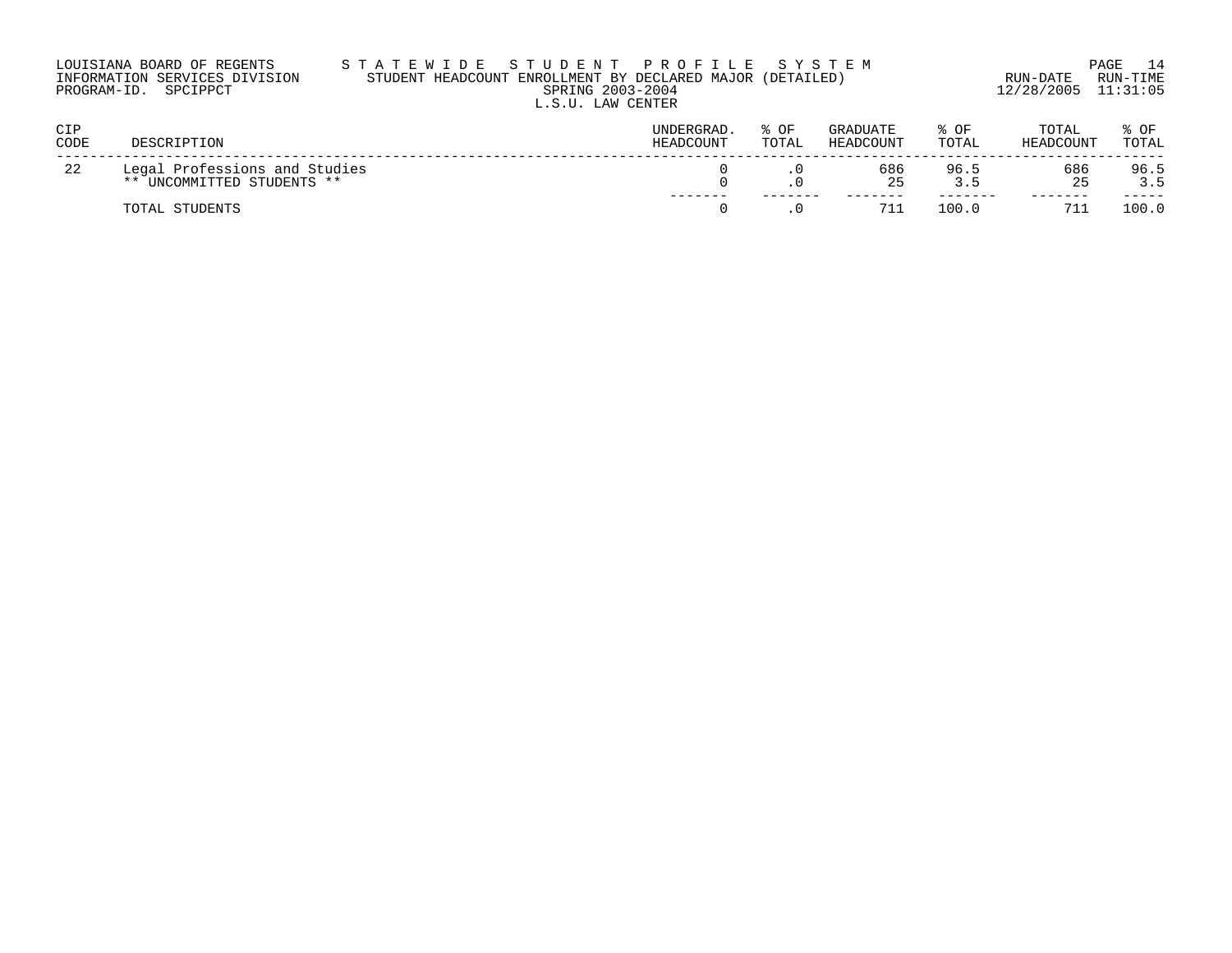LOUISIANA BOARD OF REGENTS — S T A T E W I D E  S T U D E N T  P R O F I L E  S Y S T E M

INFORMATION SERVICES DIVISION — STUDENT HEADCOUNT ENROLLMENT BY DECLARED MAJOR (DETAILED)

PROGRAM-ID. SPCIPPCT — SPRING 2003-2004

RUN-DATE 12/28/2005 RUN-TIME 11:31:05

L.S.U. LAW CENTER

| CIP CODE | DESCRIPTION | UNDERGRAD. HEADCOUNT | % OF TOTAL | GRADUATE HEADCOUNT | % OF TOTAL | TOTAL HEADCOUNT | % OF TOTAL |
|---|---|---|---|---|---|---|---|
| 22 | Legal Professions and Studies | 0 | .0 | 686 | 96.5 | 686 | 96.5 |
| | ** UNCOMMITTED STUDENTS ** | 0 | .0 | 25 | 3.5 | 25 | 3.5 |
| | TOTAL STUDENTS | 0 | .0 | 711 | 100.0 | 711 | 100.0 |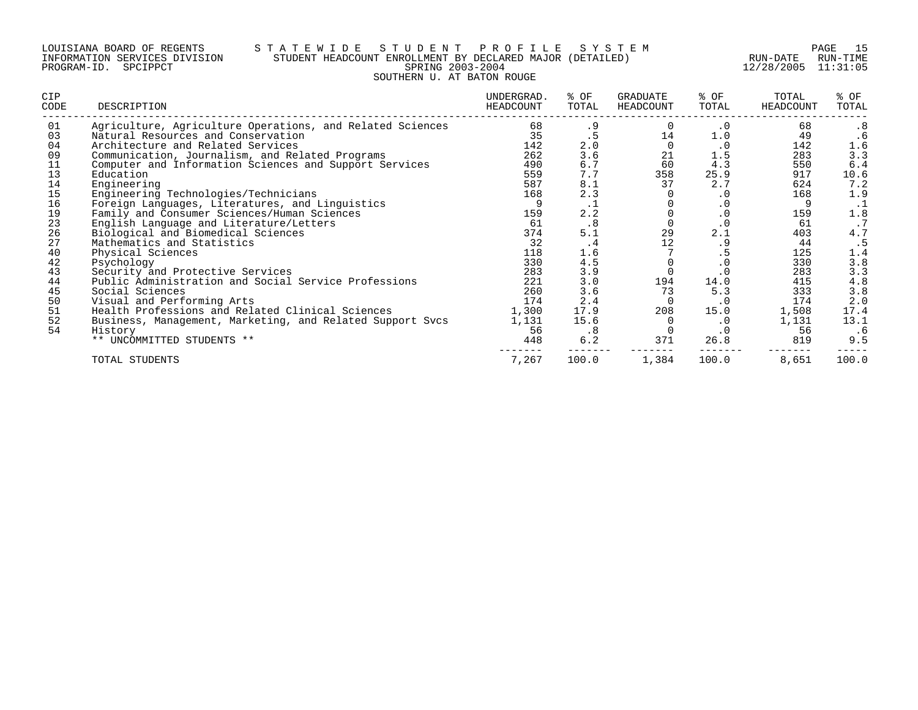LOUISIANA BOARD OF REGENTS — S T A T E W I D E   S T U D E N T   P R O F I L E   S Y S T E M

INFORMATION SERVICES DIVISION — STUDENT HEADCOUNT ENROLLMENT BY DECLARED MAJOR (DETAILED) — RUN-DATE 12/28/2005 RUN-TIME 11:31:05

PROGRAM-ID. SPCIPPCT — SPRING 2003-2004

SOUTHERN U. AT BATON ROUGE

| CIP CODE | DESCRIPTION | UNDERGRAD. HEADCOUNT | % OF TOTAL | GRADUATE HEADCOUNT | % OF TOTAL | TOTAL HEADCOUNT | % OF TOTAL |
|---|---|---|---|---|---|---|---|
| 01 | Agriculture, Agriculture Operations, and Related Sciences | 68 | .9 | 0 | .0 | 68 | .8 |
| 03 | Natural Resources and Conservation | 35 | .5 | 14 | 1.0 | 49 | .6 |
| 04 | Architecture and Related Services | 142 | 2.0 | 0 | .0 | 142 | 1.6 |
| 09 | Communication, Journalism, and Related Programs | 262 | 3.6 | 21 | 1.5 | 283 | 3.3 |
| 11 | Computer and Information Sciences and Support Services | 490 | 6.7 | 60 | 4.3 | 550 | 6.4 |
| 13 | Education | 559 | 7.7 | 358 | 25.9 | 917 | 10.6 |
| 14 | Engineering | 587 | 8.1 | 37 | 2.7 | 624 | 7.2 |
| 15 | Engineering Technologies/Technicians | 168 | 2.3 | 0 | .0 | 168 | 1.9 |
| 16 | Foreign Languages, Literatures, and Linguistics | 9 | .1 | 0 | .0 | 9 | .1 |
| 19 | Family and Consumer Sciences/Human Sciences | 159 | 2.2 | 0 | .0 | 159 | 1.8 |
| 23 | English Language and Literature/Letters | 61 | .8 | 0 | .0 | 61 | .7 |
| 26 | Biological and Biomedical Sciences | 374 | 5.1 | 29 | 2.1 | 403 | 4.7 |
| 27 | Mathematics and Statistics | 32 | .4 | 12 | .9 | 44 | .5 |
| 40 | Physical Sciences | 118 | 1.6 | 7 | .5 | 125 | 1.4 |
| 42 | Psychology | 330 | 4.5 | 0 | .0 | 330 | 3.8 |
| 43 | Security and Protective Services | 283 | 3.9 | 0 | .0 | 283 | 3.3 |
| 44 | Public Administration and Social Service Professions | 221 | 3.0 | 194 | 14.0 | 415 | 4.8 |
| 45 | Social Sciences | 260 | 3.6 | 73 | 5.3 | 333 | 3.8 |
| 50 | Visual and Performing Arts | 174 | 2.4 | 0 | .0 | 174 | 2.0 |
| 51 | Health Professions and Related Clinical Sciences | 1,300 | 17.9 | 208 | 15.0 | 1,508 | 17.4 |
| 52 | Business, Management, Marketing, and Related Support Svcs | 1,131 | 15.6 | 0 | .0 | 1,131 | 13.1 |
| 54 | History | 56 | .8 | 0 | .0 | 56 | .6 |
| | ** UNCOMMITTED STUDENTS ** | 448 | 6.2 | 371 | 26.8 | 819 | 9.5 |
| | TOTAL STUDENTS | 7,267 | 100.0 | 1,384 | 100.0 | 8,651 | 100.0 |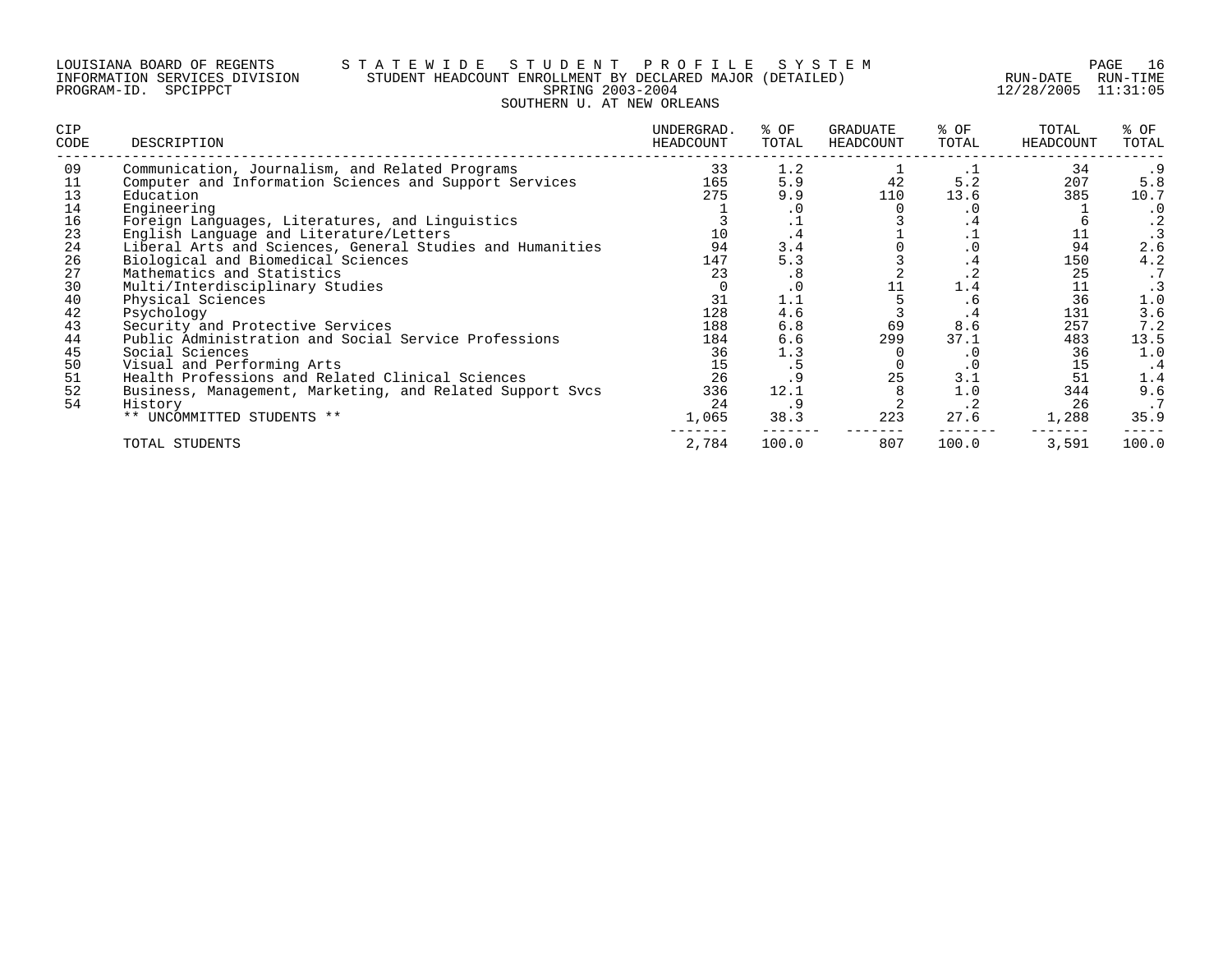LOUISIANA BOARD OF REGENTS — INFORMATION SERVICES DIVISION — PROGRAM-ID. SPCIPPCT

# STATEWIDE STUDENT PROFILE SYSTEM

## STUDENT HEADCOUNT ENROLLMENT BY DECLARED MAJOR (DETAILED)

SPRING 2003-2004

SOUTHERN U. AT NEW ORLEANS

RUN-DATE 12/28/2005 RUN-TIME 11:31:05

| CIP CODE | DESCRIPTION | UNDERGRAD. HEADCOUNT | % OF TOTAL | GRADUATE HEADCOUNT | % OF TOTAL | TOTAL HEADCOUNT | % OF TOTAL |
|---|---|---|---|---|---|---|---|
| 09 | Communication, Journalism, and Related Programs | 33 | 1.2 | 1 | .1 | 34 | .9 |
| 11 | Computer and Information Sciences and Support Services | 165 | 5.9 | 42 | 5.2 | 207 | 5.8 |
| 13 | Education | 275 | 9.9 | 110 | 13.6 | 385 | 10.7 |
| 14 | Engineering | 1 | .0 | 0 | .0 | 1 | .0 |
| 16 | Foreign Languages, Literatures, and Linguistics | 3 | .1 | 3 | .4 | 6 | .2 |
| 23 | English Language and Literature/Letters | 10 | .4 | 1 | .1 | 11 | .3 |
| 24 | Liberal Arts and Sciences, General Studies and Humanities | 94 | 3.4 | 0 | .0 | 94 | 2.6 |
| 26 | Biological and Biomedical Sciences | 147 | 5.3 | 3 | .4 | 150 | 4.2 |
| 27 | Mathematics and Statistics | 23 | .8 | 2 | .2 | 25 | .7 |
| 30 | Multi/Interdisciplinary Studies | 0 | .0 | 11 | 1.4 | 11 | .3 |
| 40 | Physical Sciences | 31 | 1.1 | 5 | .6 | 36 | 1.0 |
| 42 | Psychology | 128 | 4.6 | 3 | .4 | 131 | 3.6 |
| 43 | Security and Protective Services | 188 | 6.8 | 69 | 8.6 | 257 | 7.2 |
| 44 | Public Administration and Social Service Professions | 184 | 6.6 | 299 | 37.1 | 483 | 13.5 |
| 45 | Social Sciences | 36 | 1.3 | 0 | .0 | 36 | 1.0 |
| 50 | Visual and Performing Arts | 15 | .5 | 0 | .0 | 15 | .4 |
| 51 | Health Professions and Related Clinical Sciences | 26 | .9 | 25 | 3.1 | 51 | 1.4 |
| 52 | Business, Management, Marketing, and Related Support Svcs | 336 | 12.1 | 8 | 1.0 | 344 | 9.6 |
| 54 | History | 24 | .9 | 2 | .2 | 26 | .7 |
| | ** UNCOMMITTED STUDENTS ** | 1,065 | 38.3 | 223 | 27.6 | 1,288 | 35.9 |
| | TOTAL STUDENTS | 2,784 | 100.0 | 807 | 100.0 | 3,591 | 100.0 |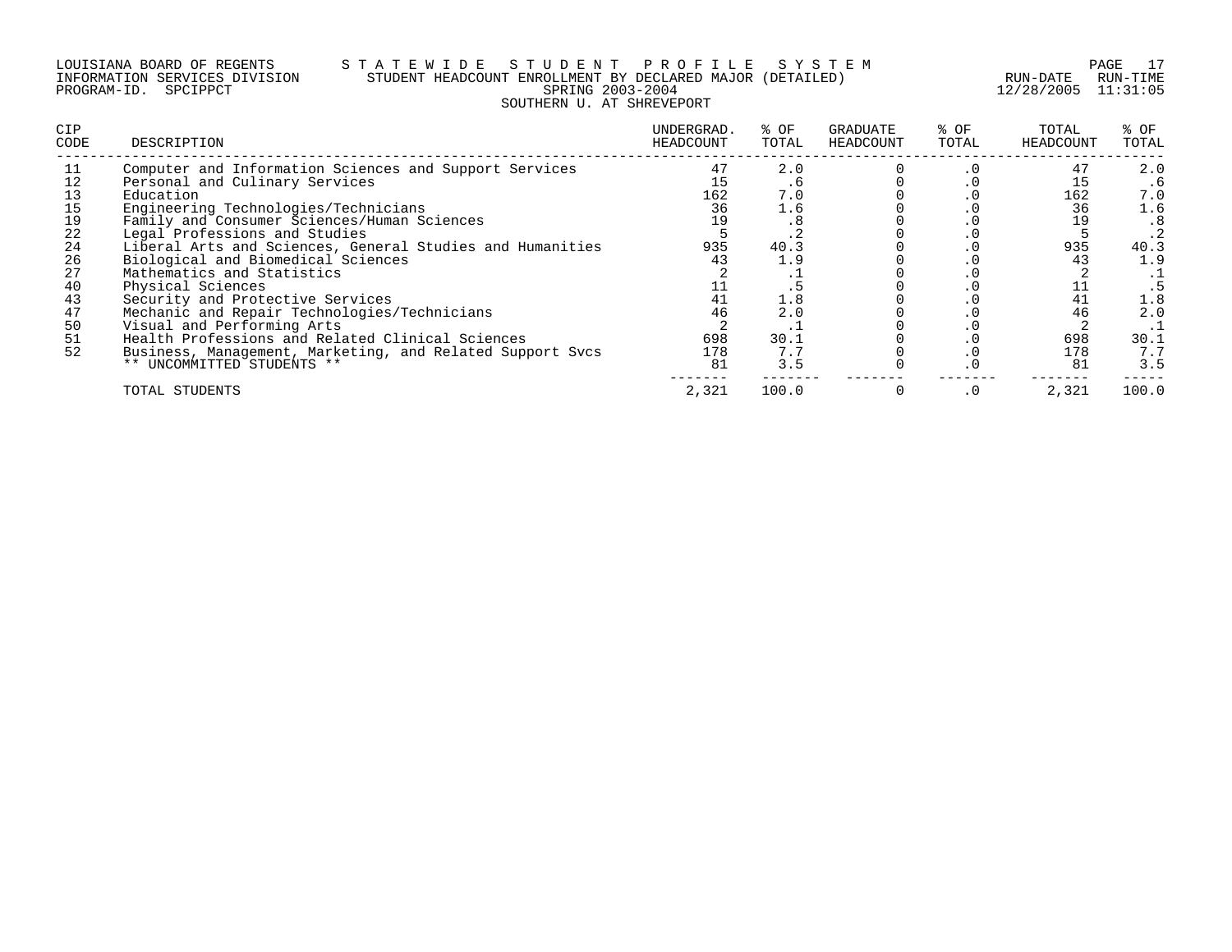LOUISIANA BOARD OF REGENTS — STATEWIDE STUDENT PROFILE SYSTEM
INFORMATION SERVICES DIVISION — STUDENT HEADCOUNT ENROLLMENT BY DECLARED MAJOR (DETAILED)
PROGRAM-ID. SPCIPPCT — SPRING 2003-2004 — RUN-DATE 12/28/2005 RUN-TIME 11:31:05

## SOUTHERN U. AT SHREVEPORT

| CIP CODE | DESCRIPTION | UNDERGRAD. HEADCOUNT | % OF TOTAL | GRADUATE HEADCOUNT | % OF TOTAL | TOTAL HEADCOUNT | % OF TOTAL |
|---|---|---|---|---|---|---|---|
| 11 | Computer and Information Sciences and Support Services | 47 | 2.0 | 0 | .0 | 47 | 2.0 |
| 12 | Personal and Culinary Services | 15 | .6 | 0 | .0 | 15 | .6 |
| 13 | Education | 162 | 7.0 | 0 | .0 | 162 | 7.0 |
| 15 | Engineering Technologies/Technicians | 36 | 1.6 | 0 | .0 | 36 | 1.6 |
| 19 | Family and Consumer Sciences/Human Sciences | 19 | .8 | 0 | .0 | 19 | .8 |
| 22 | Legal Professions and Studies | 5 | .2 | 0 | .0 | 5 | .2 |
| 24 | Liberal Arts and Sciences, General Studies and Humanities | 935 | 40.3 | 0 | .0 | 935 | 40.3 |
| 26 | Biological and Biomedical Sciences | 43 | 1.9 | 0 | .0 | 43 | 1.9 |
| 27 | Mathematics and Statistics | 2 | .1 | 0 | .0 | 2 | .1 |
| 40 | Physical Sciences | 11 | .5 | 0 | .0 | 11 | .5 |
| 43 | Security and Protective Services | 41 | 1.8 | 0 | .0 | 41 | 1.8 |
| 47 | Mechanic and Repair Technologies/Technicians | 46 | 2.0 | 0 | .0 | 46 | 2.0 |
| 50 | Visual and Performing Arts | 2 | .1 | 0 | .0 | 2 | .1 |
| 51 | Health Professions and Related Clinical Sciences | 698 | 30.1 | 0 | .0 | 698 | 30.1 |
| 52 | Business, Management, Marketing, and Related Support Svcs | 178 | 7.7 | 0 | .0 | 178 | 7.7 |
| | ** UNCOMMITTED STUDENTS ** | 81 | 3.5 | 0 | .0 | 81 | 3.5 |
| | TOTAL STUDENTS | 2,321 | 100.0 | 0 | .0 | 2,321 | 100.0 |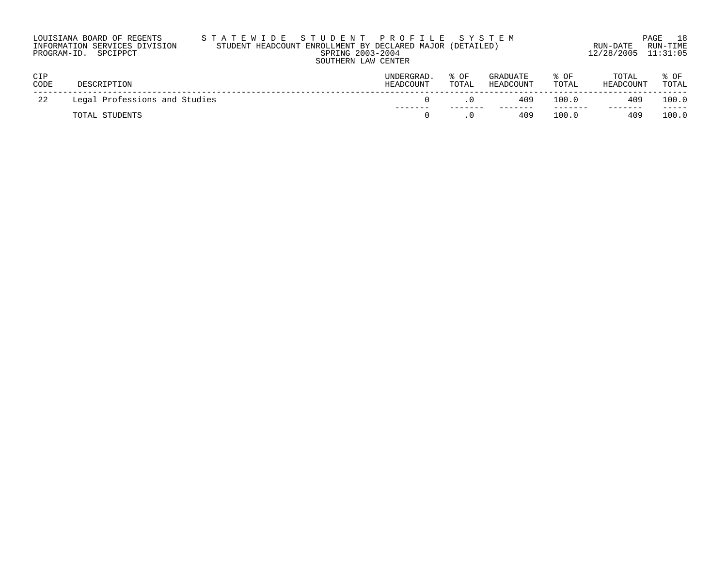LOUISIANA BOARD OF REGENTS
INFORMATION SERVICES DIVISION
PROGRAM-ID. SPCIPPCT

# S T A T E W I D E   S T U D E N T   P R O F I L E   S Y S T E M

## STUDENT HEADCOUNT ENROLLMENT BY DECLARED MAJOR (DETAILED)

SPRING 2003-2004

SOUTHERN LAW CENTER

RUN-DATE 12/28/2005 RUN-TIME 11:31:05

| CIP CODE | DESCRIPTION | UNDERGRAD. HEADCOUNT | % OF TOTAL | GRADUATE HEADCOUNT | % OF TOTAL | TOTAL HEADCOUNT | % OF TOTAL |
|---|---|---|---|---|---|---|---|
| 22 | Legal Professions and Studies | 0 | .0 | 409 | 100.0 | 409 | 100.0 |
| | TOTAL STUDENTS | 0 | .0 | 409 | 100.0 | 409 | 100.0 |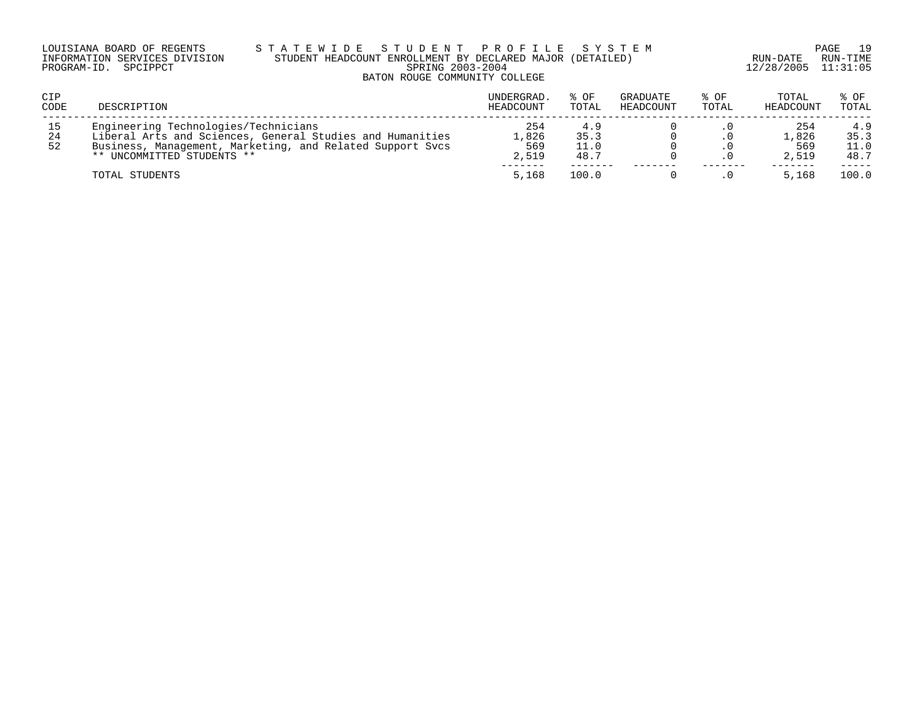LOUISIANA BOARD OF REGENTS — STATEWIDE STUDENT PROFILE SYSTEM
INFORMATION SERVICES DIVISION — STUDENT HEADCOUNT ENROLLMENT BY DECLARED MAJOR (DETAILED)
PROGRAM-ID. SPCIPPCT — SPRING 2003-2004 — RUN-DATE 12/28/2005 RUN-TIME 11:31:05

BATON ROUGE COMMUNITY COLLEGE

| CIP CODE | DESCRIPTION | UNDERGRAD. HEADCOUNT | % OF TOTAL | GRADUATE HEADCOUNT | % OF TOTAL | TOTAL HEADCOUNT | % OF TOTAL |
|---|---|---|---|---|---|---|---|
| 15 | Engineering Technologies/Technicians | 254 | 4.9 | 0 | .0 | 254 | 4.9 |
| 24 | Liberal Arts and Sciences, General Studies and Humanities | 1,826 | 35.3 | 0 | .0 | 1,826 | 35.3 |
| 52 | Business, Management, Marketing, and Related Support Svcs | 569 | 11.0 | 0 | .0 | 569 | 11.0 |
| | ** UNCOMMITTED STUDENTS ** | 2,519 | 48.7 | 0 | .0 | 2,519 | 48.7 |
| | TOTAL STUDENTS | 5,168 | 100.0 | 0 | .0 | 5,168 | 100.0 |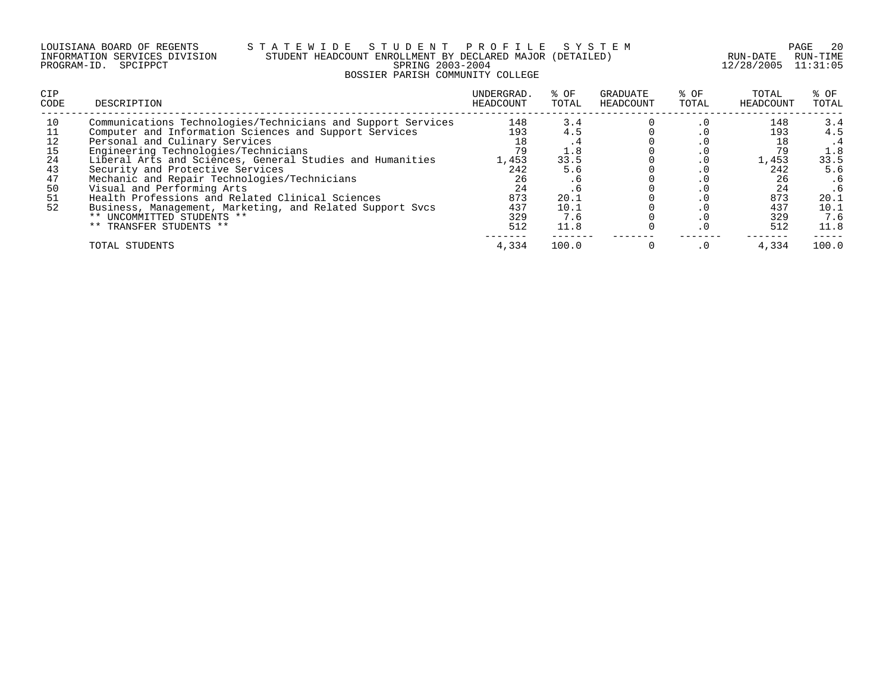LOUISIANA BOARD OF REGENTS — STATEWIDE STUDENT PROFILE SYSTEM
INFORMATION SERVICES DIVISION — STUDENT HEADCOUNT ENROLLMENT BY DECLARED MAJOR (DETAILED)
PROGRAM-ID. SPCIPPCT — SPRING 2003-2004
RUN-DATE 12/28/2005 RUN-TIME 11:31:05

## BOSSIER PARISH COMMUNITY COLLEGE

| CIP CODE | DESCRIPTION | UNDERGRAD. HEADCOUNT | % OF TOTAL | GRADUATE HEADCOUNT | % OF TOTAL | TOTAL HEADCOUNT | % OF TOTAL |
|---|---|---|---|---|---|---|---|
| 10 | Communications Technologies/Technicians and Support Services | 148 | 3.4 | 0 | .0 | 148 | 3.4 |
| 11 | Computer and Information Sciences and Support Services | 193 | 4.5 | 0 | .0 | 193 | 4.5 |
| 12 | Personal and Culinary Services | 18 | .4 | 0 | .0 | 18 | .4 |
| 15 | Engineering Technologies/Technicians | 79 | 1.8 | 0 | .0 | 79 | 1.8 |
| 24 | Liberal Arts and Sciences, General Studies and Humanities | 1,453 | 33.5 | 0 | .0 | 1,453 | 33.5 |
| 43 | Security and Protective Services | 242 | 5.6 | 0 | .0 | 242 | 5.6 |
| 47 | Mechanic and Repair Technologies/Technicians | 26 | .6 | 0 | .0 | 26 | .6 |
| 50 | Visual and Performing Arts | 24 | .6 | 0 | .0 | 24 | .6 |
| 51 | Health Professions and Related Clinical Sciences | 873 | 20.1 | 0 | .0 | 873 | 20.1 |
| 52 | Business, Management, Marketing, and Related Support Svcs | 437 | 10.1 | 0 | .0 | 437 | 10.1 |
| | ** UNCOMMITTED STUDENTS ** | 329 | 7.6 | 0 | .0 | 329 | 7.6 |
| | ** TRANSFER STUDENTS ** | 512 | 11.8 | 0 | .0 | 512 | 11.8 |
| | TOTAL STUDENTS | 4,334 | 100.0 | 0 | .0 | 4,334 | 100.0 |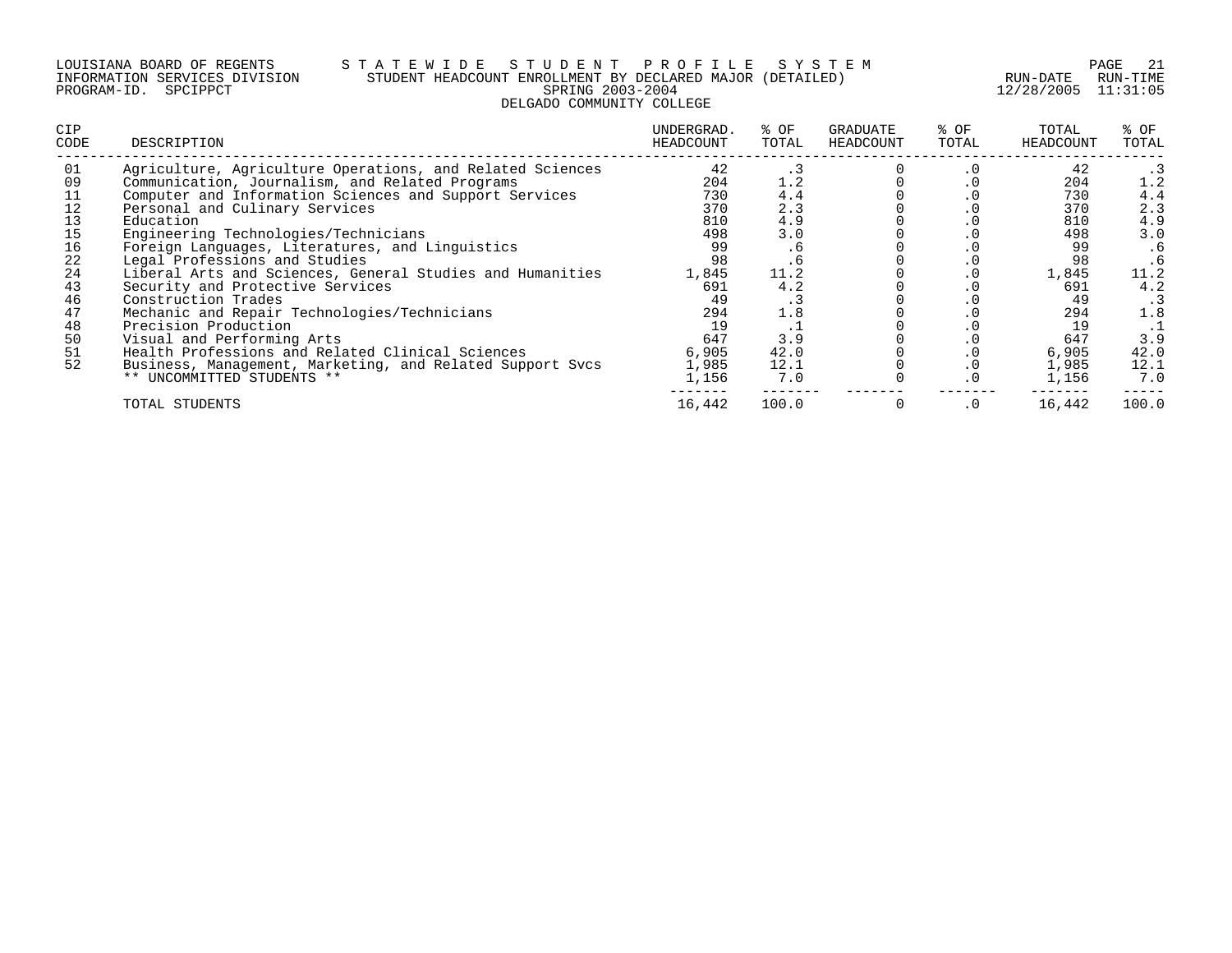LOUISIANA BOARD OF REGENTS — STATEWIDE STUDENT PROFILE SYSTEM
INFORMATION SERVICES DIVISION — STUDENT HEADCOUNT ENROLLMENT BY DECLARED MAJOR (DETAILED)
PROGRAM-ID. SPCIPPCT — SPRING 2003-2004 — RUN-DATE 12/28/2005 RUN-TIME 11:31:05

DELGADO COMMUNITY COLLEGE

| CIP CODE | DESCRIPTION | UNDERGRAD. HEADCOUNT | % OF TOTAL | GRADUATE HEADCOUNT | % OF TOTAL | TOTAL HEADCOUNT | % OF TOTAL |
|---|---|---|---|---|---|---|---|
| 01 | Agriculture, Agriculture Operations, and Related Sciences | 42 | .3 | 0 | .0 | 42 | .3 |
| 09 | Communication, Journalism, and Related Programs | 204 | 1.2 | 0 | .0 | 204 | 1.2 |
| 11 | Computer and Information Sciences and Support Services | 730 | 4.4 | 0 | .0 | 730 | 4.4 |
| 12 | Personal and Culinary Services | 370 | 2.3 | 0 | .0 | 370 | 2.3 |
| 13 | Education | 810 | 4.9 | 0 | .0 | 810 | 4.9 |
| 15 | Engineering Technologies/Technicians | 498 | 3.0 | 0 | .0 | 498 | 3.0 |
| 16 | Foreign Languages, Literatures, and Linguistics | 99 | .6 | 0 | .0 | 99 | .6 |
| 22 | Legal Professions and Studies | 98 | .6 | 0 | .0 | 98 | .6 |
| 24 | Liberal Arts and Sciences, General Studies and Humanities | 1,845 | 11.2 | 0 | .0 | 1,845 | 11.2 |
| 43 | Security and Protective Services | 691 | 4.2 | 0 | .0 | 691 | 4.2 |
| 46 | Construction Trades | 49 | .3 | 0 | .0 | 49 | .3 |
| 47 | Mechanic and Repair Technologies/Technicians | 294 | 1.8 | 0 | .0 | 294 | 1.8 |
| 48 | Precision Production | 19 | .1 | 0 | .0 | 19 | .1 |
| 50 | Visual and Performing Arts | 647 | 3.9 | 0 | .0 | 647 | 3.9 |
| 51 | Health Professions and Related Clinical Sciences | 6,905 | 42.0 | 0 | .0 | 6,905 | 42.0 |
| 52 | Business, Management, Marketing, and Related Support Svcs | 1,985 | 12.1 | 0 | .0 | 1,985 | 12.1 |
| | ** UNCOMMITTED STUDENTS ** | 1,156 | 7.0 | 0 | .0 | 1,156 | 7.0 |
| | TOTAL STUDENTS | 16,442 | 100.0 | 0 | .0 | 16,442 | 100.0 |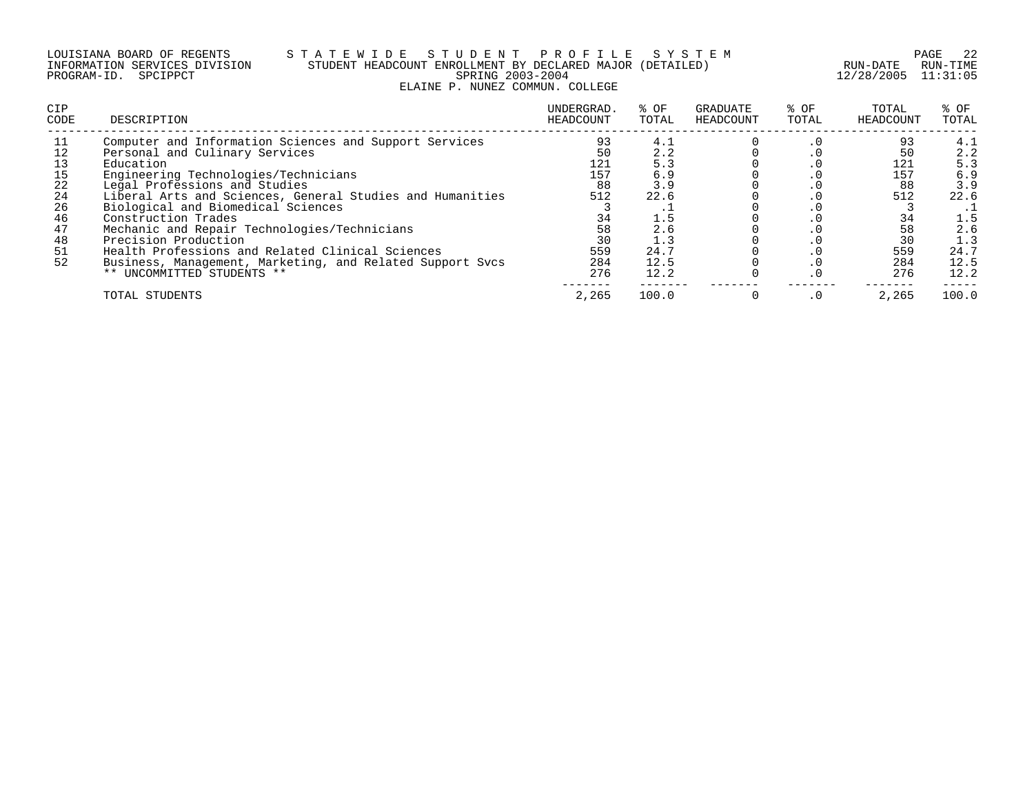LOUISIANA BOARD OF REGENTS — STATEWIDE STUDENT PROFILE SYSTEM
INFORMATION SERVICES DIVISION — STUDENT HEADCOUNT ENROLLMENT BY DECLARED MAJOR (DETAILED)
PROGRAM-ID. SPCIPPCT — SPRING 2003-2004 — RUN-DATE 12/28/2005 RUN-TIME 11:31:05

ELAINE P. NUNEZ COMMUN. COLLEGE

| CIP CODE | DESCRIPTION | UNDERGRAD. HEADCOUNT | % OF TOTAL | GRADUATE HEADCOUNT | % OF TOTAL | TOTAL HEADCOUNT | % OF TOTAL |
|---|---|---|---|---|---|---|---|
| 11 | Computer and Information Sciences and Support Services | 93 | 4.1 | 0 | .0 | 93 | 4.1 |
| 12 | Personal and Culinary Services | 50 | 2.2 | 0 | .0 | 50 | 2.2 |
| 13 | Education | 121 | 5.3 | 0 | .0 | 121 | 5.3 |
| 15 | Engineering Technologies/Technicians | 157 | 6.9 | 0 | .0 | 157 | 6.9 |
| 22 | Legal Professions and Studies | 88 | 3.9 | 0 | .0 | 88 | 3.9 |
| 24 | Liberal Arts and Sciences, General Studies and Humanities | 512 | 22.6 | 0 | .0 | 512 | 22.6 |
| 26 | Biological and Biomedical Sciences | 3 | .1 | 0 | .0 | 3 | .1 |
| 46 | Construction Trades | 34 | 1.5 | 0 | .0 | 34 | 1.5 |
| 47 | Mechanic and Repair Technologies/Technicians | 58 | 2.6 | 0 | .0 | 58 | 2.6 |
| 48 | Precision Production | 30 | 1.3 | 0 | .0 | 30 | 1.3 |
| 51 | Health Professions and Related Clinical Sciences | 559 | 24.7 | 0 | .0 | 559 | 24.7 |
| 52 | Business, Management, Marketing, and Related Support Svcs | 284 | 12.5 | 0 | .0 | 284 | 12.5 |
| | ** UNCOMMITTED STUDENTS ** | 276 | 12.2 | 0 | .0 | 276 | 12.2 |
| | TOTAL STUDENTS | 2,265 | 100.0 | 0 | .0 | 2,265 | 100.0 |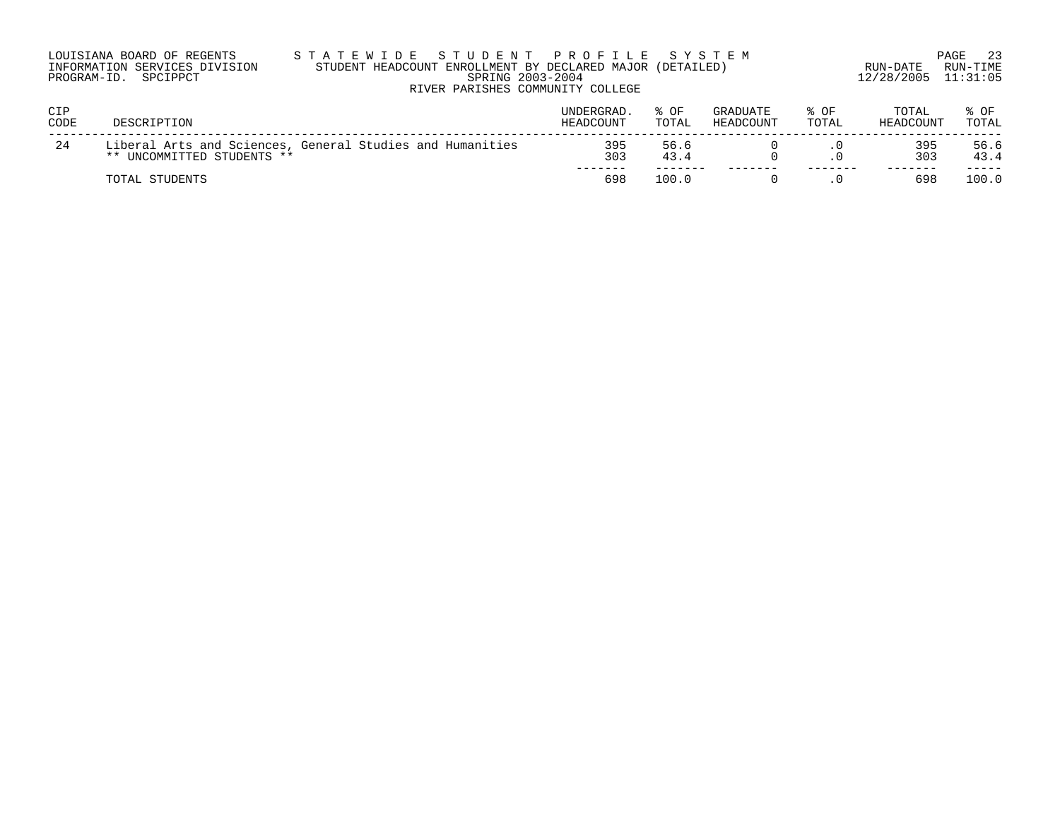LOUISIANA BOARD OF REGENTS — INFORMATION SERVICES DIVISION — PROGRAM-ID. SPCIPPCT

# STATEWIDE STUDENT PROFILE SYSTEM

## STUDENT HEADCOUNT ENROLLMENT BY DECLARED MAJOR (DETAILED)

SPRING 2003-2004

RIVER PARISHES COMMUNITY COLLEGE

RUN-DATE 12/28/2005 RUN-TIME 11:31:05

| CIP CODE | DESCRIPTION | UNDERGRAD. HEADCOUNT | % OF TOTAL | GRADUATE HEADCOUNT | % OF TOTAL | TOTAL HEADCOUNT | % OF TOTAL |
|---|---|---|---|---|---|---|---|
| 24 | Liberal Arts and Sciences, General Studies and Humanities | 395 | 56.6 | 0 | .0 | 395 | 56.6 |
| | ** UNCOMMITTED STUDENTS ** | 303 | 43.4 | 0 | .0 | 303 | 43.4 |
| | TOTAL STUDENTS | 698 | 100.0 | 0 | .0 | 698 | 100.0 |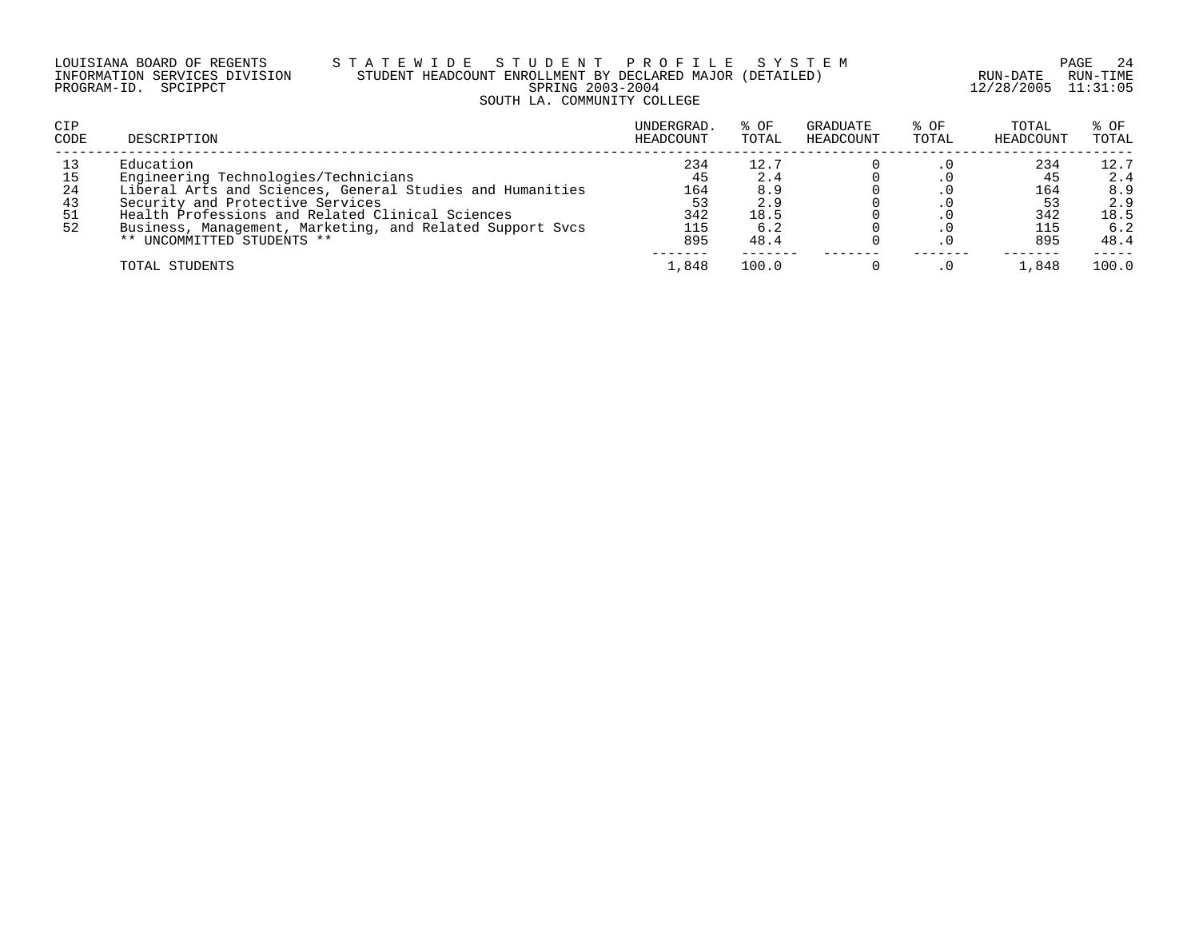LOUISIANA BOARD OF REGENTS — STATEWIDE STUDENT PROFILE SYSTEM
INFORMATION SERVICES DIVISION — STUDENT HEADCOUNT ENROLLMENT BY DECLARED MAJOR (DETAILED)
PROGRAM-ID. SPCIPPCT — SPRING 2003-2004
RUN-DATE 12/28/2005 RUN-TIME 11:31:05

## SOUTH LA. COMMUNITY COLLEGE

| CIP CODE | DESCRIPTION | UNDERGRAD. HEADCOUNT | % OF TOTAL | GRADUATE HEADCOUNT | % OF TOTAL | TOTAL HEADCOUNT | % OF TOTAL |
|---|---|---|---|---|---|---|---|
| 13 | Education | 234 | 12.7 | 0 | .0 | 234 | 12.7 |
| 15 | Engineering Technologies/Technicians | 45 | 2.4 | 0 | .0 | 45 | 2.4 |
| 24 | Liberal Arts and Sciences, General Studies and Humanities | 164 | 8.9 | 0 | .0 | 164 | 8.9 |
| 43 | Security and Protective Services | 53 | 2.9 | 0 | .0 | 53 | 2.9 |
| 51 | Health Professions and Related Clinical Sciences | 342 | 18.5 | 0 | .0 | 342 | 18.5 |
| 52 | Business, Management, Marketing, and Related Support Svcs | 115 | 6.2 | 0 | .0 | 115 | 6.2 |
| | ** UNCOMMITTED STUDENTS ** | 895 | 48.4 | 0 | .0 | 895 | 48.4 |
| | TOTAL STUDENTS | 1,848 | 100.0 | 0 | .0 | 1,848 | 100.0 |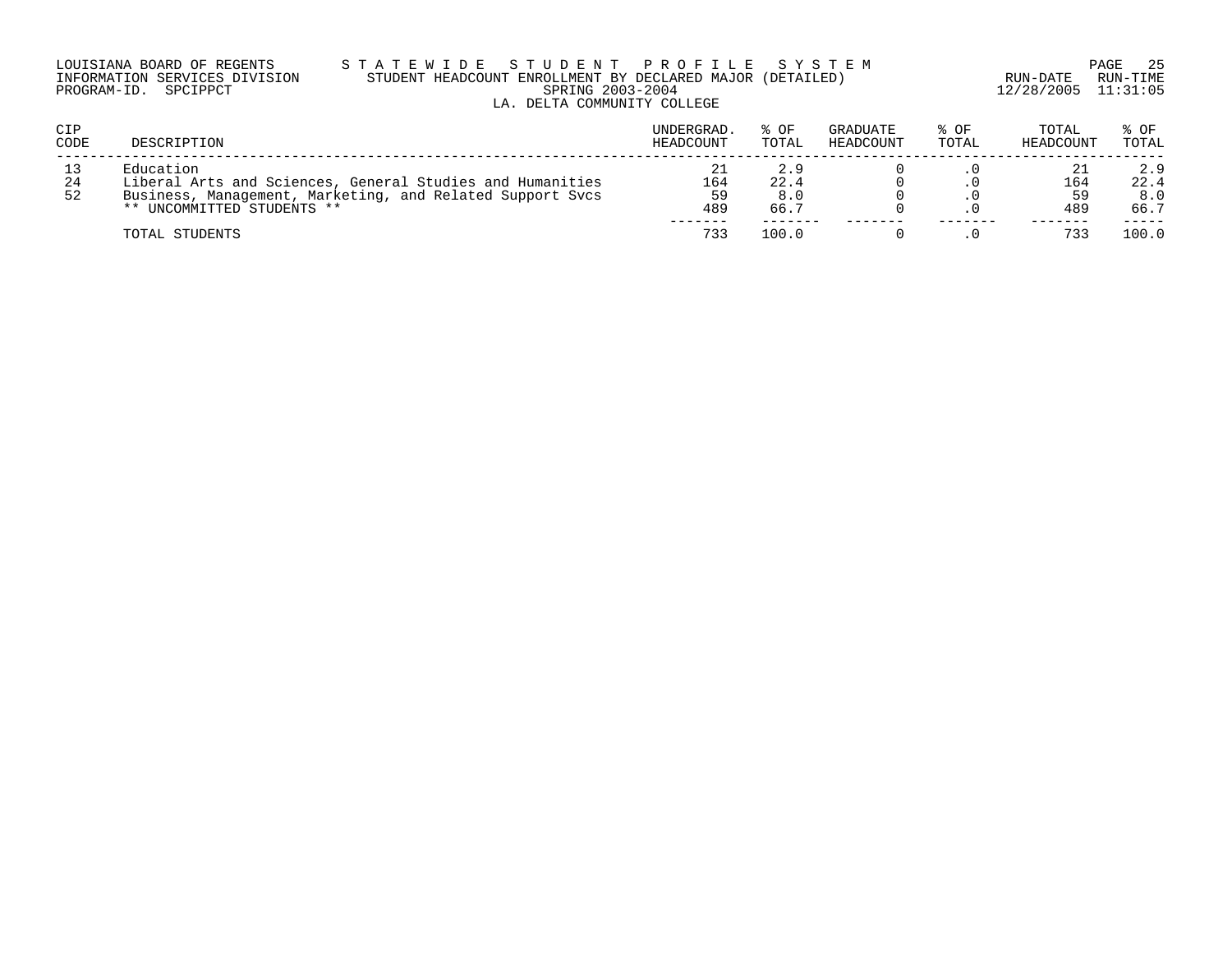LOUISIANA BOARD OF REGENTS — STATEWIDE STUDENT PROFILE SYSTEM
INFORMATION SERVICES DIVISION — STUDENT HEADCOUNT ENROLLMENT BY DECLARED MAJOR (DETAILED)
PROGRAM-ID. SPCIPPCT — SPRING 2003-2004
RUN-DATE 12/28/2005 RUN-TIME 11:31:05

LA. DELTA COMMUNITY COLLEGE

| CIP CODE | DESCRIPTION | UNDERGRAD. HEADCOUNT | % OF TOTAL | GRADUATE HEADCOUNT | % OF TOTAL | TOTAL HEADCOUNT | % OF TOTAL |
|---|---|---|---|---|---|---|---|
| 13 | Education | 21 | 2.9 | 0 | .0 | 21 | 2.9 |
| 24 | Liberal Arts and Sciences, General Studies and Humanities | 164 | 22.4 | 0 | .0 | 164 | 22.4 |
| 52 | Business, Management, Marketing, and Related Support Svcs | 59 | 8.0 | 0 | .0 | 59 | 8.0 |
| | ** UNCOMMITTED STUDENTS ** | 489 | 66.7 | 0 | .0 | 489 | 66.7 |
| | TOTAL STUDENTS | 733 | 100.0 | 0 | .0 | 733 | 100.0 |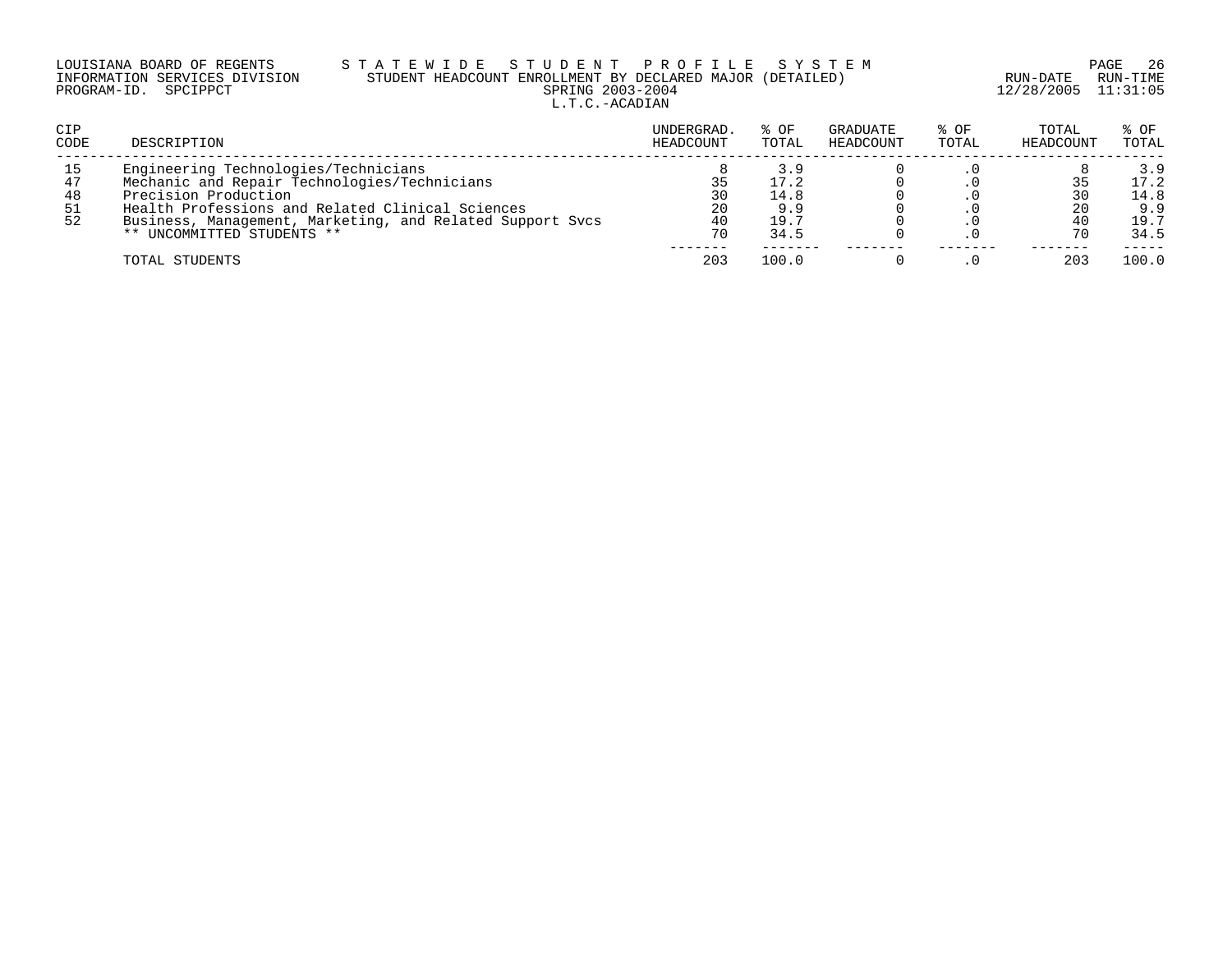LOUISIANA BOARD OF REGENTS — STATEWIDE STUDENT PROFILE SYSTEM
INFORMATION SERVICES DIVISION — STUDENT HEADCOUNT ENROLLMENT BY DECLARED MAJOR (DETAILED)
PROGRAM-ID. SPCIPPCT — SPRING 2003-2004 — RUN-DATE 12/28/2005 RUN-TIME 11:31:05

L.T.C.-ACADIAN

| CIP CODE | DESCRIPTION | UNDERGRAD. HEADCOUNT | % OF TOTAL | GRADUATE HEADCOUNT | % OF TOTAL | TOTAL HEADCOUNT | % OF TOTAL |
|---|---|---|---|---|---|---|---|
| 15 | Engineering Technologies/Technicians | 8 | 3.9 | 0 | .0 | 8 | 3.9 |
| 47 | Mechanic and Repair Technologies/Technicians | 35 | 17.2 | 0 | .0 | 35 | 17.2 |
| 48 | Precision Production | 30 | 14.8 | 0 | .0 | 30 | 14.8 |
| 51 | Health Professions and Related Clinical Sciences | 20 | 9.9 | 0 | .0 | 20 | 9.9 |
| 52 | Business, Management, Marketing, and Related Support Svcs | 40 | 19.7 | 0 | .0 | 40 | 19.7 |
| | ** UNCOMMITTED STUDENTS ** | 70 | 34.5 | 0 | .0 | 70 | 34.5 |
| | TOTAL STUDENTS | 203 | 100.0 | 0 | .0 | 203 | 100.0 |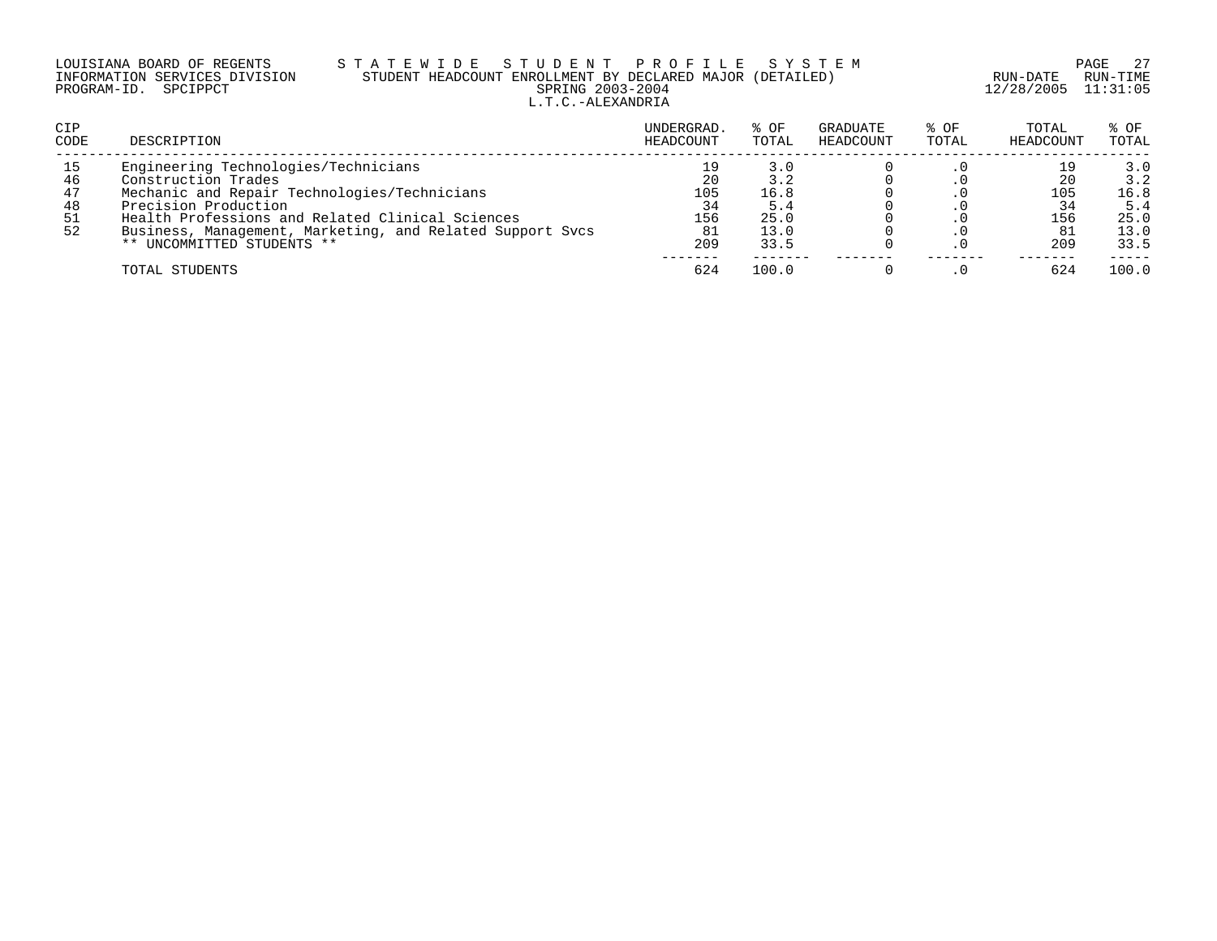LOUISIANA BOARD OF REGENTS — STATEWIDE STUDENT PROFILE SYSTEM
INFORMATION SERVICES DIVISION — STUDENT HEADCOUNT ENROLLMENT BY DECLARED MAJOR (DETAILED)
PROGRAM-ID. SPCIPPCT — SPRING 2003-2004 — RUN-DATE 12/28/2005 RUN-TIME 11:31:05

L.T.C.-ALEXANDRIA

| CIP CODE | DESCRIPTION | UNDERGRAD. HEADCOUNT | % OF TOTAL | GRADUATE HEADCOUNT | % OF TOTAL | TOTAL HEADCOUNT | % OF TOTAL |
|---|---|---|---|---|---|---|---|
| 15 | Engineering Technologies/Technicians | 19 | 3.0 | 0 | .0 | 19 | 3.0 |
| 46 | Construction Trades | 20 | 3.2 | 0 | .0 | 20 | 3.2 |
| 47 | Mechanic and Repair Technologies/Technicians | 105 | 16.8 | 0 | .0 | 105 | 16.8 |
| 48 | Precision Production | 34 | 5.4 | 0 | .0 | 34 | 5.4 |
| 51 | Health Professions and Related Clinical Sciences | 156 | 25.0 | 0 | .0 | 156 | 25.0 |
| 52 | Business, Management, Marketing, and Related Support Svcs | 81 | 13.0 | 0 | .0 | 81 | 13.0 |
| | ** UNCOMMITTED STUDENTS ** | 209 | 33.5 | 0 | .0 | 209 | 33.5 |
| | TOTAL STUDENTS | 624 | 100.0 | 0 | .0 | 624 | 100.0 |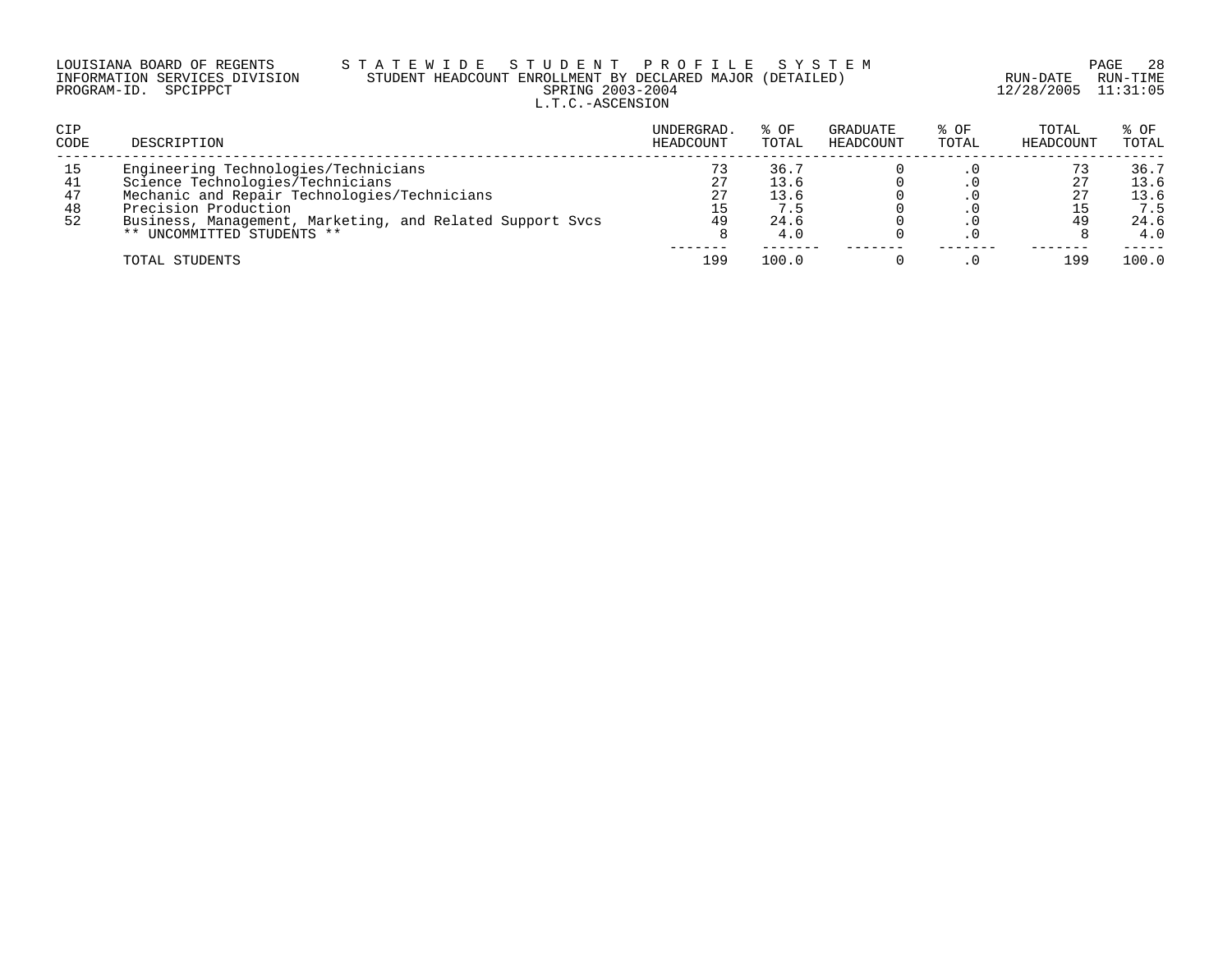LOUISIANA BOARD OF REGENTS — S T A T E W I D E   S T U D E N T   P R O F I L E   S Y S T E M
INFORMATION SERVICES DIVISION — STUDENT HEADCOUNT ENROLLMENT BY DECLARED MAJOR (DETAILED)
PROGRAM-ID. SPCIPPCT — SPRING 2003-2004
L.T.C.-ASCENSION

RUN-DATE 12/28/2005 RUN-TIME 11:31:05

| CIP CODE | DESCRIPTION | UNDERGRAD. HEADCOUNT | % OF TOTAL | GRADUATE HEADCOUNT | % OF TOTAL | TOTAL HEADCOUNT | % OF TOTAL |
|---|---|---|---|---|---|---|---|
| 15 | Engineering Technologies/Technicians | 73 | 36.7 | 0 | .0 | 73 | 36.7 |
| 41 | Science Technologies/Technicians | 27 | 13.6 | 0 | .0 | 27 | 13.6 |
| 47 | Mechanic and Repair Technologies/Technicians | 27 | 13.6 | 0 | .0 | 27 | 13.6 |
| 48 | Precision Production | 15 | 7.5 | 0 | .0 | 15 | 7.5 |
| 52 | Business, Management, Marketing, and Related Support Svcs | 49 | 24.6 | 0 | .0 | 49 | 24.6 |
| | ** UNCOMMITTED STUDENTS ** | 8 | 4.0 | 0 | .0 | 8 | 4.0 |
| | TOTAL STUDENTS | 199 | 100.0 | 0 | .0 | 199 | 100.0 |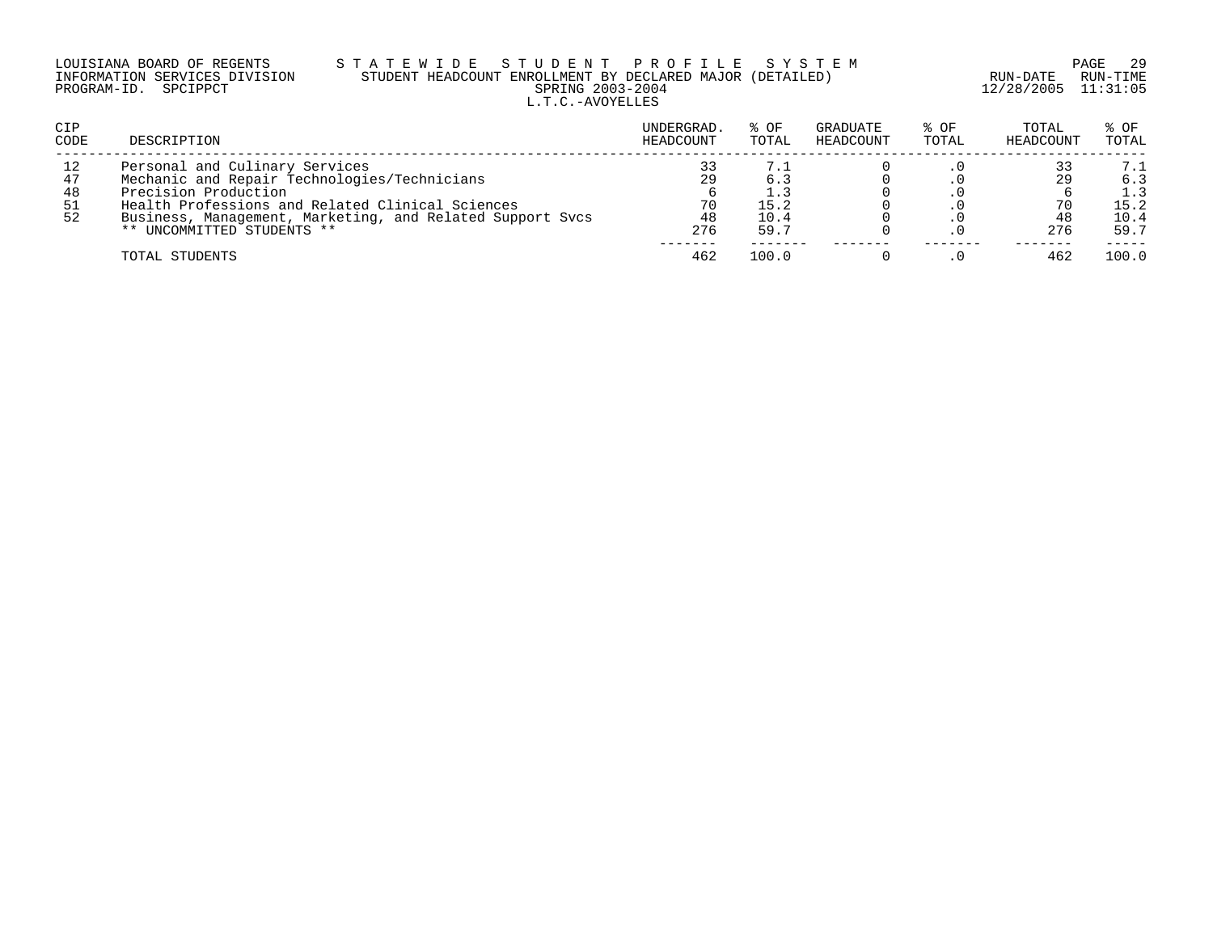LOUISIANA BOARD OF REGENTS — S T A T E W I D E   S T U D E N T   P R O F I L E   S Y S T E M

INFORMATION SERVICES DIVISION — STUDENT HEADCOUNT ENROLLMENT BY DECLARED MAJOR (DETAILED)

PROGRAM-ID. SPCIPPCT — SPRING 2003-2004

RUN-DATE 12/28/2005 RUN-TIME 11:31:05

L.T.C.-AVOYELLES

| CIP CODE | DESCRIPTION | UNDERGRAD. HEADCOUNT | % OF TOTAL | GRADUATE HEADCOUNT | % OF TOTAL | TOTAL HEADCOUNT | % OF TOTAL |
|---|---|---|---|---|---|---|---|
| 12 | Personal and Culinary Services | 33 | 7.1 | 0 | .0 | 33 | 7.1 |
| 47 | Mechanic and Repair Technologies/Technicians | 29 | 6.3 | 0 | .0 | 29 | 6.3 |
| 48 | Precision Production | 6 | 1.3 | 0 | .0 | 6 | 1.3 |
| 51 | Health Professions and Related Clinical Sciences | 70 | 15.2 | 0 | .0 | 70 | 15.2 |
| 52 | Business, Management, Marketing, and Related Support Svcs | 48 | 10.4 | 0 | .0 | 48 | 10.4 |
| | ** UNCOMMITTED STUDENTS ** | 276 | 59.7 | 0 | .0 | 276 | 59.7 |
| | TOTAL STUDENTS | 462 | 100.0 | 0 | .0 | 462 | 100.0 |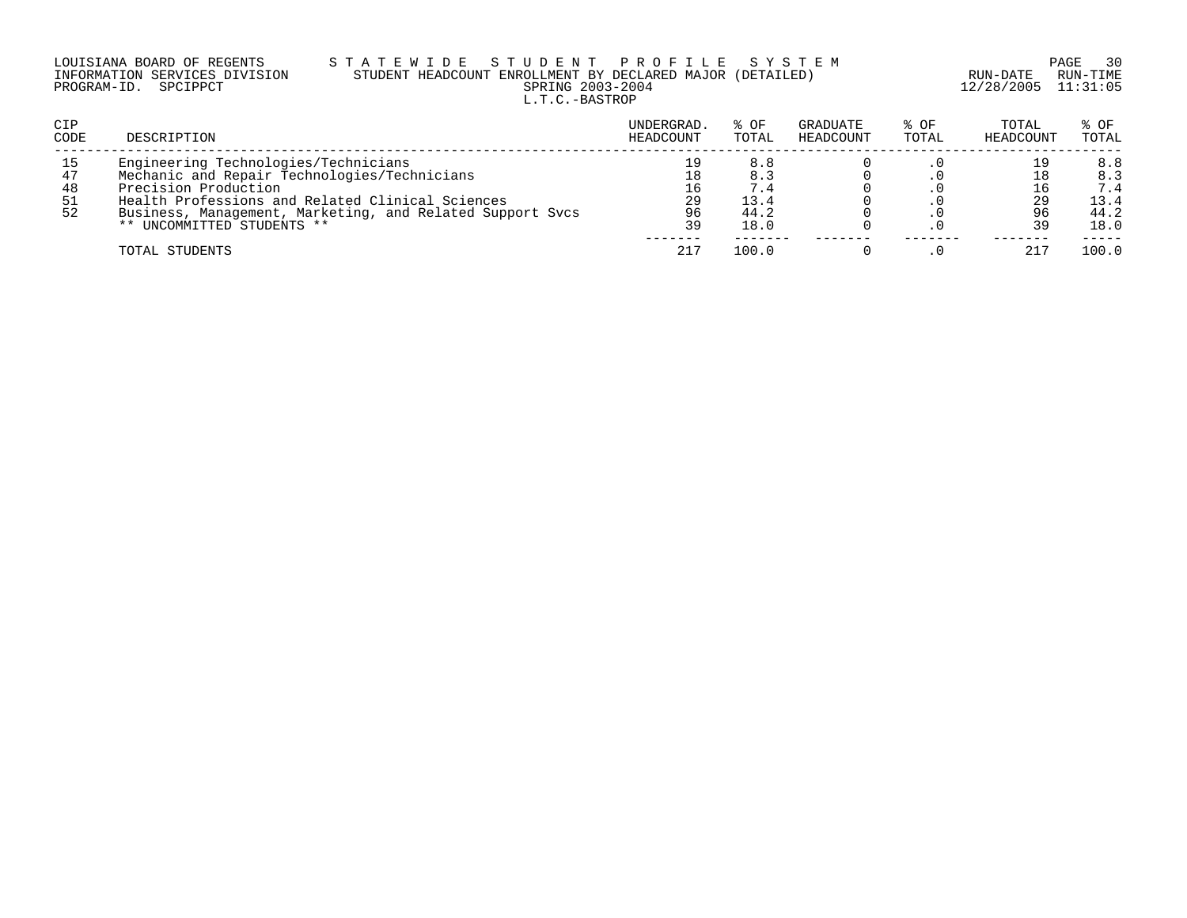LOUISIANA BOARD OF REGENTS
INFORMATION SERVICES DIVISION
PROGRAM-ID. SPCIPPCT

# S T A T E W I D E   S T U D E N T   P R O F I L E   S Y S T E M

## STUDENT HEADCOUNT ENROLLMENT BY DECLARED MAJOR (DETAILED)

SPRING 2003-2004

L.T.C.-BASTROP

RUN-DATE 12/28/2005 RUN-TIME 11:31:05

| CIP CODE | DESCRIPTION | UNDERGRAD. HEADCOUNT | % OF TOTAL | GRADUATE HEADCOUNT | % OF TOTAL | TOTAL HEADCOUNT | % OF TOTAL |
|---|---|---|---|---|---|---|---|
| 15 | Engineering Technologies/Technicians | 19 | 8.8 | 0 | .0 | 19 | 8.8 |
| 47 | Mechanic and Repair Technologies/Technicians | 18 | 8.3 | 0 | .0 | 18 | 8.3 |
| 48 | Precision Production | 16 | 7.4 | 0 | .0 | 16 | 7.4 |
| 51 | Health Professions and Related Clinical Sciences | 29 | 13.4 | 0 | .0 | 29 | 13.4 |
| 52 | Business, Management, Marketing, and Related Support Svcs | 96 | 44.2 | 0 | .0 | 96 | 44.2 |
| | ** UNCOMMITTED STUDENTS ** | 39 | 18.0 | 0 | .0 | 39 | 18.0 |
| | TOTAL STUDENTS | 217 | 100.0 | 0 | .0 | 217 | 100.0 |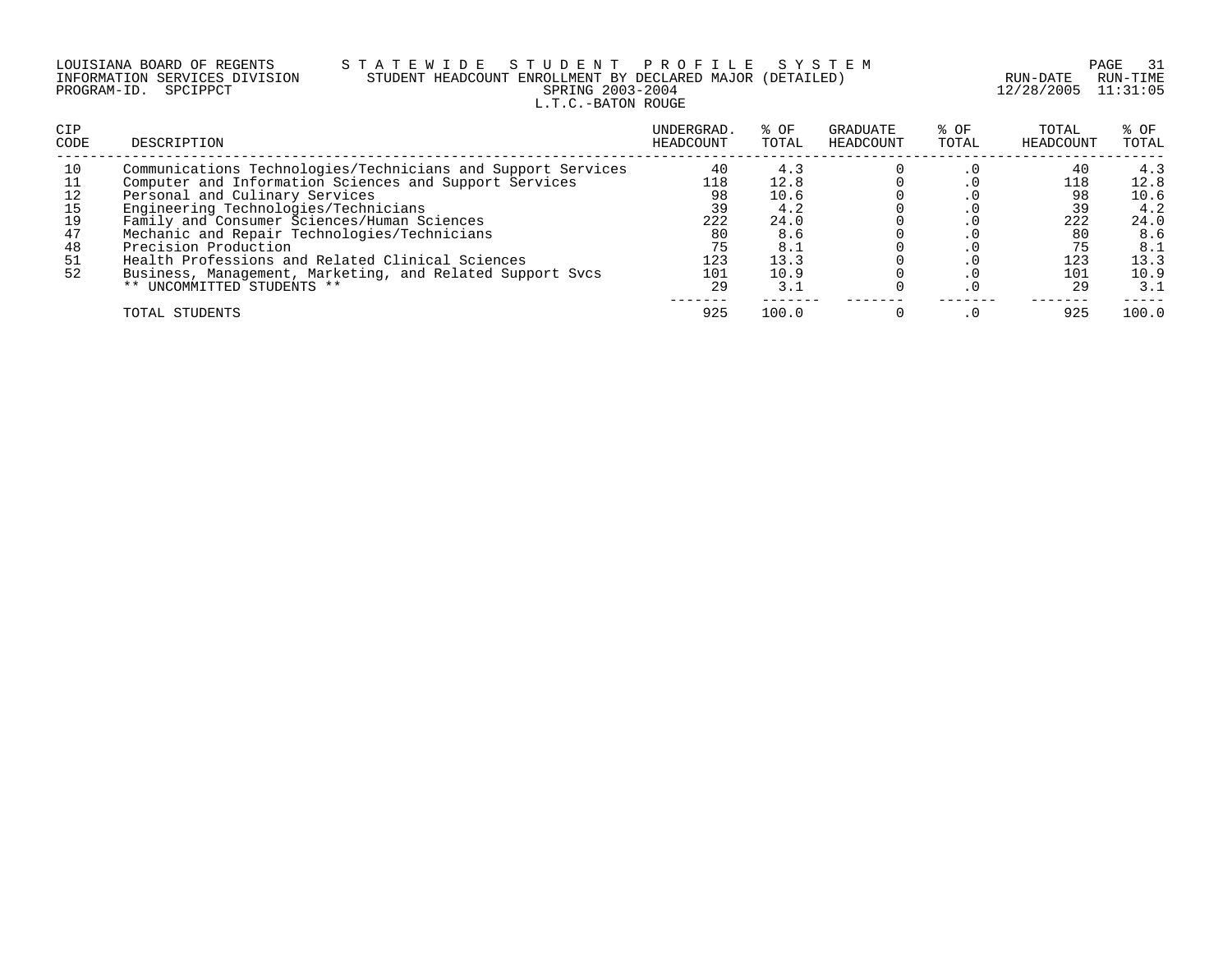LOUISIANA BOARD OF REGENTS
INFORMATION SERVICES DIVISION
PROGRAM-ID. SPCIPPCT

# STATEWIDE STUDENT PROFILE SYSTEM

## STUDENT HEADCOUNT ENROLLMENT BY DECLARED MAJOR (DETAILED)

SPRING 2003-2004

L.T.C.-BATON ROUGE

RUN-DATE 12/28/2005 RUN-TIME 11:31:05

| CIP CODE | DESCRIPTION | UNDERGRAD. HEADCOUNT | % OF TOTAL | GRADUATE HEADCOUNT | % OF TOTAL | TOTAL HEADCOUNT | % OF TOTAL |
|---|---|---|---|---|---|---|---|
| 10 | Communications Technologies/Technicians and Support Services | 40 | 4.3 | 0 | .0 | 40 | 4.3 |
| 11 | Computer and Information Sciences and Support Services | 118 | 12.8 | 0 | .0 | 118 | 12.8 |
| 12 | Personal and Culinary Services | 98 | 10.6 | 0 | .0 | 98 | 10.6 |
| 15 | Engineering Technologies/Technicians | 39 | 4.2 | 0 | .0 | 39 | 4.2 |
| 19 | Family and Consumer Sciences/Human Sciences | 222 | 24.0 | 0 | .0 | 222 | 24.0 |
| 47 | Mechanic and Repair Technologies/Technicians | 80 | 8.6 | 0 | .0 | 80 | 8.6 |
| 48 | Precision Production | 75 | 8.1 | 0 | .0 | 75 | 8.1 |
| 51 | Health Professions and Related Clinical Sciences | 123 | 13.3 | 0 | .0 | 123 | 13.3 |
| 52 | Business, Management, Marketing, and Related Support Svcs | 101 | 10.9 | 0 | .0 | 101 | 10.9 |
| | ** UNCOMMITTED STUDENTS ** | 29 | 3.1 | 0 | .0 | 29 | 3.1 |
| | TOTAL STUDENTS | 925 | 100.0 | 0 | .0 | 925 | 100.0 |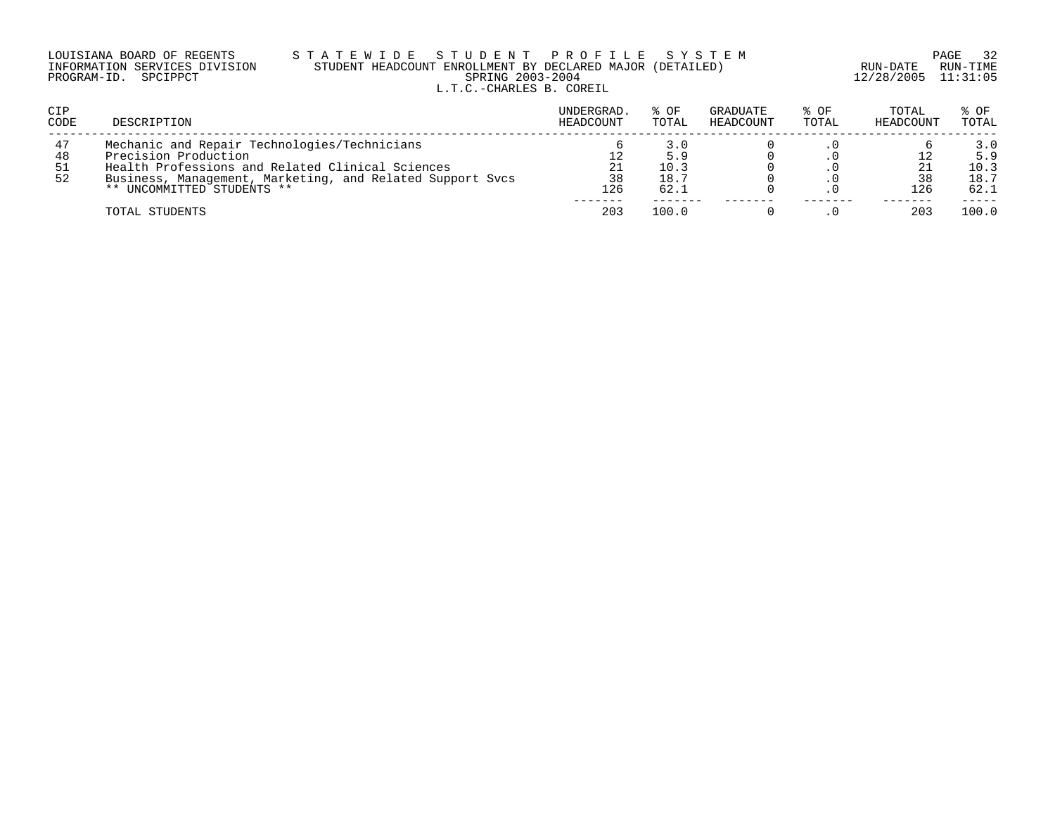LOUISIANA BOARD OF REGENTS — STATEWIDE STUDENT PROFILE SYSTEM
INFORMATION SERVICES DIVISION — STUDENT HEADCOUNT ENROLLMENT BY DECLARED MAJOR (DETAILED)
PROGRAM-ID. SPCIPPCT — SPRING 2003-2004
RUN-DATE 12/28/2005 RUN-TIME 11:31:05

L.T.C.-CHARLES B. COREIL

| CIP CODE | DESCRIPTION | UNDERGRAD. HEADCOUNT | % OF TOTAL | GRADUATE HEADCOUNT | % OF TOTAL | TOTAL HEADCOUNT | % OF TOTAL |
|---|---|---|---|---|---|---|---|
| 47 | Mechanic and Repair Technologies/Technicians | 6 | 3.0 | 0 | .0 | 6 | 3.0 |
| 48 | Precision Production | 12 | 5.9 | 0 | .0 | 12 | 5.9 |
| 51 | Health Professions and Related Clinical Sciences | 21 | 10.3 | 0 | .0 | 21 | 10.3 |
| 52 | Business, Management, Marketing, and Related Support Svcs | 38 | 18.7 | 0 | .0 | 38 | 18.7 |
| | ** UNCOMMITTED STUDENTS ** | 126 | 62.1 | 0 | .0 | 126 | 62.1 |
| | TOTAL STUDENTS | 203 | 100.0 | 0 | .0 | 203 | 100.0 |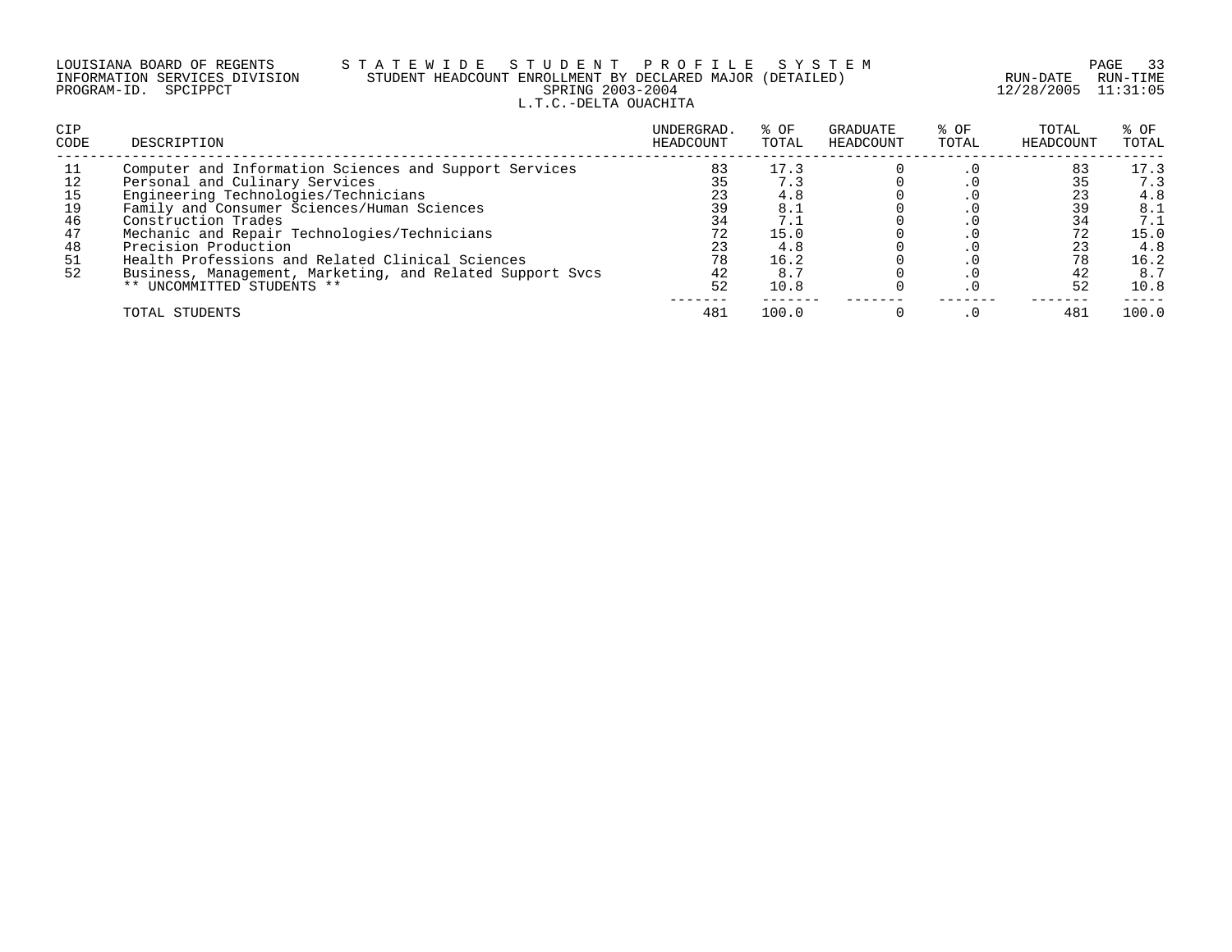LOUISIANA BOARD OF REGENTS — STATEWIDE STUDENT PROFILE SYSTEM
INFORMATION SERVICES DIVISION — STUDENT HEADCOUNT ENROLLMENT BY DECLARED MAJOR (DETAILED)
PROGRAM-ID. SPCIPPCT — SPRING 2003-2004 — RUN-DATE 12/28/2005 RUN-TIME 11:31:05

L.T.C.-DELTA OUACHITA

| CIP CODE | DESCRIPTION | UNDERGRAD. HEADCOUNT | % OF TOTAL | GRADUATE HEADCOUNT | % OF TOTAL | TOTAL HEADCOUNT | % OF TOTAL |
|---|---|---|---|---|---|---|---|
| 11 | Computer and Information Sciences and Support Services | 83 | 17.3 | 0 | .0 | 83 | 17.3 |
| 12 | Personal and Culinary Services | 35 | 7.3 | 0 | .0 | 35 | 7.3 |
| 15 | Engineering Technologies/Technicians | 23 | 4.8 | 0 | .0 | 23 | 4.8 |
| 19 | Family and Consumer Sciences/Human Sciences | 39 | 8.1 | 0 | .0 | 39 | 8.1 |
| 46 | Construction Trades | 34 | 7.1 | 0 | .0 | 34 | 7.1 |
| 47 | Mechanic and Repair Technologies/Technicians | 72 | 15.0 | 0 | .0 | 72 | 15.0 |
| 48 | Precision Production | 23 | 4.8 | 0 | .0 | 23 | 4.8 |
| 51 | Health Professions and Related Clinical Sciences | 78 | 16.2 | 0 | .0 | 78 | 16.2 |
| 52 | Business, Management, Marketing, and Related Support Svcs | 42 | 8.7 | 0 | .0 | 42 | 8.7 |
| | ** UNCOMMITTED STUDENTS ** | 52 | 10.8 | 0 | .0 | 52 | 10.8 |
| | TOTAL STUDENTS | 481 | 100.0 | 0 | .0 | 481 | 100.0 |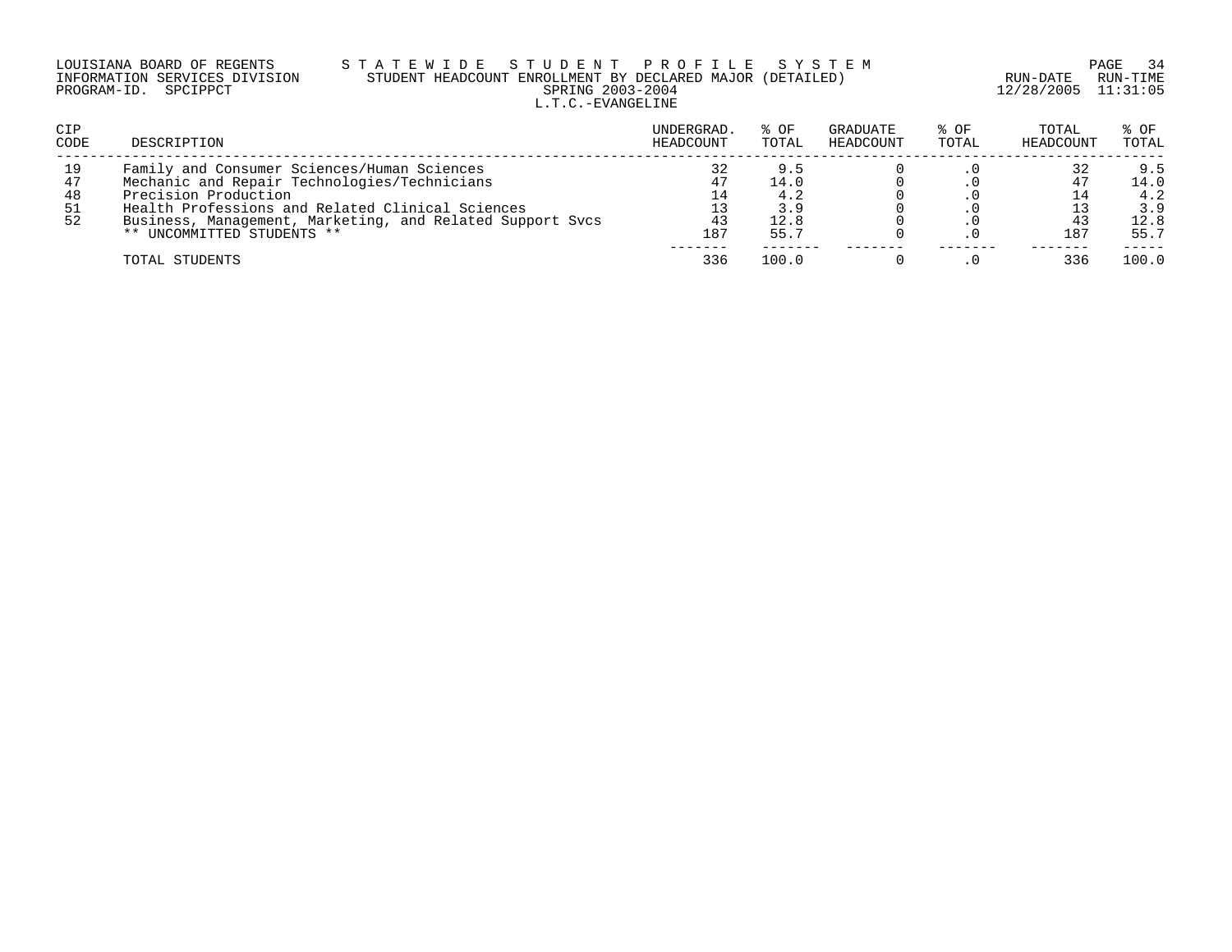LOUISIANA BOARD OF REGENTS — STATEWIDE STUDENT PROFILE SYSTEM
INFORMATION SERVICES DIVISION — STUDENT HEADCOUNT ENROLLMENT BY DECLARED MAJOR (DETAILED)
PROGRAM-ID. SPCIPPCT — SPRING 2003-2004 — RUN-DATE 12/28/2005 RUN-TIME 11:31:05

L.T.C.-EVANGELINE

| CIP CODE | DESCRIPTION | UNDERGRAD. HEADCOUNT | % OF TOTAL | GRADUATE HEADCOUNT | % OF TOTAL | TOTAL HEADCOUNT | % OF TOTAL |
|---|---|---|---|---|---|---|---|
| 19 | Family and Consumer Sciences/Human Sciences | 32 | 9.5 | 0 | .0 | 32 | 9.5 |
| 47 | Mechanic and Repair Technologies/Technicians | 47 | 14.0 | 0 | .0 | 47 | 14.0 |
| 48 | Precision Production | 14 | 4.2 | 0 | .0 | 14 | 4.2 |
| 51 | Health Professions and Related Clinical Sciences | 13 | 3.9 | 0 | .0 | 13 | 3.9 |
| 52 | Business, Management, Marketing, and Related Support Svcs | 43 | 12.8 | 0 | .0 | 43 | 12.8 |
| | ** UNCOMMITTED STUDENTS ** | 187 | 55.7 | 0 | .0 | 187 | 55.7 |
| | TOTAL STUDENTS | 336 | 100.0 | 0 | .0 | 336 | 100.0 |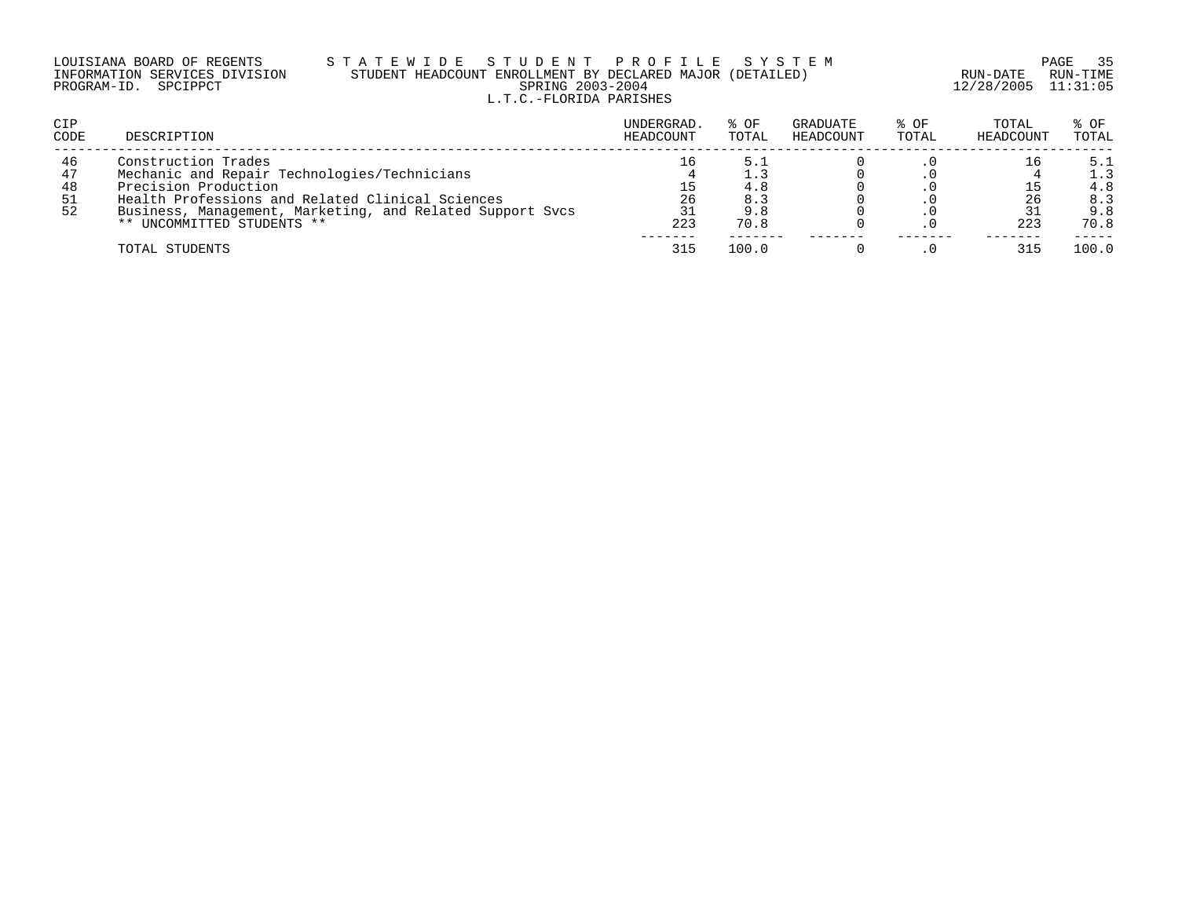LOUISIANA BOARD OF REGENTS — S T A T E W I D E S T U D E N T P R O F I L E S Y S T E M
INFORMATION SERVICES DIVISION — STUDENT HEADCOUNT ENROLLMENT BY DECLARED MAJOR (DETAILED) — RUN-DATE 12/28/2005 RUN-TIME 11:31:05
PROGRAM-ID. SPCIPPCT — SPRING 2003-2004

L.T.C.-FLORIDA PARISHES

| CIP CODE | DESCRIPTION | UNDERGRAD. HEADCOUNT | % OF TOTAL | GRADUATE HEADCOUNT | % OF TOTAL | TOTAL HEADCOUNT | % OF TOTAL |
|---|---|---|---|---|---|---|---|
| 46 | Construction Trades | 16 | 5.1 | 0 | .0 | 16 | 5.1 |
| 47 | Mechanic and Repair Technologies/Technicians | 4 | 1.3 | 0 | .0 | 4 | 1.3 |
| 48 | Precision Production | 15 | 4.8 | 0 | .0 | 15 | 4.8 |
| 51 | Health Professions and Related Clinical Sciences | 26 | 8.3 | 0 | .0 | 26 | 8.3 |
| 52 | Business, Management, Marketing, and Related Support Svcs | 31 | 9.8 | 0 | .0 | 31 | 9.8 |
| | ** UNCOMMITTED STUDENTS ** | 223 | 70.8 | 0 | .0 | 223 | 70.8 |
| | TOTAL STUDENTS | 315 | 100.0 | 0 | .0 | 315 | 100.0 |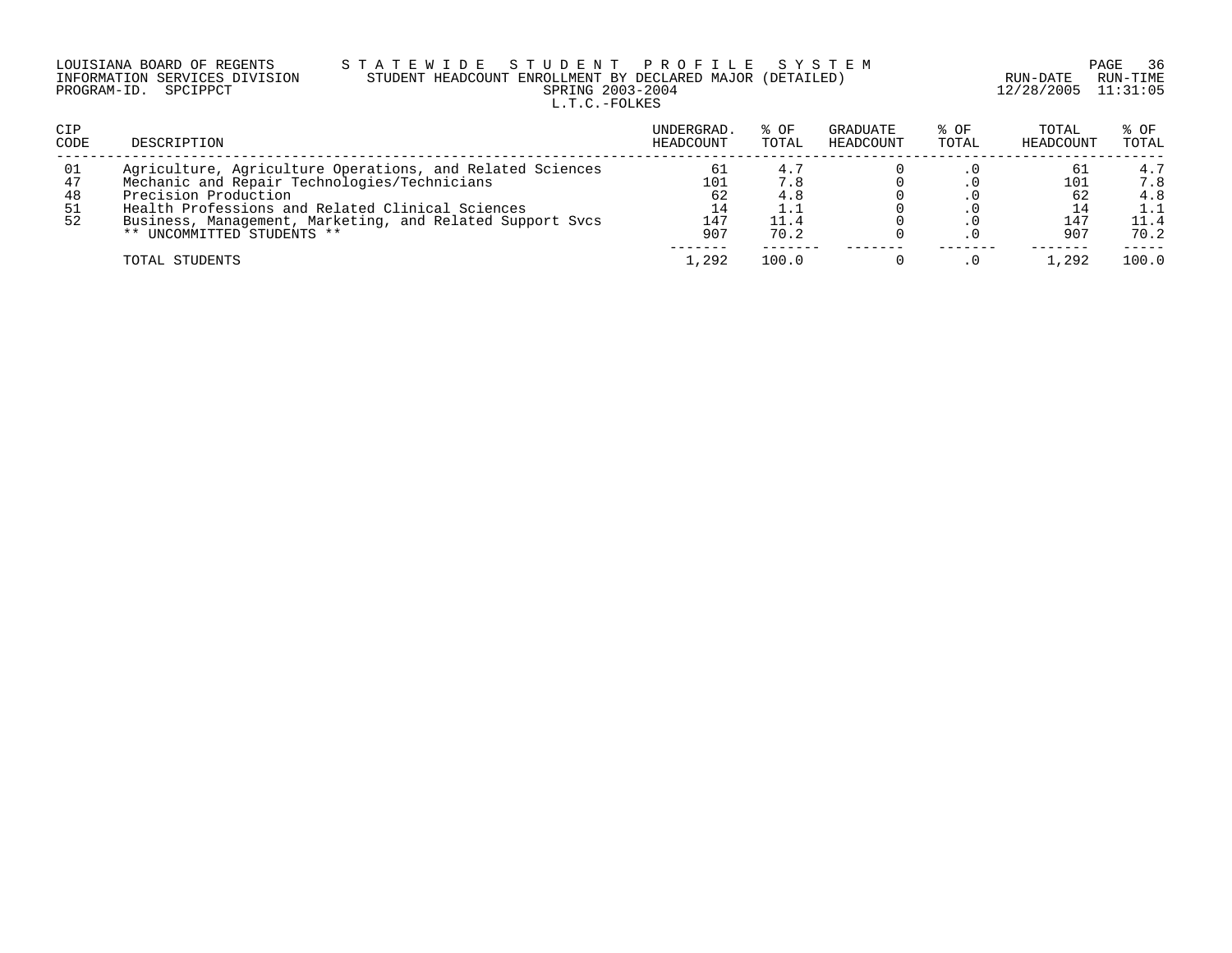LOUISIANA BOARD OF REGENTS — STATEWIDE STUDENT PROFILE SYSTEM
INFORMATION SERVICES DIVISION — STUDENT HEADCOUNT ENROLLMENT BY DECLARED MAJOR (DETAILED)
PROGRAM-ID. SPCIPPCT — SPRING 2003-2004 — RUN-DATE 12/28/2005 RUN-TIME 11:31:05

L.T.C.-FOLKES

| CIP CODE | DESCRIPTION | UNDERGRAD. HEADCOUNT | % OF TOTAL | GRADUATE HEADCOUNT | % OF TOTAL | TOTAL HEADCOUNT | % OF TOTAL |
|---|---|---|---|---|---|---|---|
| 01 | Agriculture, Agriculture Operations, and Related Sciences | 61 | 4.7 | 0 | .0 | 61 | 4.7 |
| 47 | Mechanic and Repair Technologies/Technicians | 101 | 7.8 | 0 | .0 | 101 | 7.8 |
| 48 | Precision Production | 62 | 4.8 | 0 | .0 | 62 | 4.8 |
| 51 | Health Professions and Related Clinical Sciences | 14 | 1.1 | 0 | .0 | 14 | 1.1 |
| 52 | Business, Management, Marketing, and Related Support Svcs | 147 | 11.4 | 0 | .0 | 147 | 11.4 |
| | ** UNCOMMITTED STUDENTS ** | 907 | 70.2 | 0 | .0 | 907 | 70.2 |
| | TOTAL STUDENTS | 1,292 | 100.0 | 0 | .0 | 1,292 | 100.0 |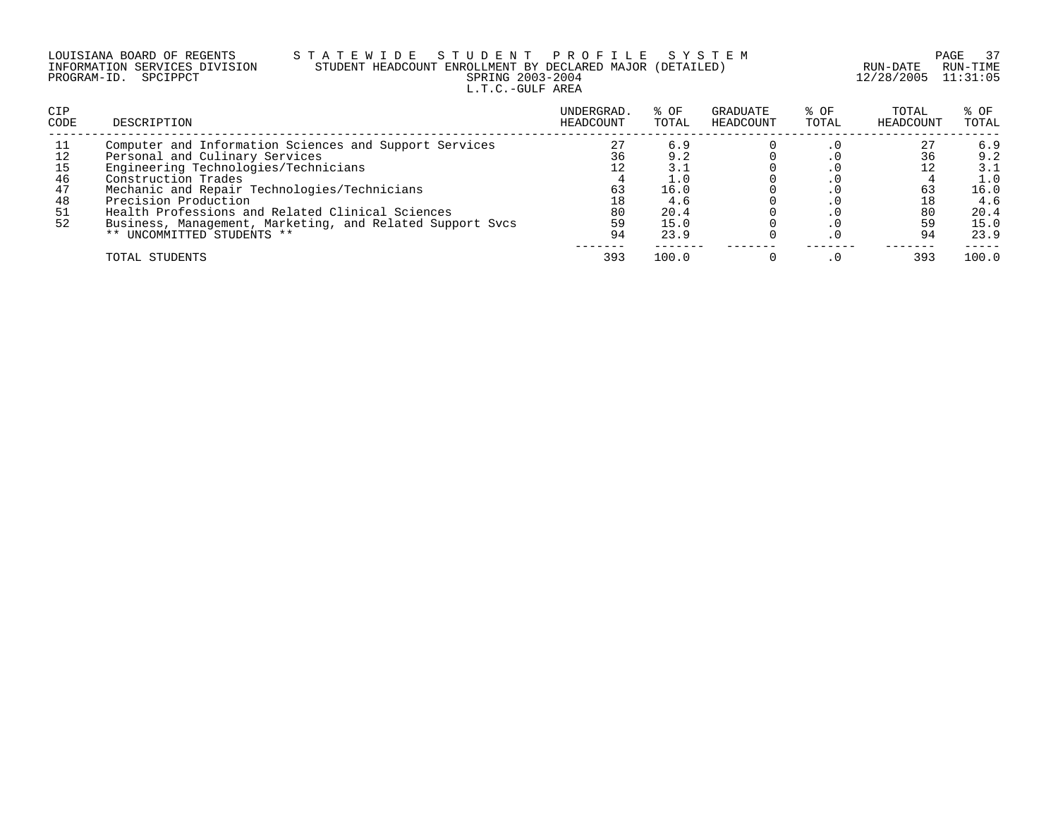LOUISIANA BOARD OF REGENTS — STATEWIDE STUDENT PROFILE SYSTEM
INFORMATION SERVICES DIVISION — STUDENT HEADCOUNT ENROLLMENT BY DECLARED MAJOR (DETAILED)
PROGRAM-ID. SPCIPPCT — SPRING 2003-2004
RUN-DATE 12/28/2005 RUN-TIME 11:31:05

L.T.C.-GULF AREA

| CIP CODE | DESCRIPTION | UNDERGRAD. HEADCOUNT | % OF TOTAL | GRADUATE HEADCOUNT | % OF TOTAL | TOTAL HEADCOUNT | % OF TOTAL |
|---|---|---|---|---|---|---|---|
| 11 | Computer and Information Sciences and Support Services | 27 | 6.9 | 0 | .0 | 27 | 6.9 |
| 12 | Personal and Culinary Services | 36 | 9.2 | 0 | .0 | 36 | 9.2 |
| 15 | Engineering Technologies/Technicians | 12 | 3.1 | 0 | .0 | 12 | 3.1 |
| 46 | Construction Trades | 4 | 1.0 | 0 | .0 | 4 | 1.0 |
| 47 | Mechanic and Repair Technologies/Technicians | 63 | 16.0 | 0 | .0 | 63 | 16.0 |
| 48 | Precision Production | 18 | 4.6 | 0 | .0 | 18 | 4.6 |
| 51 | Health Professions and Related Clinical Sciences | 80 | 20.4 | 0 | .0 | 80 | 20.4 |
| 52 | Business, Management, Marketing, and Related Support Svcs | 59 | 15.0 | 0 | .0 | 59 | 15.0 |
| | ** UNCOMMITTED STUDENTS ** | 94 | 23.9 | 0 | .0 | 94 | 23.9 |
| | TOTAL STUDENTS | 393 | 100.0 | 0 | .0 | 393 | 100.0 |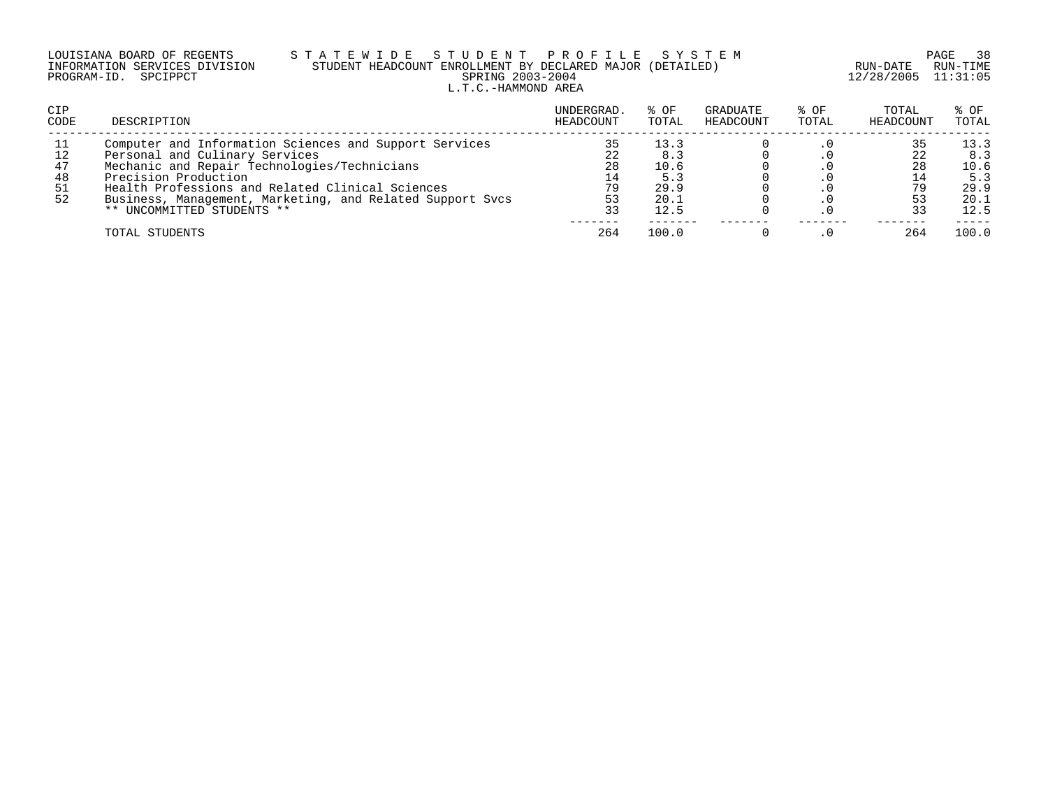LOUISIANA BOARD OF REGENTS — STATEWIDE STUDENT PROFILE SYSTEM
INFORMATION SERVICES DIVISION — STUDENT HEADCOUNT ENROLLMENT BY DECLARED MAJOR (DETAILED)
PROGRAM-ID. SPCIPPCT — SPRING 2003-2004
L.T.C.-HAMMOND AREA

RUN-DATE 12/28/2005 RUN-TIME 11:31:05

| CIP CODE | DESCRIPTION | UNDERGRAD. HEADCOUNT | % OF TOTAL | GRADUATE HEADCOUNT | % OF TOTAL | TOTAL HEADCOUNT | % OF TOTAL |
|---|---|---|---|---|---|---|---|
| 11 | Computer and Information Sciences and Support Services | 35 | 13.3 | 0 | .0 | 35 | 13.3 |
| 12 | Personal and Culinary Services | 22 | 8.3 | 0 | .0 | 22 | 8.3 |
| 47 | Mechanic and Repair Technologies/Technicians | 28 | 10.6 | 0 | .0 | 28 | 10.6 |
| 48 | Precision Production | 14 | 5.3 | 0 | .0 | 14 | 5.3 |
| 51 | Health Professions and Related Clinical Sciences | 79 | 29.9 | 0 | .0 | 79 | 29.9 |
| 52 | Business, Management, Marketing, and Related Support Svcs | 53 | 20.1 | 0 | .0 | 53 | 20.1 |
| | ** UNCOMMITTED STUDENTS ** | 33 | 12.5 | 0 | .0 | 33 | 12.5 |
| | TOTAL STUDENTS | 264 | 100.0 | 0 | .0 | 264 | 100.0 |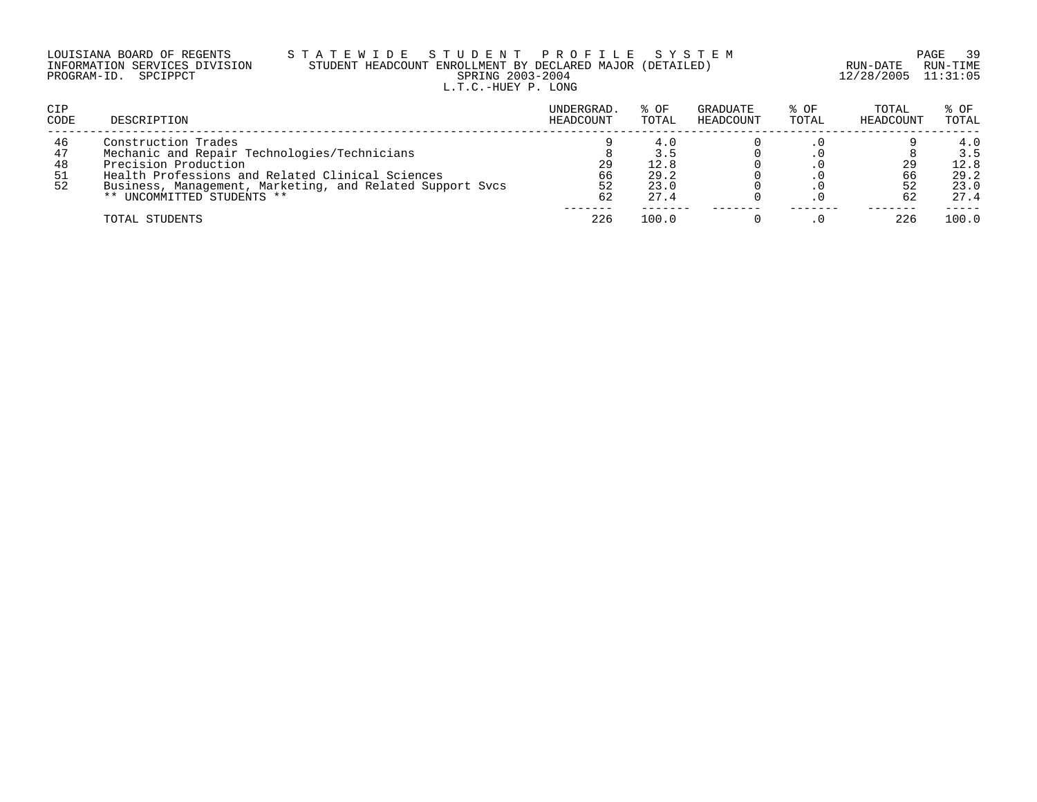LOUISIANA BOARD OF REGENTS — STATEWIDE STUDENT PROFILE SYSTEM
INFORMATION SERVICES DIVISION — STUDENT HEADCOUNT ENROLLMENT BY DECLARED MAJOR (DETAILED)
PROGRAM-ID. SPCIPPCT — SPRING 2003-2004
RUN-DATE 12/28/2005 RUN-TIME 11:31:05

L.T.C.-HUEY P. LONG

| CIP CODE | DESCRIPTION | UNDERGRAD. HEADCOUNT | % OF TOTAL | GRADUATE HEADCOUNT | % OF TOTAL | TOTAL HEADCOUNT | % OF TOTAL |
|---|---|---|---|---|---|---|---|
| 46 | Construction Trades | 9 | 4.0 | 0 | .0 | 9 | 4.0 |
| 47 | Mechanic and Repair Technologies/Technicians | 8 | 3.5 | 0 | .0 | 8 | 3.5 |
| 48 | Precision Production | 29 | 12.8 | 0 | .0 | 29 | 12.8 |
| 51 | Health Professions and Related Clinical Sciences | 66 | 29.2 | 0 | .0 | 66 | 29.2 |
| 52 | Business, Management, Marketing, and Related Support Svcs | 52 | 23.0 | 0 | .0 | 52 | 23.0 |
| | ** UNCOMMITTED STUDENTS ** | 62 | 27.4 | 0 | .0 | 62 | 27.4 |
| | TOTAL STUDENTS | 226 | 100.0 | 0 | .0 | 226 | 100.0 |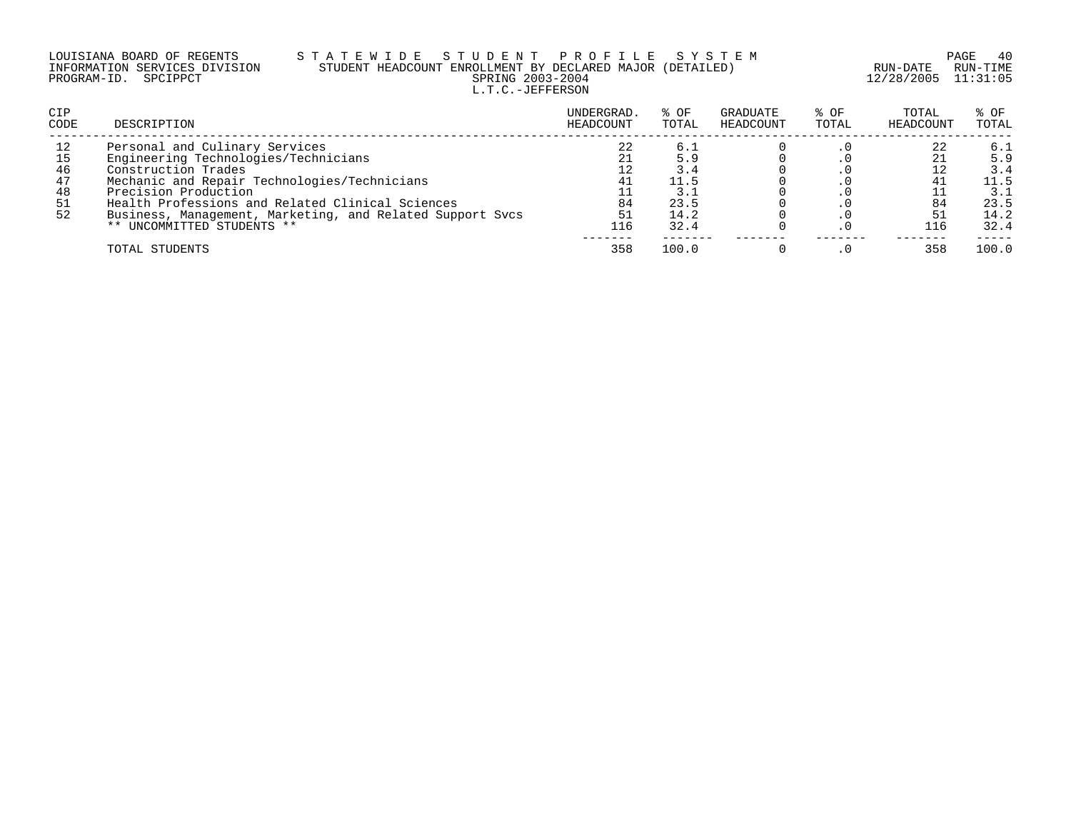LOUISIANA BOARD OF REGENTS — S T A T E W I D E   S T U D E N T   P R O F I L E   S Y S T E M
INFORMATION SERVICES DIVISION — STUDENT HEADCOUNT ENROLLMENT BY DECLARED MAJOR (DETAILED)
PROGRAM-ID. SPCIPPCT — SPRING 2003-2004 — RUN-DATE 12/28/2005 RUN-TIME 11:31:05

L.T.C.-JEFFERSON

| CIP CODE | DESCRIPTION | UNDERGRAD. HEADCOUNT | % OF TOTAL | GRADUATE HEADCOUNT | % OF TOTAL | TOTAL HEADCOUNT | % OF TOTAL |
|---|---|---|---|---|---|---|---|
| 12 | Personal and Culinary Services | 22 | 6.1 | 0 | .0 | 22 | 6.1 |
| 15 | Engineering Technologies/Technicians | 21 | 5.9 | 0 | .0 | 21 | 5.9 |
| 46 | Construction Trades | 12 | 3.4 | 0 | .0 | 12 | 3.4 |
| 47 | Mechanic and Repair Technologies/Technicians | 41 | 11.5 | 0 | .0 | 41 | 11.5 |
| 48 | Precision Production | 11 | 3.1 | 0 | .0 | 11 | 3.1 |
| 51 | Health Professions and Related Clinical Sciences | 84 | 23.5 | 0 | .0 | 84 | 23.5 |
| 52 | Business, Management, Marketing, and Related Support Svcs | 51 | 14.2 | 0 | .0 | 51 | 14.2 |
| | ** UNCOMMITTED STUDENTS ** | 116 | 32.4 | 0 | .0 | 116 | 32.4 |
| | TOTAL STUDENTS | 358 | 100.0 | 0 | .0 | 358 | 100.0 |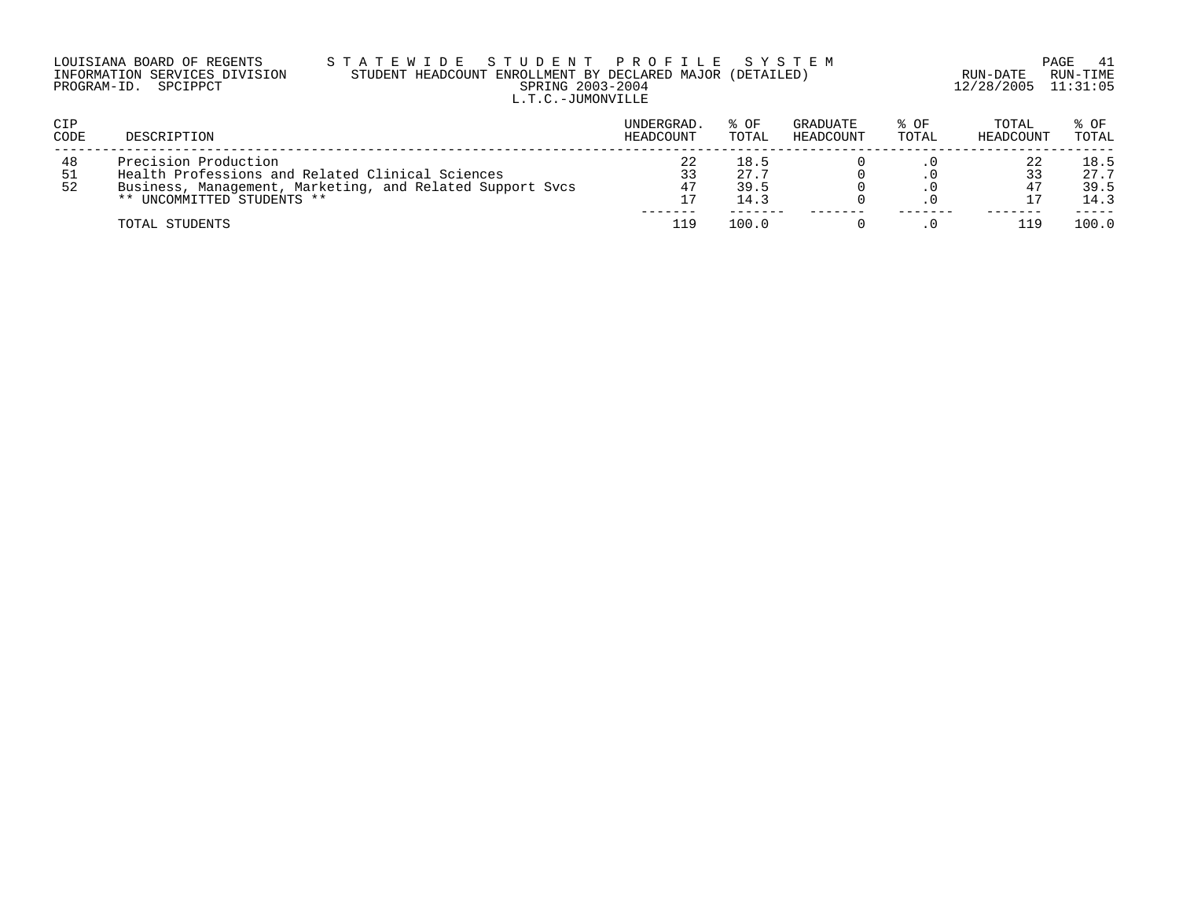LOUISIANA BOARD OF REGENTS — STATEWIDE STUDENT PROFILE SYSTEM
INFORMATION SERVICES DIVISION — STUDENT HEADCOUNT ENROLLMENT BY DECLARED MAJOR (DETAILED)
PROGRAM-ID. SPCIPPCT — SPRING 2003-2004 — RUN-DATE 12/28/2005 RUN-TIME 11:31:05

L.T.C.-JUMONVILLE

| CIP CODE | DESCRIPTION | UNDERGRAD. HEADCOUNT | % OF TOTAL | GRADUATE HEADCOUNT | % OF TOTAL | TOTAL HEADCOUNT | % OF TOTAL |
|---|---|---|---|---|---|---|---|
| 48 | Precision Production | 22 | 18.5 | 0 | .0 | 22 | 18.5 |
| 51 | Health Professions and Related Clinical Sciences | 33 | 27.7 | 0 | .0 | 33 | 27.7 |
| 52 | Business, Management, Marketing, and Related Support Svcs | 47 | 39.5 | 0 | .0 | 47 | 39.5 |
| | ** UNCOMMITTED STUDENTS ** | 17 | 14.3 | 0 | .0 | 17 | 14.3 |
| | TOTAL STUDENTS | 119 | 100.0 | 0 | .0 | 119 | 100.0 |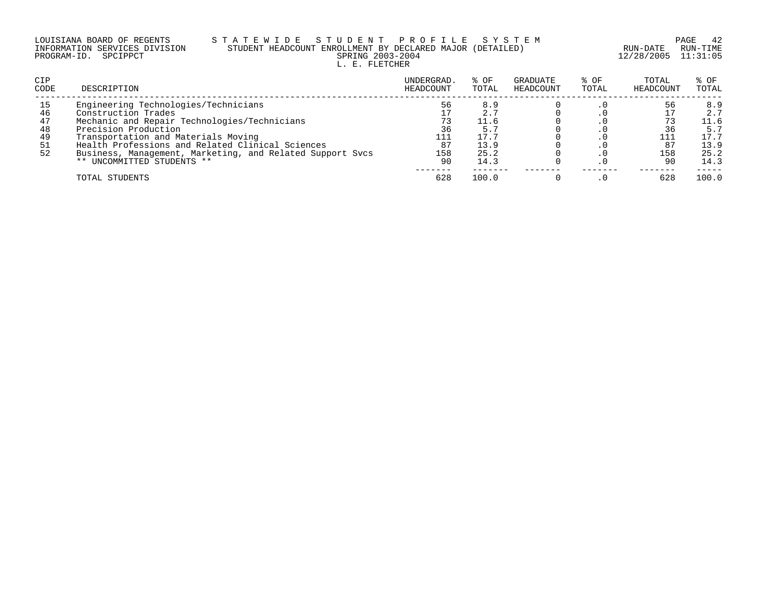LOUISIANA BOARD OF REGENTS — STATEWIDE STUDENT PROFILE SYSTEM
INFORMATION SERVICES DIVISION — STUDENT HEADCOUNT ENROLLMENT BY DECLARED MAJOR (DETAILED)
PROGRAM-ID. SPCIPPCT — SPRING 2003-2004
RUN-DATE 12/28/2005 RUN-TIME 11:31:05

L. E. FLETCHER

| CIP CODE | DESCRIPTION | UNDERGRAD. HEADCOUNT | % OF TOTAL | GRADUATE HEADCOUNT | % OF TOTAL | TOTAL HEADCOUNT | % OF TOTAL |
|---|---|---|---|---|---|---|---|
| 15 | Engineering Technologies/Technicians | 56 | 8.9 | 0 | .0 | 56 | 8.9 |
| 46 | Construction Trades | 17 | 2.7 | 0 | .0 | 17 | 2.7 |
| 47 | Mechanic and Repair Technologies/Technicians | 73 | 11.6 | 0 | .0 | 73 | 11.6 |
| 48 | Precision Production | 36 | 5.7 | 0 | .0 | 36 | 5.7 |
| 49 | Transportation and Materials Moving | 111 | 17.7 | 0 | .0 | 111 | 17.7 |
| 51 | Health Professions and Related Clinical Sciences | 87 | 13.9 | 0 | .0 | 87 | 13.9 |
| 52 | Business, Management, Marketing, and Related Support Svcs | 158 | 25.2 | 0 | .0 | 158 | 25.2 |
| | ** UNCOMMITTED STUDENTS ** | 90 | 14.3 | 0 | .0 | 90 | 14.3 |
| | TOTAL STUDENTS | 628 | 100.0 | 0 | .0 | 628 | 100.0 |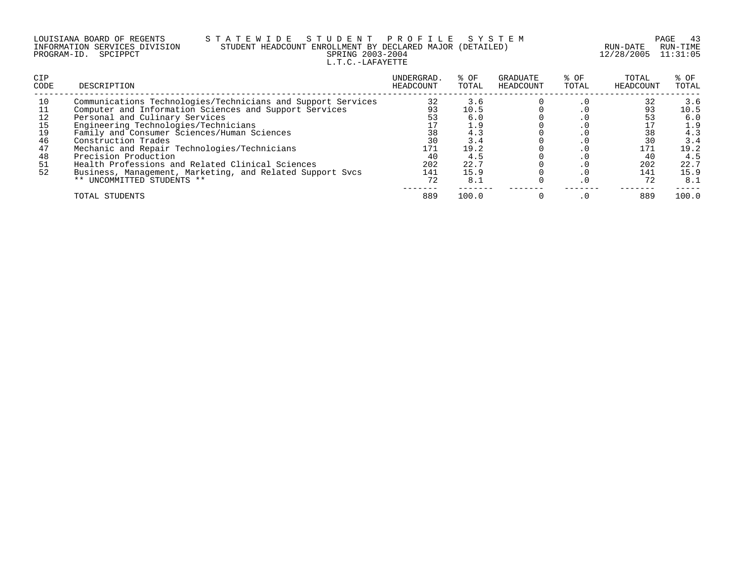LOUISIANA BOARD OF REGENTS — STATEWIDE STUDENT PROFILE SYSTEM
INFORMATION SERVICES DIVISION — STUDENT HEADCOUNT ENROLLMENT BY DECLARED MAJOR (DETAILED)
PROGRAM-ID. SPCIPPCT — SPRING 2003-2004 — RUN-DATE 12/28/2005 RUN-TIME 11:31:05

L.T.C.-LAFAYETTE

| CIP CODE | DESCRIPTION | UNDERGRAD. HEADCOUNT | % OF TOTAL | GRADUATE HEADCOUNT | % OF TOTAL | TOTAL HEADCOUNT | % OF TOTAL |
|---|---|---|---|---|---|---|---|
| 10 | Communications Technologies/Technicians and Support Services | 32 | 3.6 | 0 | .0 | 32 | 3.6 |
| 11 | Computer and Information Sciences and Support Services | 93 | 10.5 | 0 | .0 | 93 | 10.5 |
| 12 | Personal and Culinary Services | 53 | 6.0 | 0 | .0 | 53 | 6.0 |
| 15 | Engineering Technologies/Technicians | 17 | 1.9 | 0 | .0 | 17 | 1.9 |
| 19 | Family and Consumer Sciences/Human Sciences | 38 | 4.3 | 0 | .0 | 38 | 4.3 |
| 46 | Construction Trades | 30 | 3.4 | 0 | .0 | 30 | 3.4 |
| 47 | Mechanic and Repair Technologies/Technicians | 171 | 19.2 | 0 | .0 | 171 | 19.2 |
| 48 | Precision Production | 40 | 4.5 | 0 | .0 | 40 | 4.5 |
| 51 | Health Professions and Related Clinical Sciences | 202 | 22.7 | 0 | .0 | 202 | 22.7 |
| 52 | Business, Management, Marketing, and Related Support Svcs | 141 | 15.9 | 0 | .0 | 141 | 15.9 |
| | ** UNCOMMITTED STUDENTS ** | 72 | 8.1 | 0 | .0 | 72 | 8.1 |
| | TOTAL STUDENTS | 889 | 100.0 | 0 | .0 | 889 | 100.0 |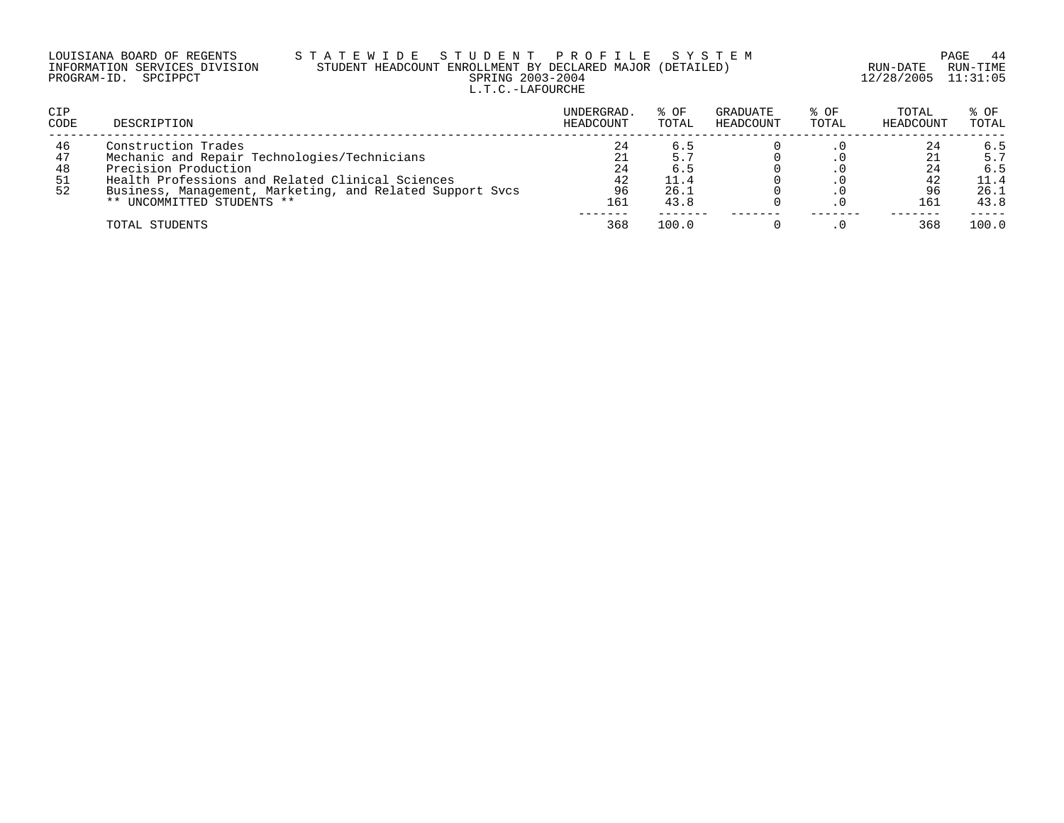LOUISIANA BOARD OF REGENTS — STATEWIDE STUDENT PROFILE SYSTEM
INFORMATION SERVICES DIVISION — STUDENT HEADCOUNT ENROLLMENT BY DECLARED MAJOR (DETAILED)
PROGRAM-ID. SPCIPPCT — SPRING 2003-2004 — RUN-DATE 12/28/2005 RUN-TIME 11:31:05

L.T.C.-LAFOURCHE

| CIP CODE | DESCRIPTION | UNDERGRAD. HEADCOUNT | % OF TOTAL | GRADUATE HEADCOUNT | % OF TOTAL | TOTAL HEADCOUNT | % OF TOTAL |
|---|---|---|---|---|---|---|---|
| 46 | Construction Trades | 24 | 6.5 | 0 | .0 | 24 | 6.5 |
| 47 | Mechanic and Repair Technologies/Technicians | 21 | 5.7 | 0 | .0 | 21 | 5.7 |
| 48 | Precision Production | 24 | 6.5 | 0 | .0 | 24 | 6.5 |
| 51 | Health Professions and Related Clinical Sciences | 42 | 11.4 | 0 | .0 | 42 | 11.4 |
| 52 | Business, Management, Marketing, and Related Support Svcs | 96 | 26.1 | 0 | .0 | 96 | 26.1 |
| | ** UNCOMMITTED STUDENTS ** | 161 | 43.8 | 0 | .0 | 161 | 43.8 |
| | TOTAL STUDENTS | 368 | 100.0 | 0 | .0 | 368 | 100.0 |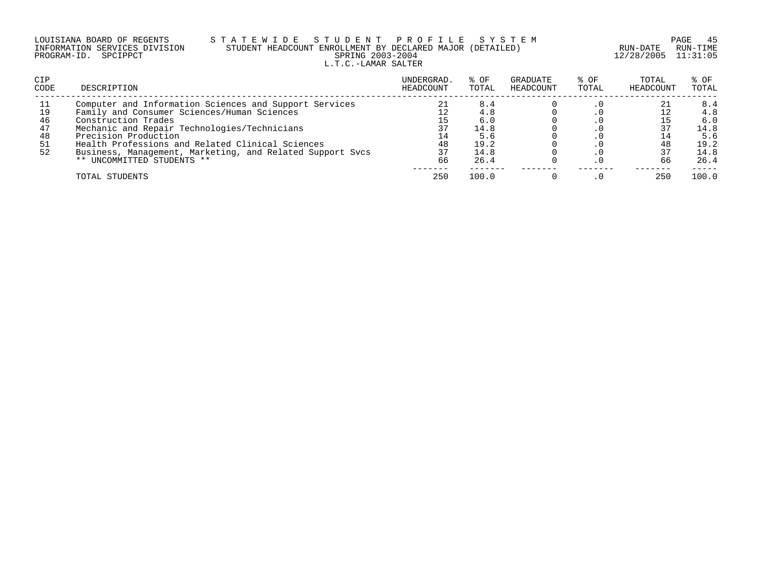LOUISIANA BOARD OF REGENTS — STATEWIDE STUDENT PROFILE SYSTEM
INFORMATION SERVICES DIVISION — STUDENT HEADCOUNT ENROLLMENT BY DECLARED MAJOR (DETAILED)
PROGRAM-ID. SPCIPPCT — SPRING 2003-2004 — RUN-DATE 12/28/2005 RUN-TIME 11:31:05

L.T.C.-LAMAR SALTER

| CIP CODE | DESCRIPTION | UNDERGRAD. HEADCOUNT | % OF TOTAL | GRADUATE HEADCOUNT | % OF TOTAL | TOTAL HEADCOUNT | % OF TOTAL |
|---|---|---|---|---|---|---|---|
| 11 | Computer and Information Sciences and Support Services | 21 | 8.4 | 0 | .0 | 21 | 8.4 |
| 19 | Family and Consumer Sciences/Human Sciences | 12 | 4.8 | 0 | .0 | 12 | 4.8 |
| 46 | Construction Trades | 15 | 6.0 | 0 | .0 | 15 | 6.0 |
| 47 | Mechanic and Repair Technologies/Technicians | 37 | 14.8 | 0 | .0 | 37 | 14.8 |
| 48 | Precision Production | 14 | 5.6 | 0 | .0 | 14 | 5.6 |
| 51 | Health Professions and Related Clinical Sciences | 48 | 19.2 | 0 | .0 | 48 | 19.2 |
| 52 | Business, Management, Marketing, and Related Support Svcs | 37 | 14.8 | 0 | .0 | 37 | 14.8 |
| | ** UNCOMMITTED STUDENTS ** | 66 | 26.4 | 0 | .0 | 66 | 26.4 |
| | TOTAL STUDENTS | 250 | 100.0 | 0 | .0 | 250 | 100.0 |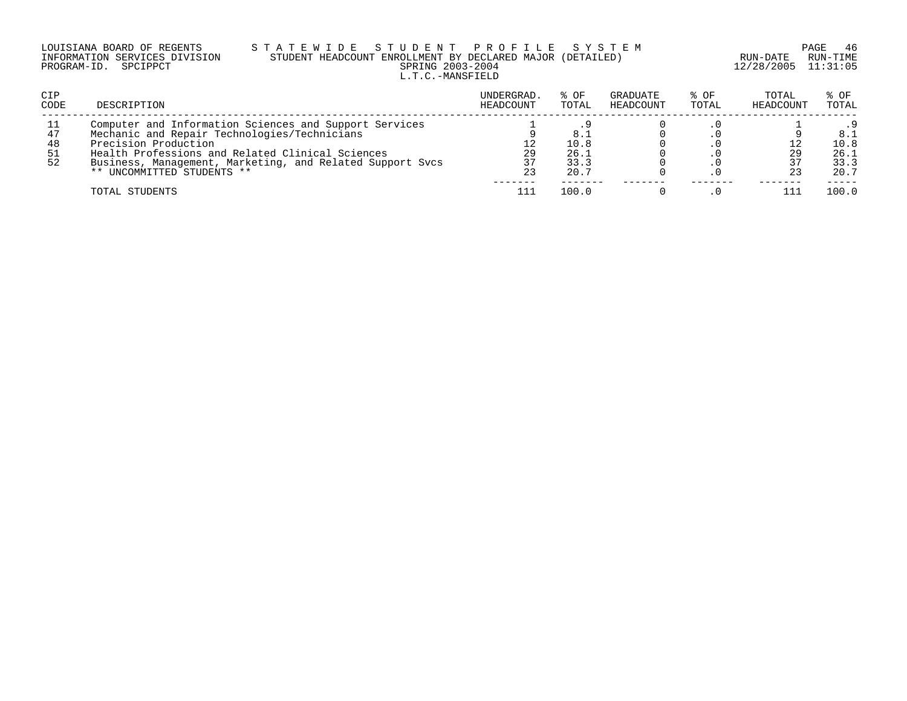LOUISIANA BOARD OF REGENTS — S T A T E W I D E   S T U D E N T   P R O F I L E   S Y S T E M
INFORMATION SERVICES DIVISION — STUDENT HEADCOUNT ENROLLMENT BY DECLARED MAJOR (DETAILED)
PROGRAM-ID. SPCIPPCT — SPRING 2003-2004 — RUN-DATE 12/28/2005 RUN-TIME 11:31:05

L.T.C.-MANSFIELD

| CIP CODE | DESCRIPTION | UNDERGRAD. HEADCOUNT | % OF TOTAL | GRADUATE HEADCOUNT | % OF TOTAL | TOTAL HEADCOUNT | % OF TOTAL |
|---|---|---|---|---|---|---|---|
| 11 | Computer and Information Sciences and Support Services | 1 | .9 | 0 | .0 | 1 | .9 |
| 47 | Mechanic and Repair Technologies/Technicians | 9 | 8.1 | 0 | .0 | 9 | 8.1 |
| 48 | Precision Production | 12 | 10.8 | 0 | .0 | 12 | 10.8 |
| 51 | Health Professions and Related Clinical Sciences | 29 | 26.1 | 0 | .0 | 29 | 26.1 |
| 52 | Business, Management, Marketing, and Related Support Svcs | 37 | 33.3 | 0 | .0 | 37 | 33.3 |
| | ** UNCOMMITTED STUDENTS ** | 23 | 20.7 | 0 | .0 | 23 | 20.7 |
| | TOTAL STUDENTS | 111 | 100.0 | 0 | .0 | 111 | 100.0 |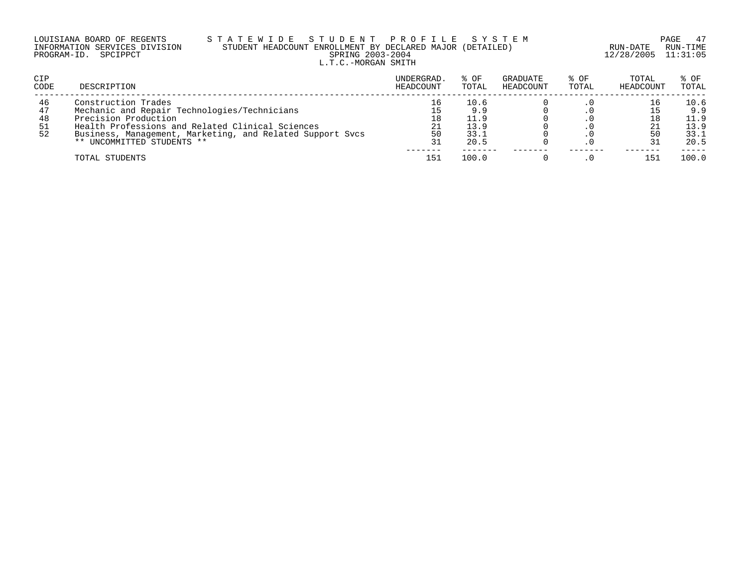LOUISIANA BOARD OF REGENTS — STATEWIDE STUDENT PROFILE SYSTEM
INFORMATION SERVICES DIVISION — STUDENT HEADCOUNT ENROLLMENT BY DECLARED MAJOR (DETAILED)
PROGRAM-ID. SPCIPPCT — SPRING 2003-2004
RUN-DATE 12/28/2005 RUN-TIME 11:31:05

L.T.C.-MORGAN SMITH

| CIP CODE | DESCRIPTION | UNDERGRAD. HEADCOUNT | % OF TOTAL | GRADUATE HEADCOUNT | % OF TOTAL | TOTAL HEADCOUNT | % OF TOTAL |
|---|---|---|---|---|---|---|---|
| 46 | Construction Trades | 16 | 10.6 | 0 | .0 | 16 | 10.6 |
| 47 | Mechanic and Repair Technologies/Technicians | 15 | 9.9 | 0 | .0 | 15 | 9.9 |
| 48 | Precision Production | 18 | 11.9 | 0 | .0 | 18 | 11.9 |
| 51 | Health Professions and Related Clinical Sciences | 21 | 13.9 | 0 | .0 | 21 | 13.9 |
| 52 | Business, Management, Marketing, and Related Support Svcs | 50 | 33.1 | 0 | .0 | 50 | 33.1 |
| | ** UNCOMMITTED STUDENTS ** | 31 | 20.5 | 0 | .0 | 31 | 20.5 |
| | TOTAL STUDENTS | 151 | 100.0 | 0 | .0 | 151 | 100.0 |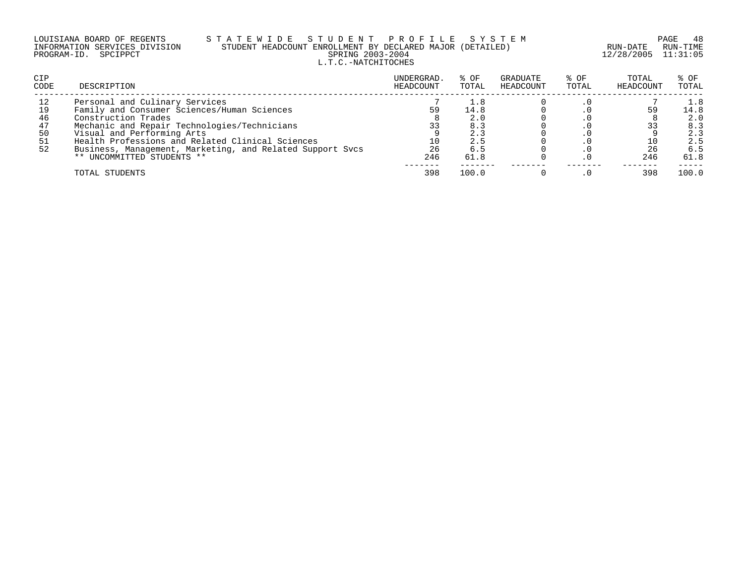LOUISIANA BOARD OF REGENTS — STATEWIDE STUDENT PROFILE SYSTEM
INFORMATION SERVICES DIVISION — STUDENT HEADCOUNT ENROLLMENT BY DECLARED MAJOR (DETAILED)
PROGRAM-ID. SPCIPPCT — SPRING 2003-2004 — RUN-DATE 12/28/2005 RUN-TIME 11:31:05

L.T.C.-NATCHITOCHES

| CIP CODE | DESCRIPTION | UNDERGRAD. HEADCOUNT | % OF TOTAL | GRADUATE HEADCOUNT | % OF TOTAL | TOTAL HEADCOUNT | % OF TOTAL |
|---|---|---|---|---|---|---|---|
| 12 | Personal and Culinary Services | 7 | 1.8 | 0 | .0 | 7 | 1.8 |
| 19 | Family and Consumer Sciences/Human Sciences | 59 | 14.8 | 0 | .0 | 59 | 14.8 |
| 46 | Construction Trades | 8 | 2.0 | 0 | .0 | 8 | 2.0 |
| 47 | Mechanic and Repair Technologies/Technicians | 33 | 8.3 | 0 | .0 | 33 | 8.3 |
| 50 | Visual and Performing Arts | 9 | 2.3 | 0 | .0 | 9 | 2.3 |
| 51 | Health Professions and Related Clinical Sciences | 10 | 2.5 | 0 | .0 | 10 | 2.5 |
| 52 | Business, Management, Marketing, and Related Support Svcs | 26 | 6.5 | 0 | .0 | 26 | 6.5 |
| | ** UNCOMMITTED STUDENTS ** | 246 | 61.8 | 0 | .0 | 246 | 61.8 |
| | TOTAL STUDENTS | 398 | 100.0 | 0 | .0 | 398 | 100.0 |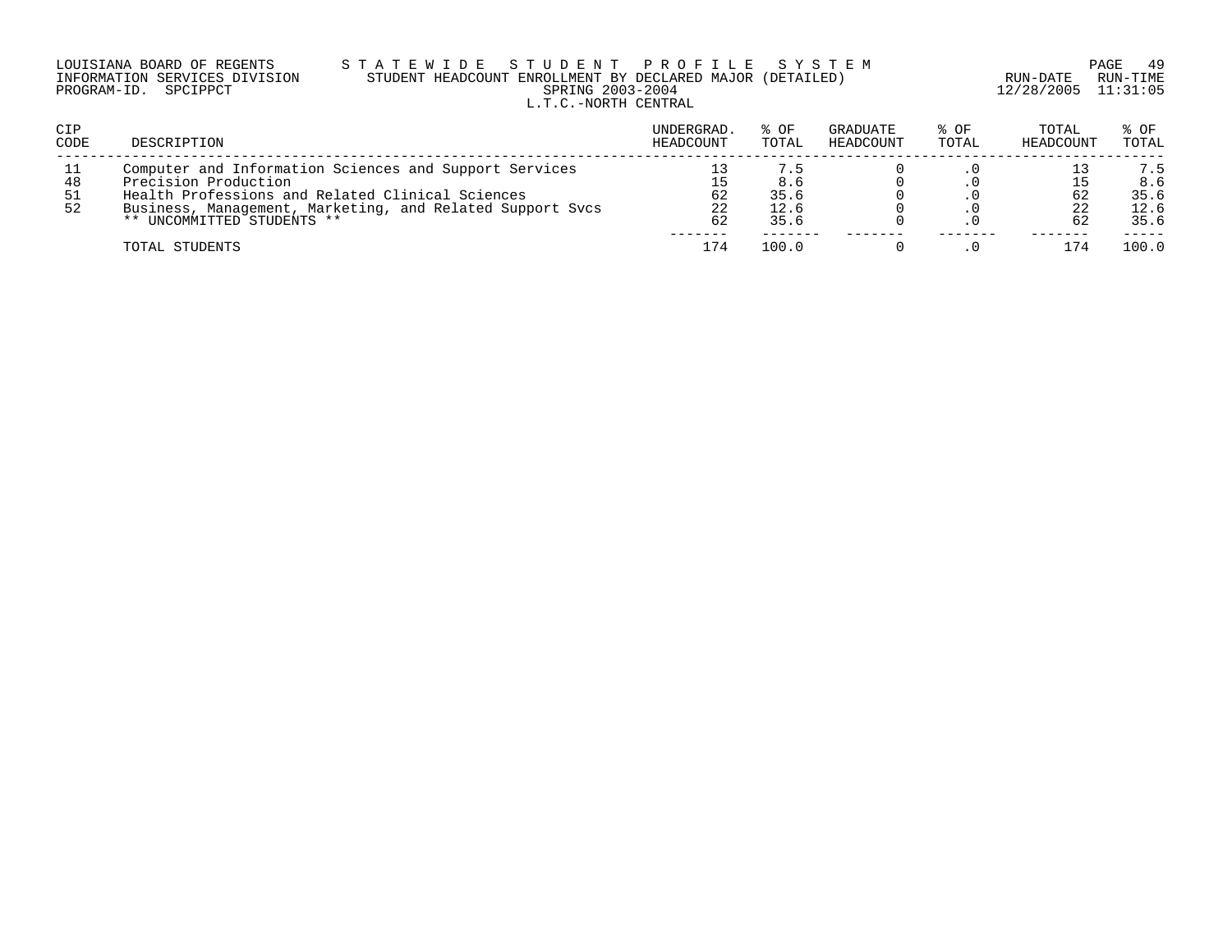LOUISIANA BOARD OF REGENTS — STATEWIDE STUDENT PROFILE SYSTEM
INFORMATION SERVICES DIVISION — STUDENT HEADCOUNT ENROLLMENT BY DECLARED MAJOR (DETAILED)
PROGRAM-ID. SPCIPPCT — SPRING 2003-2004 — RUN-DATE 12/28/2005 RUN-TIME 11:31:05

L.T.C.-NORTH CENTRAL

| CIP CODE | DESCRIPTION | UNDERGRAD. HEADCOUNT | % OF TOTAL | GRADUATE HEADCOUNT | % OF TOTAL | TOTAL HEADCOUNT | % OF TOTAL |
|---|---|---|---|---|---|---|---|
| 11 | Computer and Information Sciences and Support Services | 13 | 7.5 | 0 | .0 | 13 | 7.5 |
| 48 | Precision Production | 15 | 8.6 | 0 | .0 | 15 | 8.6 |
| 51 | Health Professions and Related Clinical Sciences | 62 | 35.6 | 0 | .0 | 62 | 35.6 |
| 52 | Business, Management, Marketing, and Related Support Svcs | 22 | 12.6 | 0 | .0 | 22 | 12.6 |
| | ** UNCOMMITTED STUDENTS ** | 62 | 35.6 | 0 | .0 | 62 | 35.6 |
| | TOTAL STUDENTS | 174 | 100.0 | 0 | .0 | 174 | 100.0 |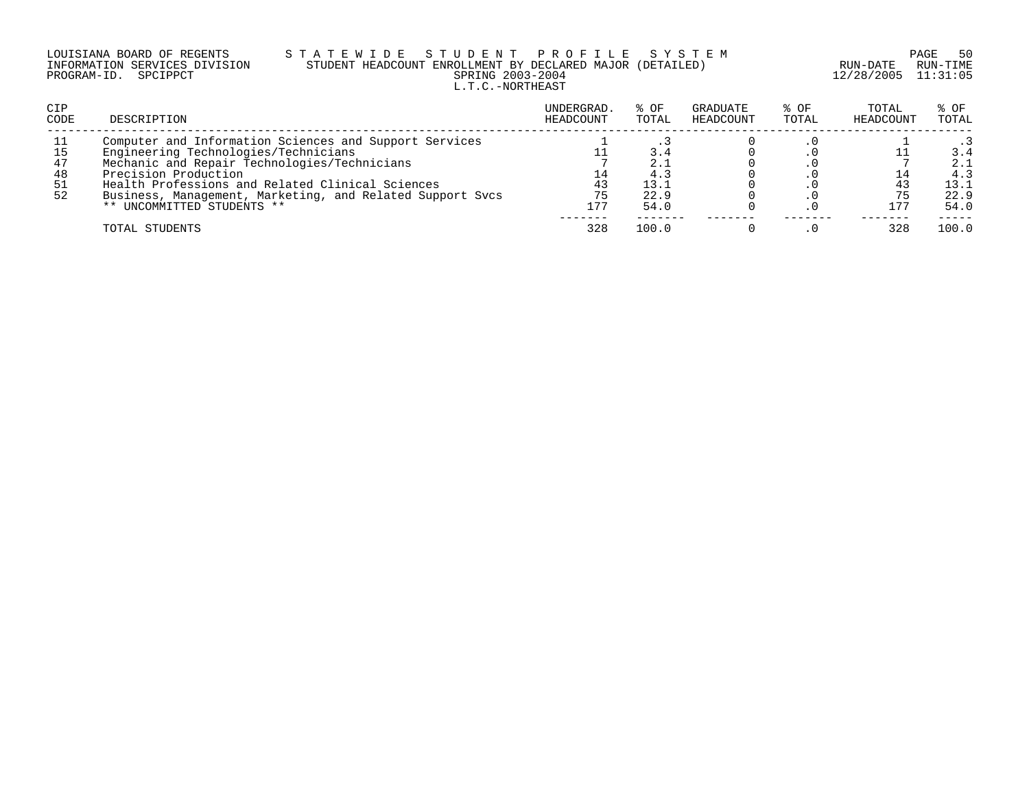LOUISIANA BOARD OF REGENTS — STATEWIDE STUDENT PROFILE SYSTEM
INFORMATION SERVICES DIVISION — STUDENT HEADCOUNT ENROLLMENT BY DECLARED MAJOR (DETAILED)
PROGRAM-ID. SPCIPPCT — SPRING 2003-2004 — RUN-DATE 12/28/2005 RUN-TIME 11:31:05

L.T.C.-NORTHEAST

| CIP CODE | DESCRIPTION | UNDERGRAD. HEADCOUNT | % OF TOTAL | GRADUATE HEADCOUNT | % OF TOTAL | TOTAL HEADCOUNT | % OF TOTAL |
|---|---|---|---|---|---|---|---|
| 11 | Computer and Information Sciences and Support Services | 1 | .3 | 0 | .0 | 1 | .3 |
| 15 | Engineering Technologies/Technicians | 11 | 3.4 | 0 | .0 | 11 | 3.4 |
| 47 | Mechanic and Repair Technologies/Technicians | 7 | 2.1 | 0 | .0 | 7 | 2.1 |
| 48 | Precision Production | 14 | 4.3 | 0 | .0 | 14 | 4.3 |
| 51 | Health Professions and Related Clinical Sciences | 43 | 13.1 | 0 | .0 | 43 | 13.1 |
| 52 | Business, Management, Marketing, and Related Support Svcs | 75 | 22.9 | 0 | .0 | 75 | 22.9 |
| | ** UNCOMMITTED STUDENTS ** | 177 | 54.0 | 0 | .0 | 177 | 54.0 |
| | TOTAL STUDENTS | 328 | 100.0 | 0 | .0 | 328 | 100.0 |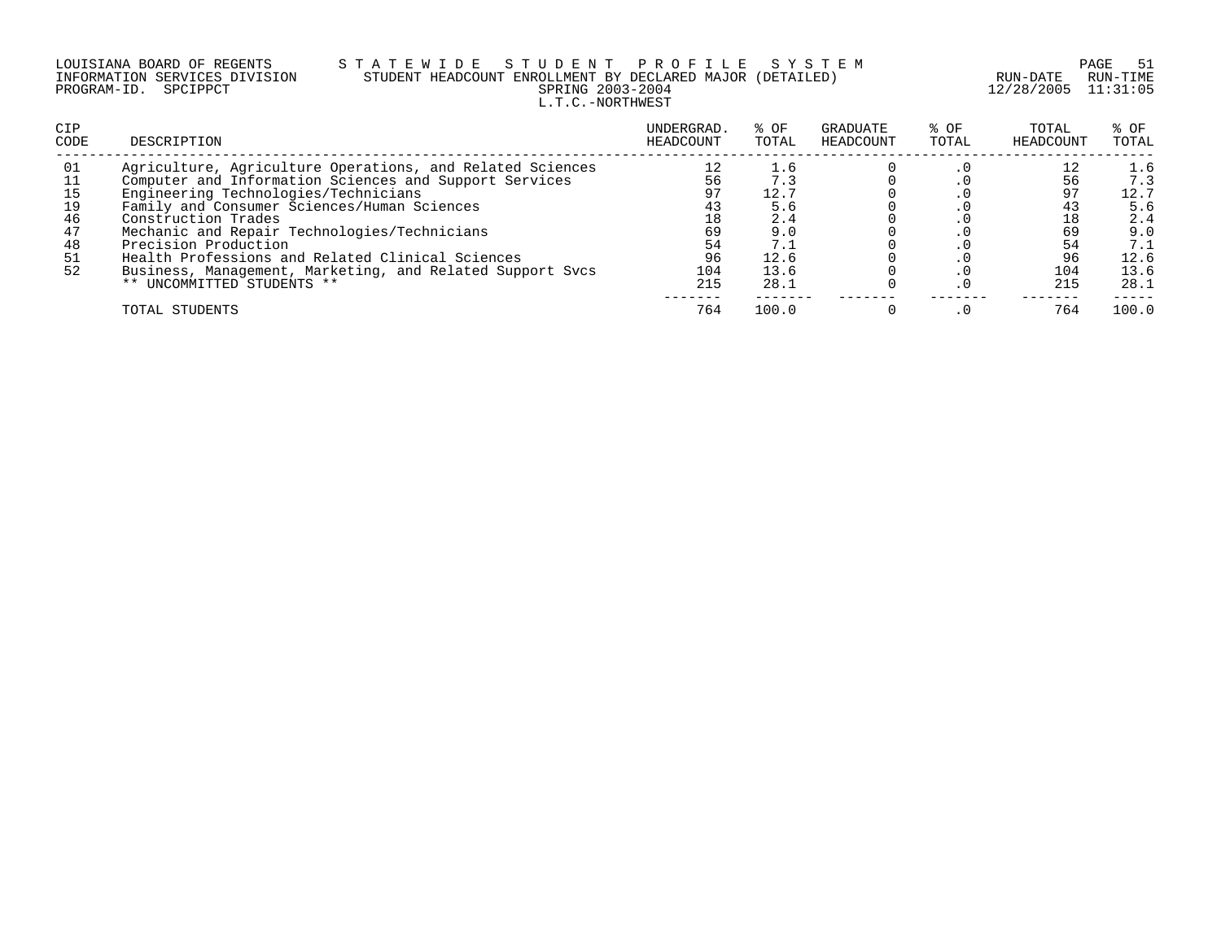LOUISIANA BOARD OF REGENTS — S T A T E W I D E   S T U D E N T   P R O F I L E   S Y S T E M

INFORMATION SERVICES DIVISION — STUDENT HEADCOUNT ENROLLMENT BY DECLARED MAJOR (DETAILED) — RUN-DATE 12/28/2005 RUN-TIME 11:31:05

PROGRAM-ID. SPCIPPCT — SPRING 2003-2004

L.T.C.-NORTHWEST

| CIP CODE | DESCRIPTION | UNDERGRAD. HEADCOUNT | % OF TOTAL | GRADUATE HEADCOUNT | % OF TOTAL | TOTAL HEADCOUNT | % OF TOTAL |
|---|---|---|---|---|---|---|---|
| 01 | Agriculture, Agriculture Operations, and Related Sciences | 12 | 1.6 | 0 | .0 | 12 | 1.6 |
| 11 | Computer and Information Sciences and Support Services | 56 | 7.3 | 0 | .0 | 56 | 7.3 |
| 15 | Engineering Technologies/Technicians | 97 | 12.7 | 0 | .0 | 97 | 12.7 |
| 19 | Family and Consumer Sciences/Human Sciences | 43 | 5.6 | 0 | .0 | 43 | 5.6 |
| 46 | Construction Trades | 18 | 2.4 | 0 | .0 | 18 | 2.4 |
| 47 | Mechanic and Repair Technologies/Technicians | 69 | 9.0 | 0 | .0 | 69 | 9.0 |
| 48 | Precision Production | 54 | 7.1 | 0 | .0 | 54 | 7.1 |
| 51 | Health Professions and Related Clinical Sciences | 96 | 12.6 | 0 | .0 | 96 | 12.6 |
| 52 | Business, Management, Marketing, and Related Support Svcs | 104 | 13.6 | 0 | .0 | 104 | 13.6 |
| | ** UNCOMMITTED STUDENTS ** | 215 | 28.1 | 0 | .0 | 215 | 28.1 |
| | TOTAL STUDENTS | 764 | 100.0 | 0 | .0 | 764 | 100.0 |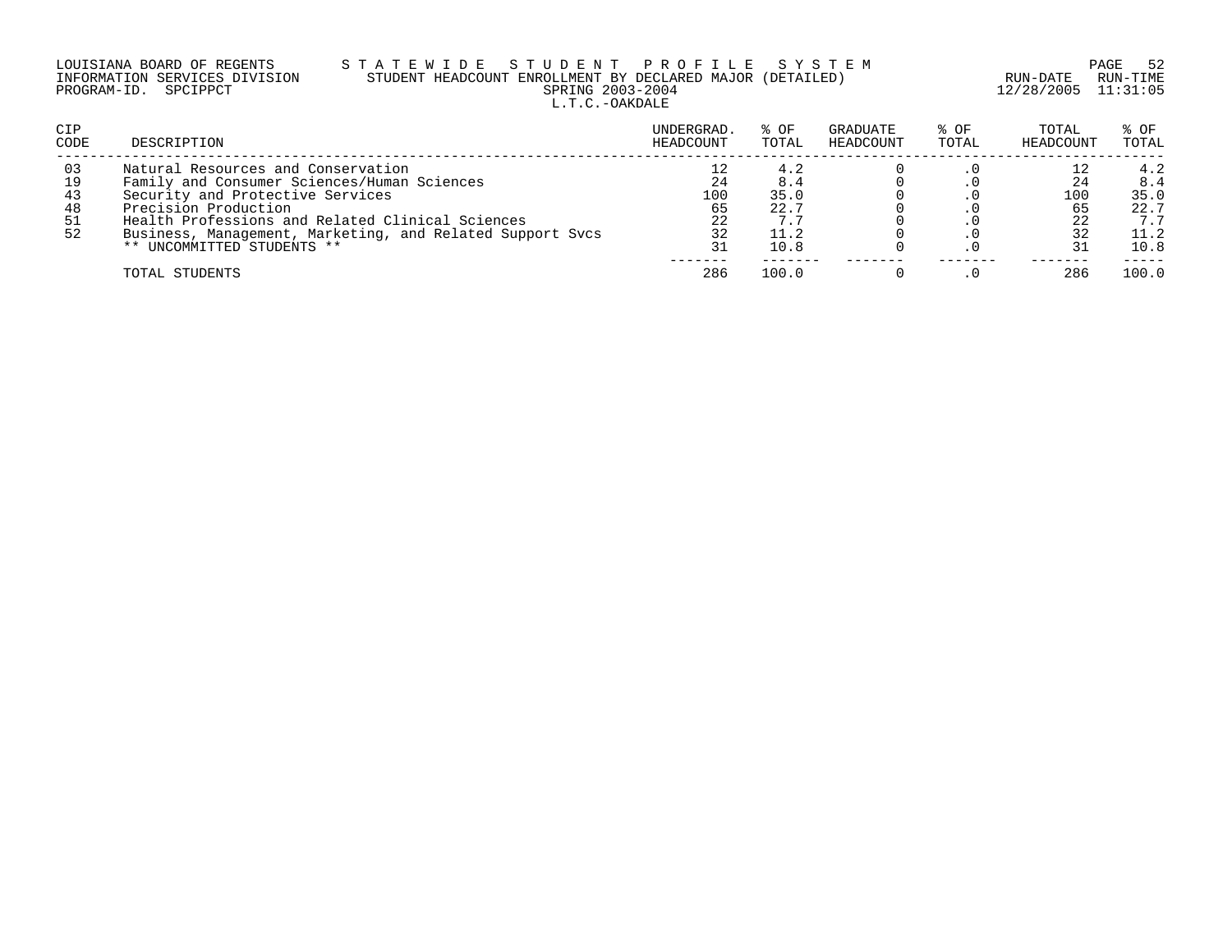LOUISIANA BOARD OF REGENTS — S T A T E W I D E   S T U D E N T   P R O F I L E   S Y S T E M
INFORMATION SERVICES DIVISION — STUDENT HEADCOUNT ENROLLMENT BY DECLARED MAJOR (DETAILED)
PROGRAM-ID. SPCIPPCT — SPRING 2003-2004 — RUN-DATE 12/28/2005 RUN-TIME 11:31:05

L.T.C.-OAKDALE

| CIP CODE | DESCRIPTION | UNDERGRAD. HEADCOUNT | % OF TOTAL | GRADUATE HEADCOUNT | % OF TOTAL | TOTAL HEADCOUNT | % OF TOTAL |
|---|---|---|---|---|---|---|---|
| 03 | Natural Resources and Conservation | 12 | 4.2 | 0 | .0 | 12 | 4.2 |
| 19 | Family and Consumer Sciences/Human Sciences | 24 | 8.4 | 0 | .0 | 24 | 8.4 |
| 43 | Security and Protective Services | 100 | 35.0 | 0 | .0 | 100 | 35.0 |
| 48 | Precision Production | 65 | 22.7 | 0 | .0 | 65 | 22.7 |
| 51 | Health Professions and Related Clinical Sciences | 22 | 7.7 | 0 | .0 | 22 | 7.7 |
| 52 | Business, Management, Marketing, and Related Support Svcs | 32 | 11.2 | 0 | .0 | 32 | 11.2 |
| | ** UNCOMMITTED STUDENTS ** | 31 | 10.8 | 0 | .0 | 31 | 10.8 |
| | TOTAL STUDENTS | 286 | 100.0 | 0 | .0 | 286 | 100.0 |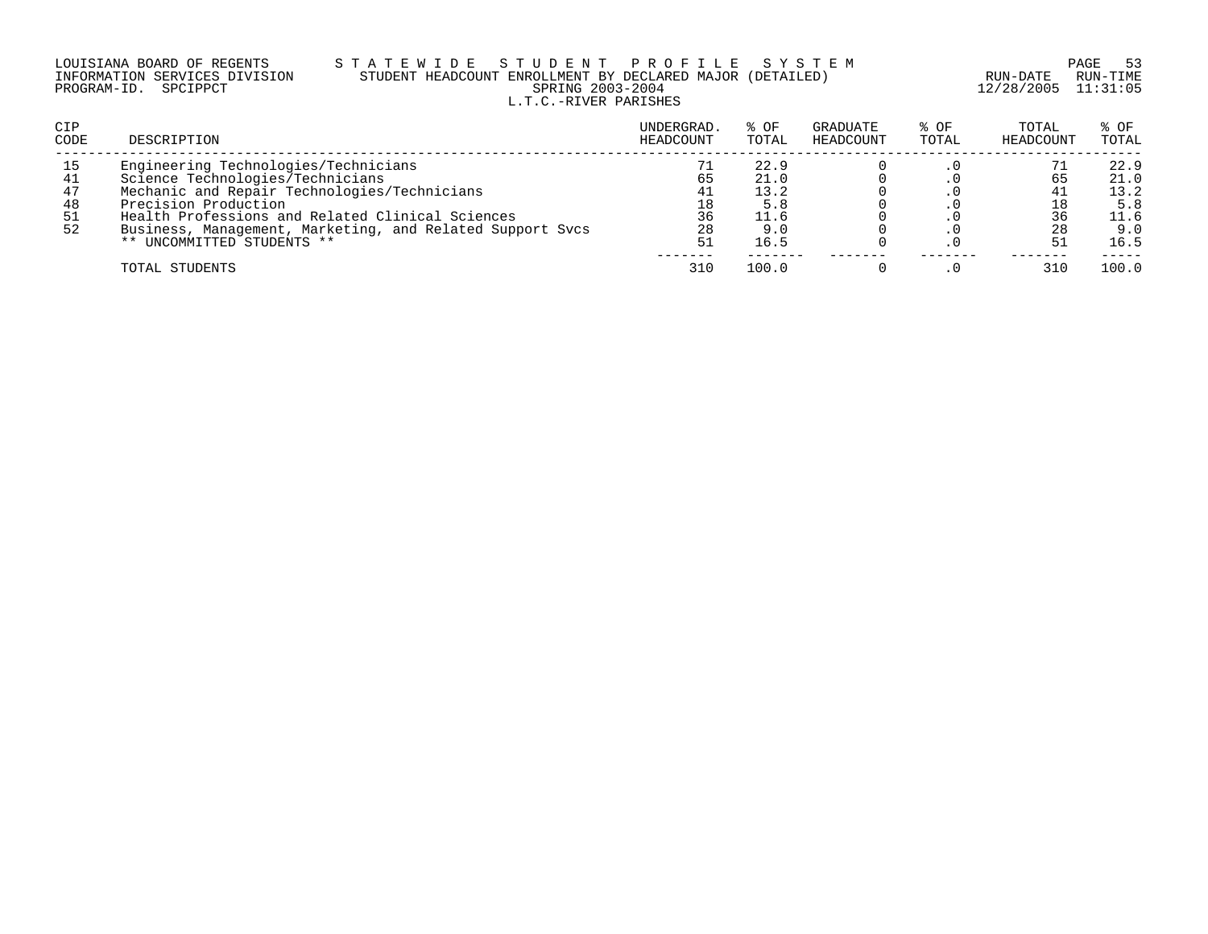LOUISIANA BOARD OF REGENTS — STATEWIDE STUDENT PROFILE SYSTEM
INFORMATION SERVICES DIVISION — STUDENT HEADCOUNT ENROLLMENT BY DECLARED MAJOR (DETAILED)
PROGRAM-ID. SPCIPPCT — SPRING 2003-2004 — RUN-DATE 12/28/2005 RUN-TIME 11:31:05

## L.T.C.-RIVER PARISHES

| CIP CODE | DESCRIPTION | UNDERGRAD. HEADCOUNT | % OF TOTAL | GRADUATE HEADCOUNT | % OF TOTAL | TOTAL HEADCOUNT | % OF TOTAL |
|---|---|---|---|---|---|---|---|
| 15 | Engineering Technologies/Technicians | 71 | 22.9 | 0 | .0 | 71 | 22.9 |
| 41 | Science Technologies/Technicians | 65 | 21.0 | 0 | .0 | 65 | 21.0 |
| 47 | Mechanic and Repair Technologies/Technicians | 41 | 13.2 | 0 | .0 | 41 | 13.2 |
| 48 | Precision Production | 18 | 5.8 | 0 | .0 | 18 | 5.8 |
| 51 | Health Professions and Related Clinical Sciences | 36 | 11.6 | 0 | .0 | 36 | 11.6 |
| 52 | Business, Management, Marketing, and Related Support Svcs | 28 | 9.0 | 0 | .0 | 28 | 9.0 |
| | ** UNCOMMITTED STUDENTS ** | 51 | 16.5 | 0 | .0 | 51 | 16.5 |
| | TOTAL STUDENTS | 310 | 100.0 | 0 | .0 | 310 | 100.0 |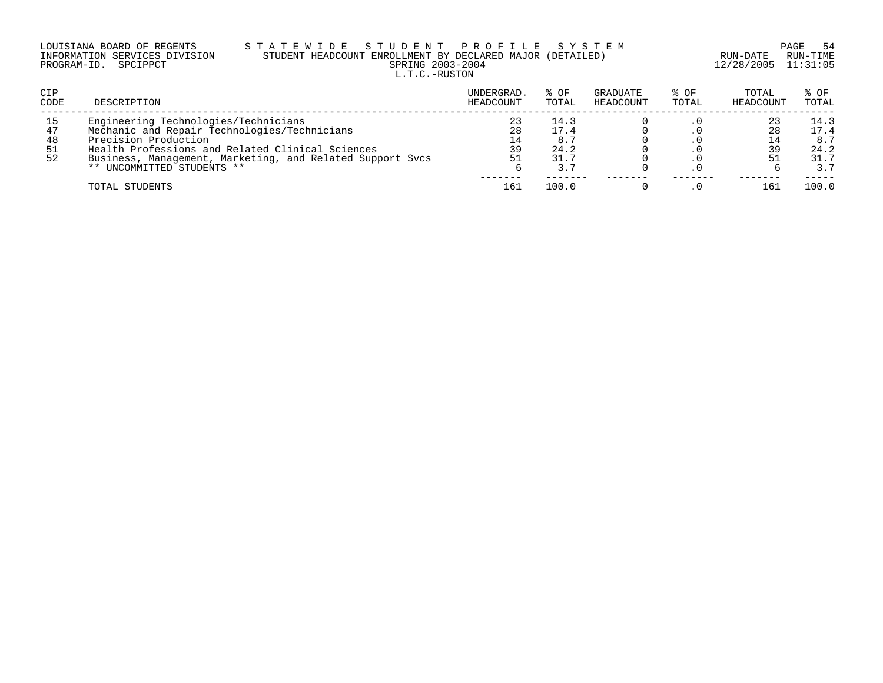LOUISIANA BOARD OF REGENTS — STATEWIDE STUDENT PROFILE SYSTEM
INFORMATION SERVICES DIVISION — STUDENT HEADCOUNT ENROLLMENT BY DECLARED MAJOR (DETAILED)
PROGRAM-ID. SPCIPPCT — SPRING 2003-2004
RUN-DATE 12/28/2005 RUN-TIME 11:31:05

L.T.C.-RUSTON

| CIP CODE | DESCRIPTION | UNDERGRAD. HEADCOUNT | % OF TOTAL | GRADUATE HEADCOUNT | % OF TOTAL | TOTAL HEADCOUNT | % OF TOTAL |
|---|---|---|---|---|---|---|---|
| 15 | Engineering Technologies/Technicians | 23 | 14.3 | 0 | .0 | 23 | 14.3 |
| 47 | Mechanic and Repair Technologies/Technicians | 28 | 17.4 | 0 | .0 | 28 | 17.4 |
| 48 | Precision Production | 14 | 8.7 | 0 | .0 | 14 | 8.7 |
| 51 | Health Professions and Related Clinical Sciences | 39 | 24.2 | 0 | .0 | 39 | 24.2 |
| 52 | Business, Management, Marketing, and Related Support Svcs | 51 | 31.7 | 0 | .0 | 51 | 31.7 |
| | ** UNCOMMITTED STUDENTS ** | 6 | 3.7 | 0 | .0 | 6 | 3.7 |
| | TOTAL STUDENTS | 161 | 100.0 | 0 | .0 | 161 | 100.0 |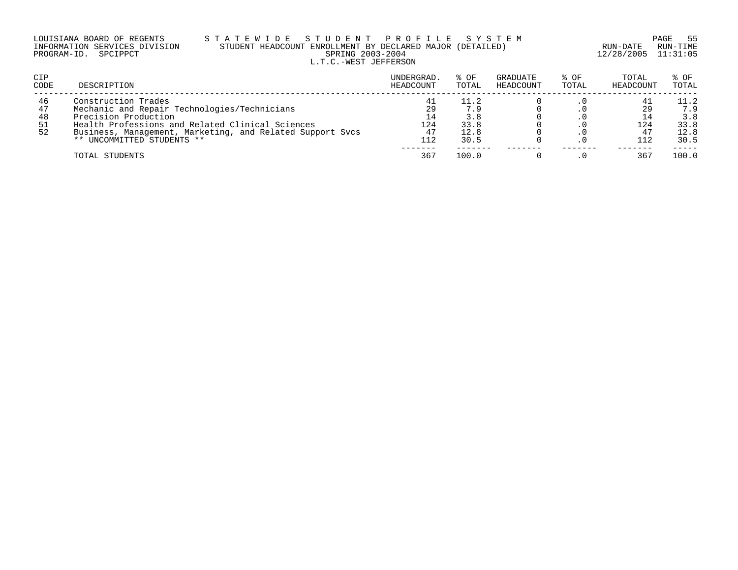LOUISIANA BOARD OF REGENTS — STATEWIDE STUDENT PROFILE SYSTEM
INFORMATION SERVICES DIVISION — STUDENT HEADCOUNT ENROLLMENT BY DECLARED MAJOR (DETAILED)
PROGRAM-ID. SPCIPPCT — SPRING 2003-2004
RUN-DATE 12/28/2005 RUN-TIME 11:31:05

## L.T.C.-WEST JEFFERSON

| CIP CODE | DESCRIPTION | UNDERGRAD. HEADCOUNT | % OF TOTAL | GRADUATE HEADCOUNT | % OF TOTAL | TOTAL HEADCOUNT | % OF TOTAL |
|---|---|---|---|---|---|---|---|
| 46 | Construction Trades | 41 | 11.2 | 0 | .0 | 41 | 11.2 |
| 47 | Mechanic and Repair Technologies/Technicians | 29 | 7.9 | 0 | .0 | 29 | 7.9 |
| 48 | Precision Production | 14 | 3.8 | 0 | .0 | 14 | 3.8 |
| 51 | Health Professions and Related Clinical Sciences | 124 | 33.8 | 0 | .0 | 124 | 33.8 |
| 52 | Business, Management, Marketing, and Related Support Svcs | 47 | 12.8 | 0 | .0 | 47 | 12.8 |
| | ** UNCOMMITTED STUDENTS ** | 112 | 30.5 | 0 | .0 | 112 | 30.5 |
| | TOTAL STUDENTS | 367 | 100.0 | 0 | .0 | 367 | 100.0 |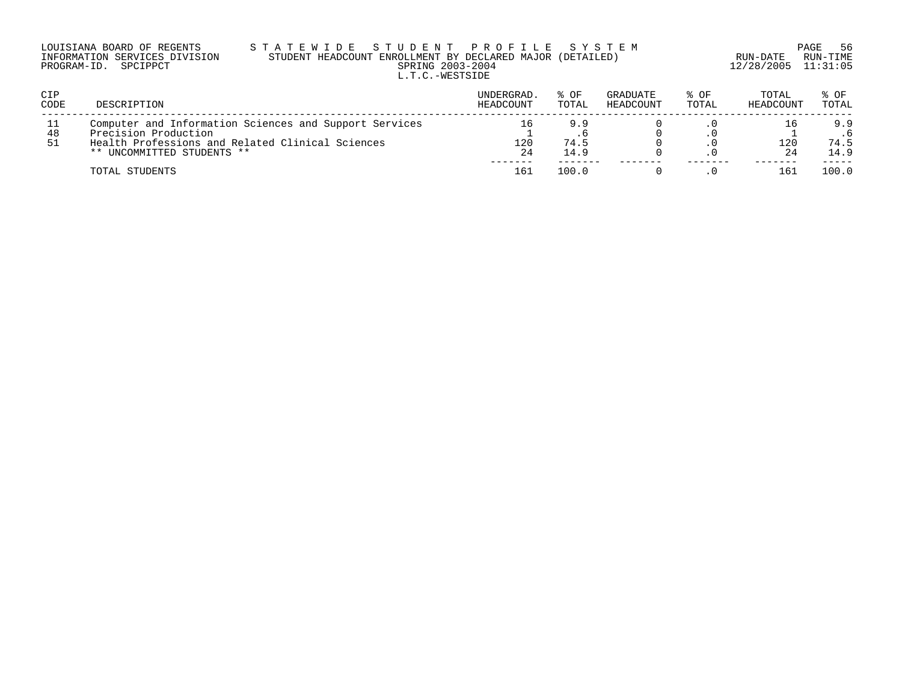LOUISIANA BOARD OF REGENTS — STATEWIDE STUDENT PROFILE SYSTEM
INFORMATION SERVICES DIVISION — STUDENT HEADCOUNT ENROLLMENT BY DECLARED MAJOR (DETAILED)
PROGRAM-ID. SPCIPPCT — SPRING 2003-2004 — RUN-DATE 12/28/2005 RUN-TIME 11:31:05

L.T.C.-WESTSIDE

| CIP CODE | DESCRIPTION | UNDERGRAD. HEADCOUNT | % OF TOTAL | GRADUATE HEADCOUNT | % OF TOTAL | TOTAL HEADCOUNT | % OF TOTAL |
|---|---|---|---|---|---|---|---|
| 11 | Computer and Information Sciences and Support Services | 16 | 9.9 | 0 | .0 | 16 | 9.9 |
| 48 | Precision Production | 1 | .6 | 0 | .0 | 1 | .6 |
| 51 | Health Professions and Related Clinical Sciences | 120 | 74.5 | 0 | .0 | 120 | 74.5 |
| | ** UNCOMMITTED STUDENTS ** | 24 | 14.9 | 0 | .0 | 24 | 14.9 |
| | TOTAL STUDENTS | 161 | 100.0 | 0 | .0 | 161 | 100.0 |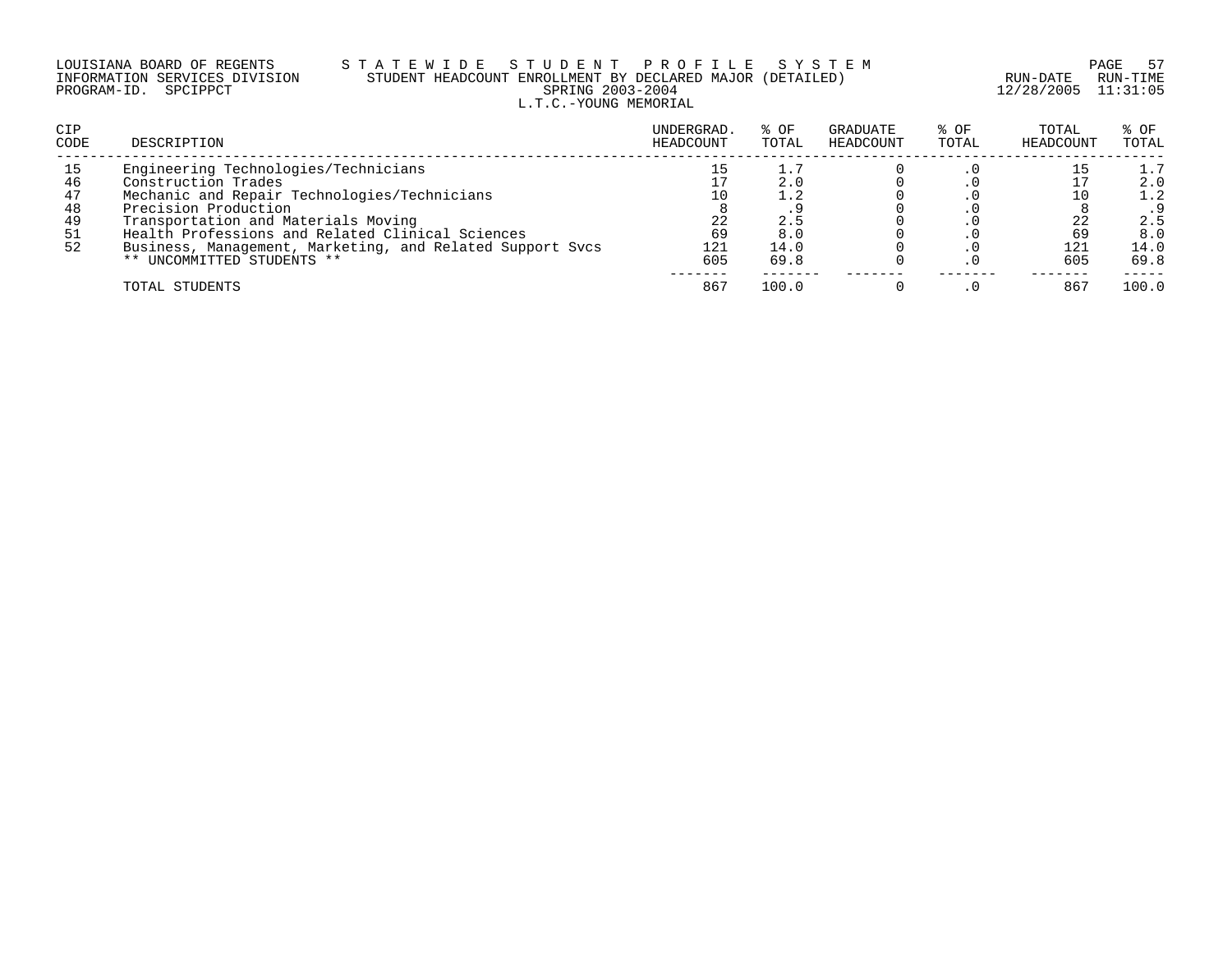LOUISIANA BOARD OF REGENTS — STATEWIDE STUDENT PROFILE SYSTEM

INFORMATION SERVICES DIVISION — STUDENT HEADCOUNT ENROLLMENT BY DECLARED MAJOR (DETAILED)

PROGRAM-ID. SPCIPPCT — SPRING 2003-2004

RUN-DATE 12/28/2005 RUN-TIME 11:31:05

L.T.C.-YOUNG MEMORIAL

| CIP CODE | DESCRIPTION | UNDERGRAD. HEADCOUNT | % OF TOTAL | GRADUATE HEADCOUNT | % OF TOTAL | TOTAL HEADCOUNT | % OF TOTAL |
|---|---|---|---|---|---|---|---|
| 15 | Engineering Technologies/Technicians | 15 | 1.7 | 0 | .0 | 15 | 1.7 |
| 46 | Construction Trades | 17 | 2.0 | 0 | .0 | 17 | 2.0 |
| 47 | Mechanic and Repair Technologies/Technicians | 10 | 1.2 | 0 | .0 | 10 | 1.2 |
| 48 | Precision Production | 8 | .9 | 0 | .0 | 8 | .9 |
| 49 | Transportation and Materials Moving | 22 | 2.5 | 0 | .0 | 22 | 2.5 |
| 51 | Health Professions and Related Clinical Sciences | 69 | 8.0 | 0 | .0 | 69 | 8.0 |
| 52 | Business, Management, Marketing, and Related Support Svcs | 121 | 14.0 | 0 | .0 | 121 | 14.0 |
| | ** UNCOMMITTED STUDENTS ** | 605 | 69.8 | 0 | .0 | 605 | 69.8 |
| | TOTAL STUDENTS | 867 | 100.0 | 0 | .0 | 867 | 100.0 |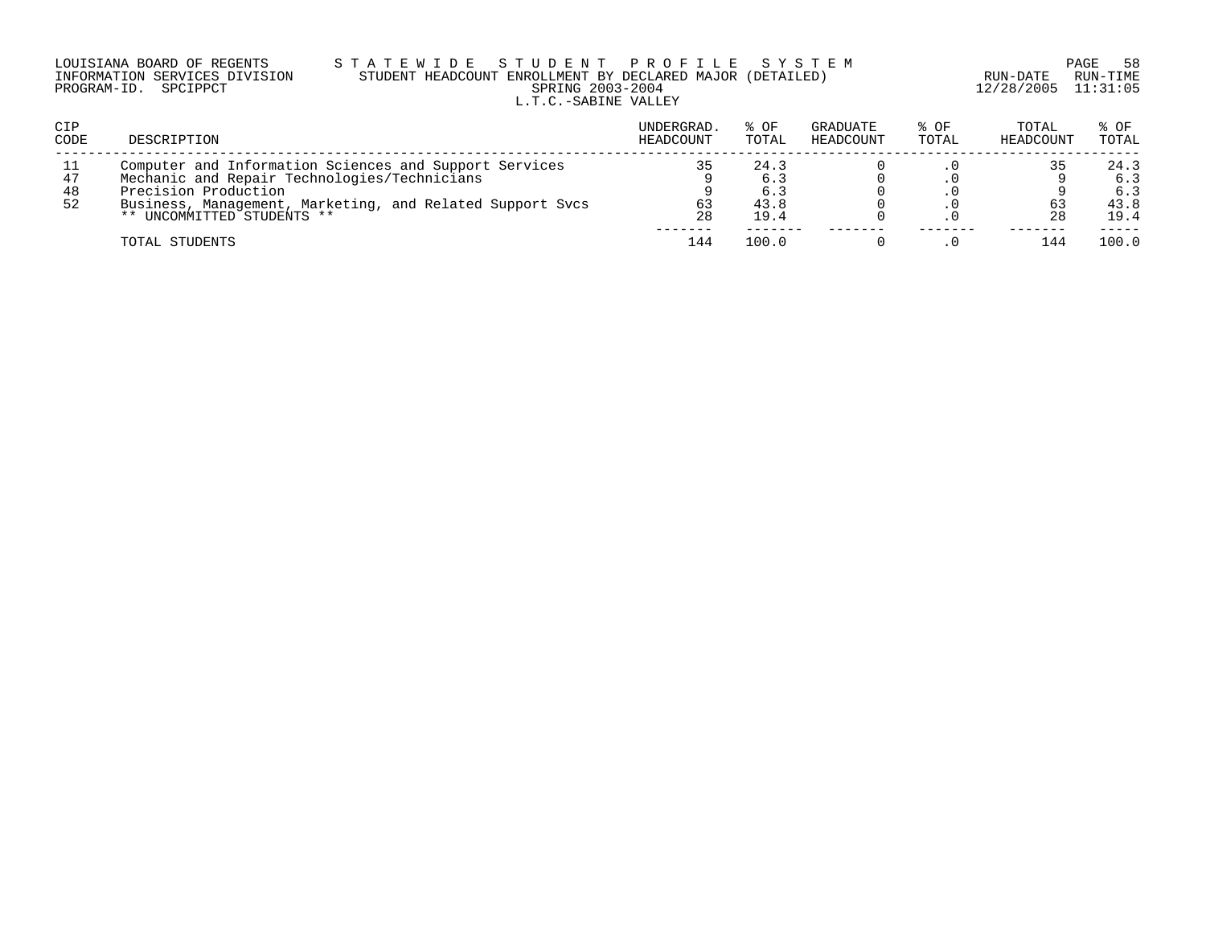LOUISIANA BOARD OF REGENTS — STATEWIDE STUDENT PROFILE SYSTEM
INFORMATION SERVICES DIVISION — STUDENT HEADCOUNT ENROLLMENT BY DECLARED MAJOR (DETAILED)
PROGRAM-ID. SPCIPPCT — SPRING 2003-2004 — RUN-DATE 12/28/2005 RUN-TIME 11:31:05

L.T.C.-SABINE VALLEY

| CIP CODE | DESCRIPTION | UNDERGRAD. HEADCOUNT | % OF TOTAL | GRADUATE HEADCOUNT | % OF TOTAL | TOTAL HEADCOUNT | % OF TOTAL |
|---|---|---|---|---|---|---|---|
| 11 | Computer and Information Sciences and Support Services | 35 | 24.3 | 0 | .0 | 35 | 24.3 |
| 47 | Mechanic and Repair Technologies/Technicians | 9 | 6.3 | 0 | .0 | 9 | 6.3 |
| 48 | Precision Production | 9 | 6.3 | 0 | .0 | 9 | 6.3 |
| 52 | Business, Management, Marketing, and Related Support Svcs | 63 | 43.8 | 0 | .0 | 63 | 43.8 |
| | ** UNCOMMITTED STUDENTS ** | 28 | 19.4 | 0 | .0 | 28 | 19.4 |
| | TOTAL STUDENTS | 144 | 100.0 | 0 | .0 | 144 | 100.0 |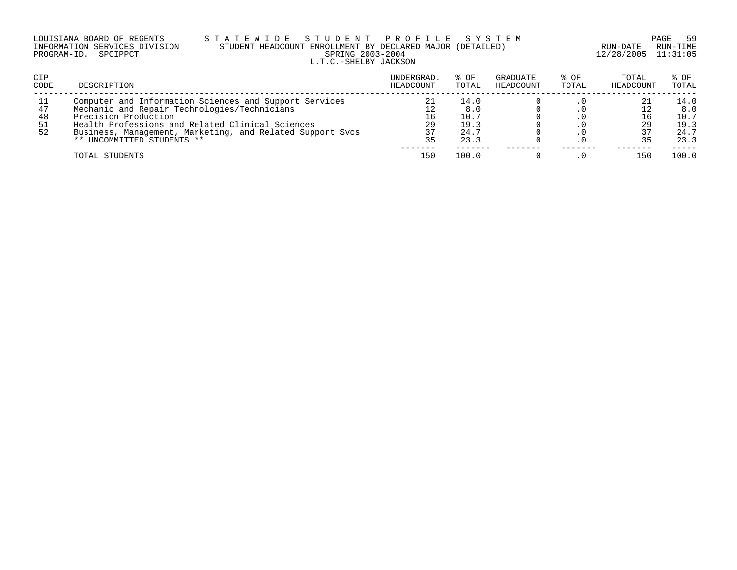LOUISIANA BOARD OF REGENTS — STATEWIDE STUDENT PROFILE SYSTEM
INFORMATION SERVICES DIVISION — STUDENT HEADCOUNT ENROLLMENT BY DECLARED MAJOR (DETAILED)
PROGRAM-ID. SPCIPPCT — SPRING 2003-2004 — RUN-DATE 12/28/2005 RUN-TIME 11:31:05

L.T.C.-SHELBY JACKSON

| CIP CODE | DESCRIPTION | UNDERGRAD. HEADCOUNT | % OF TOTAL | GRADUATE HEADCOUNT | % OF TOTAL | TOTAL HEADCOUNT | % OF TOTAL |
|---|---|---|---|---|---|---|---|
| 11 | Computer and Information Sciences and Support Services | 21 | 14.0 | 0 | .0 | 21 | 14.0 |
| 47 | Mechanic and Repair Technologies/Technicians | 12 | 8.0 | 0 | .0 | 12 | 8.0 |
| 48 | Precision Production | 16 | 10.7 | 0 | .0 | 16 | 10.7 |
| 51 | Health Professions and Related Clinical Sciences | 29 | 19.3 | 0 | .0 | 29 | 19.3 |
| 52 | Business, Management, Marketing, and Related Support Svcs | 37 | 24.7 | 0 | .0 | 37 | 24.7 |
| | ** UNCOMMITTED STUDENTS ** | 35 | 23.3 | 0 | .0 | 35 | 23.3 |
| | TOTAL STUDENTS | 150 | 100.0 | 0 | .0 | 150 | 100.0 |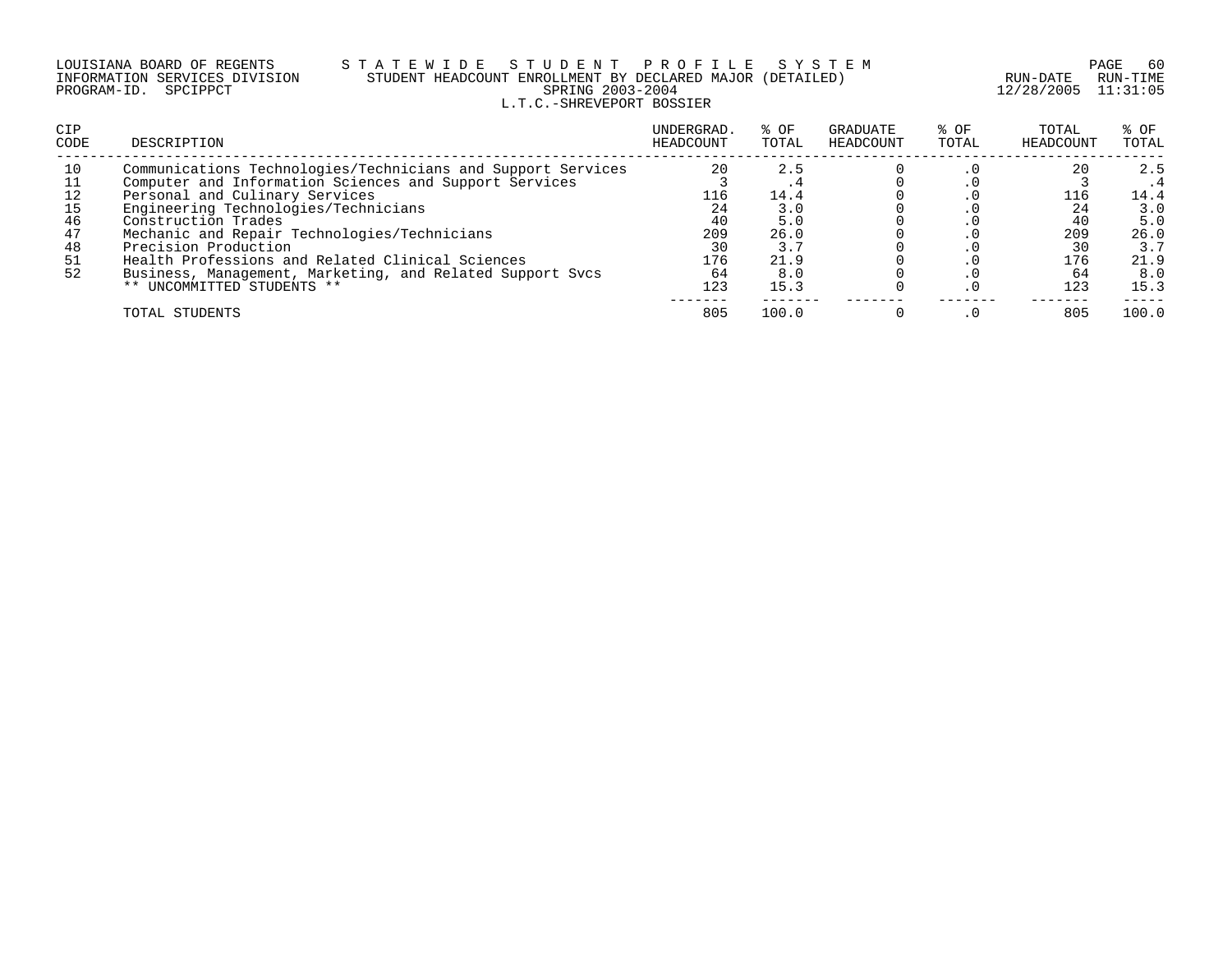LOUISIANA BOARD OF REGENTS — STATEWIDE STUDENT PROFILE SYSTEM
INFORMATION SERVICES DIVISION — STUDENT HEADCOUNT ENROLLMENT BY DECLARED MAJOR (DETAILED)
PROGRAM-ID. SPCIPPCT — SPRING 2003-2004
RUN-DATE 12/28/2005 RUN-TIME 11:31:05

L.T.C.-SHREVEPORT BOSSIER

| CIP CODE | DESCRIPTION | UNDERGRAD. HEADCOUNT | % OF TOTAL | GRADUATE HEADCOUNT | % OF TOTAL | TOTAL HEADCOUNT | % OF TOTAL |
|---|---|---|---|---|---|---|---|
| 10 | Communications Technologies/Technicians and Support Services | 20 | 2.5 | 0 | .0 | 20 | 2.5 |
| 11 | Computer and Information Sciences and Support Services | 3 | .4 | 0 | .0 | 3 | .4 |
| 12 | Personal and Culinary Services | 116 | 14.4 | 0 | .0 | 116 | 14.4 |
| 15 | Engineering Technologies/Technicians | 24 | 3.0 | 0 | .0 | 24 | 3.0 |
| 46 | Construction Trades | 40 | 5.0 | 0 | .0 | 40 | 5.0 |
| 47 | Mechanic and Repair Technologies/Technicians | 209 | 26.0 | 0 | .0 | 209 | 26.0 |
| 48 | Precision Production | 30 | 3.7 | 0 | .0 | 30 | 3.7 |
| 51 | Health Professions and Related Clinical Sciences | 176 | 21.9 | 0 | .0 | 176 | 21.9 |
| 52 | Business, Management, Marketing, and Related Support Svcs | 64 | 8.0 | 0 | .0 | 64 | 8.0 |
| | ** UNCOMMITTED STUDENTS ** | 123 | 15.3 | 0 | .0 | 123 | 15.3 |
| | TOTAL STUDENTS | 805 | 100.0 | 0 | .0 | 805 | 100.0 |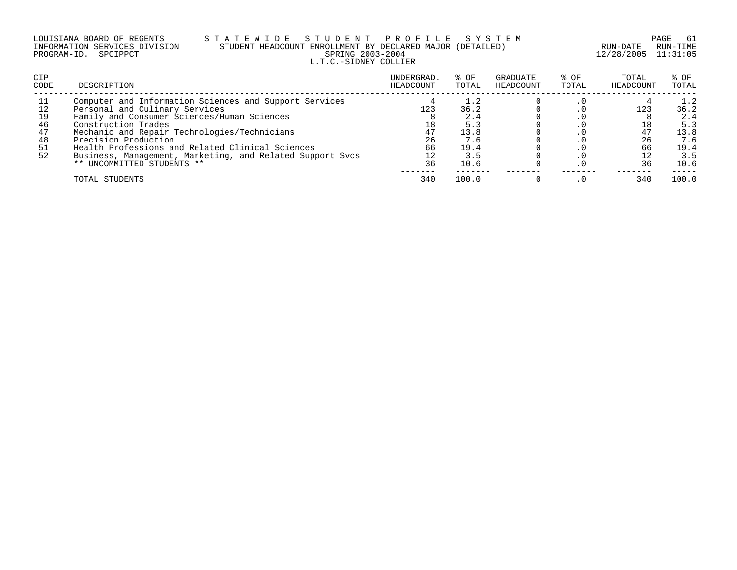LOUISIANA BOARD OF REGENTS — STATEWIDE STUDENT PROFILE SYSTEM
INFORMATION SERVICES DIVISION — STUDENT HEADCOUNT ENROLLMENT BY DECLARED MAJOR (DETAILED) — RUN-DATE 12/28/2005 RUN-TIME 11:31:05
PROGRAM-ID. SPCIPPCT — SPRING 2003-2004

L.T.C.-SIDNEY COLLIER

| CIP CODE | DESCRIPTION | UNDERGRAD. HEADCOUNT | % OF TOTAL | GRADUATE HEADCOUNT | % OF TOTAL | TOTAL HEADCOUNT | % OF TOTAL |
|---|---|---|---|---|---|---|---|
| 11 | Computer and Information Sciences and Support Services | 4 | 1.2 | 0 | .0 | 4 | 1.2 |
| 12 | Personal and Culinary Services | 123 | 36.2 | 0 | .0 | 123 | 36.2 |
| 19 | Family and Consumer Sciences/Human Sciences | 8 | 2.4 | 0 | .0 | 8 | 2.4 |
| 46 | Construction Trades | 18 | 5.3 | 0 | .0 | 18 | 5.3 |
| 47 | Mechanic and Repair Technologies/Technicians | 47 | 13.8 | 0 | .0 | 47 | 13.8 |
| 48 | Precision Production | 26 | 7.6 | 0 | .0 | 26 | 7.6 |
| 51 | Health Professions and Related Clinical Sciences | 66 | 19.4 | 0 | .0 | 66 | 19.4 |
| 52 | Business, Management, Marketing, and Related Support Svcs | 12 | 3.5 | 0 | .0 | 12 | 3.5 |
| | ** UNCOMMITTED STUDENTS ** | 36 | 10.6 | 0 | .0 | 36 | 10.6 |
| | TOTAL STUDENTS | 340 | 100.0 | 0 | .0 | 340 | 100.0 |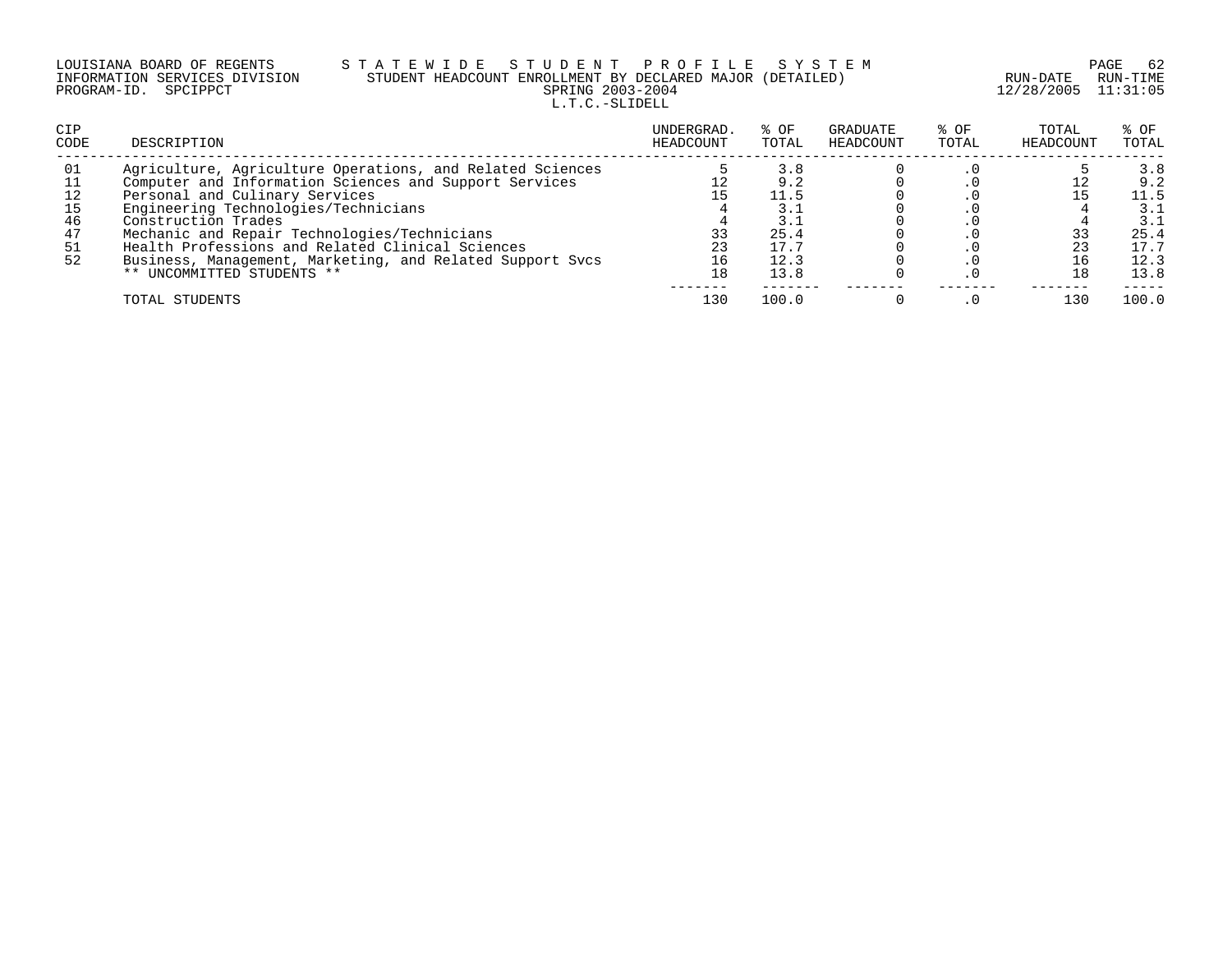LOUISIANA BOARD OF REGENTS
INFORMATION SERVICES DIVISION
PROGRAM-ID. SPCIPPCT

# STATEWIDE STUDENT PROFILE SYSTEM

## STUDENT HEADCOUNT ENROLLMENT BY DECLARED MAJOR (DETAILED)

SPRING 2003-2004

L.T.C.-SLIDELL

RUN-DATE 12/28/2005 RUN-TIME 11:31:05

| CIP CODE | DESCRIPTION | UNDERGRAD. HEADCOUNT | % OF TOTAL | GRADUATE HEADCOUNT | % OF TOTAL | TOTAL HEADCOUNT | % OF TOTAL |
|---|---|---|---|---|---|---|---|
| 01 | Agriculture, Agriculture Operations, and Related Sciences | 5 | 3.8 | 0 | .0 | 5 | 3.8 |
| 11 | Computer and Information Sciences and Support Services | 12 | 9.2 | 0 | .0 | 12 | 9.2 |
| 12 | Personal and Culinary Services | 15 | 11.5 | 0 | .0 | 15 | 11.5 |
| 15 | Engineering Technologies/Technicians | 4 | 3.1 | 0 | .0 | 4 | 3.1 |
| 46 | Construction Trades | 4 | 3.1 | 0 | .0 | 4 | 3.1 |
| 47 | Mechanic and Repair Technologies/Technicians | 33 | 25.4 | 0 | .0 | 33 | 25.4 |
| 51 | Health Professions and Related Clinical Sciences | 23 | 17.7 | 0 | .0 | 23 | 17.7 |
| 52 | Business, Management, Marketing, and Related Support Svcs | 16 | 12.3 | 0 | .0 | 16 | 12.3 |
| | ** UNCOMMITTED STUDENTS ** | 18 | 13.8 | 0 | .0 | 18 | 13.8 |
| | TOTAL STUDENTS | 130 | 100.0 | 0 | .0 | 130 | 100.0 |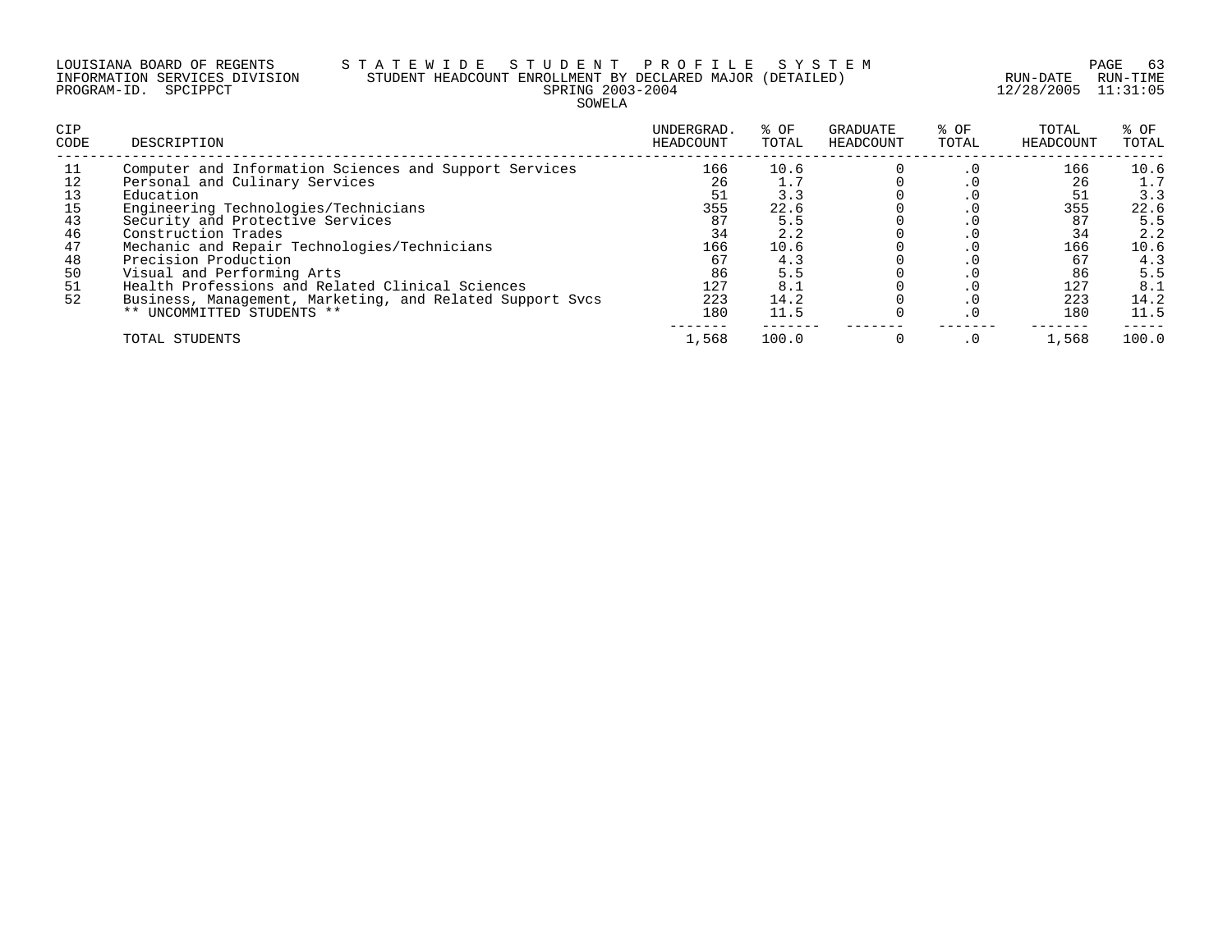LOUISIANA BOARD OF REGENTS — STATEWIDE STUDENT PROFILE SYSTEM
INFORMATION SERVICES DIVISION — STUDENT HEADCOUNT ENROLLMENT BY DECLARED MAJOR (DETAILED)
PROGRAM-ID. SPCIPPCT — SPRING 2003-2004 — RUN-DATE 12/28/2005 RUN-TIME 11:31:05

SOWELA

| CIP CODE | DESCRIPTION | UNDERGRAD. HEADCOUNT | % OF TOTAL | GRADUATE HEADCOUNT | % OF TOTAL | TOTAL HEADCOUNT | % OF TOTAL |
|---|---|---|---|---|---|---|---|
| 11 | Computer and Information Sciences and Support Services | 166 | 10.6 | 0 | .0 | 166 | 10.6 |
| 12 | Personal and Culinary Services | 26 | 1.7 | 0 | .0 | 26 | 1.7 |
| 13 | Education | 51 | 3.3 | 0 | .0 | 51 | 3.3 |
| 15 | Engineering Technologies/Technicians | 355 | 22.6 | 0 | .0 | 355 | 22.6 |
| 43 | Security and Protective Services | 87 | 5.5 | 0 | .0 | 87 | 5.5 |
| 46 | Construction Trades | 34 | 2.2 | 0 | .0 | 34 | 2.2 |
| 47 | Mechanic and Repair Technologies/Technicians | 166 | 10.6 | 0 | .0 | 166 | 10.6 |
| 48 | Precision Production | 67 | 4.3 | 0 | .0 | 67 | 4.3 |
| 50 | Visual and Performing Arts | 86 | 5.5 | 0 | .0 | 86 | 5.5 |
| 51 | Health Professions and Related Clinical Sciences | 127 | 8.1 | 0 | .0 | 127 | 8.1 |
| 52 | Business, Management, Marketing, and Related Support Svcs | 223 | 14.2 | 0 | .0 | 223 | 14.2 |
| | ** UNCOMMITTED STUDENTS ** | 180 | 11.5 | 0 | .0 | 180 | 11.5 |
| | TOTAL STUDENTS | 1,568 | 100.0 | 0 | .0 | 1,568 | 100.0 |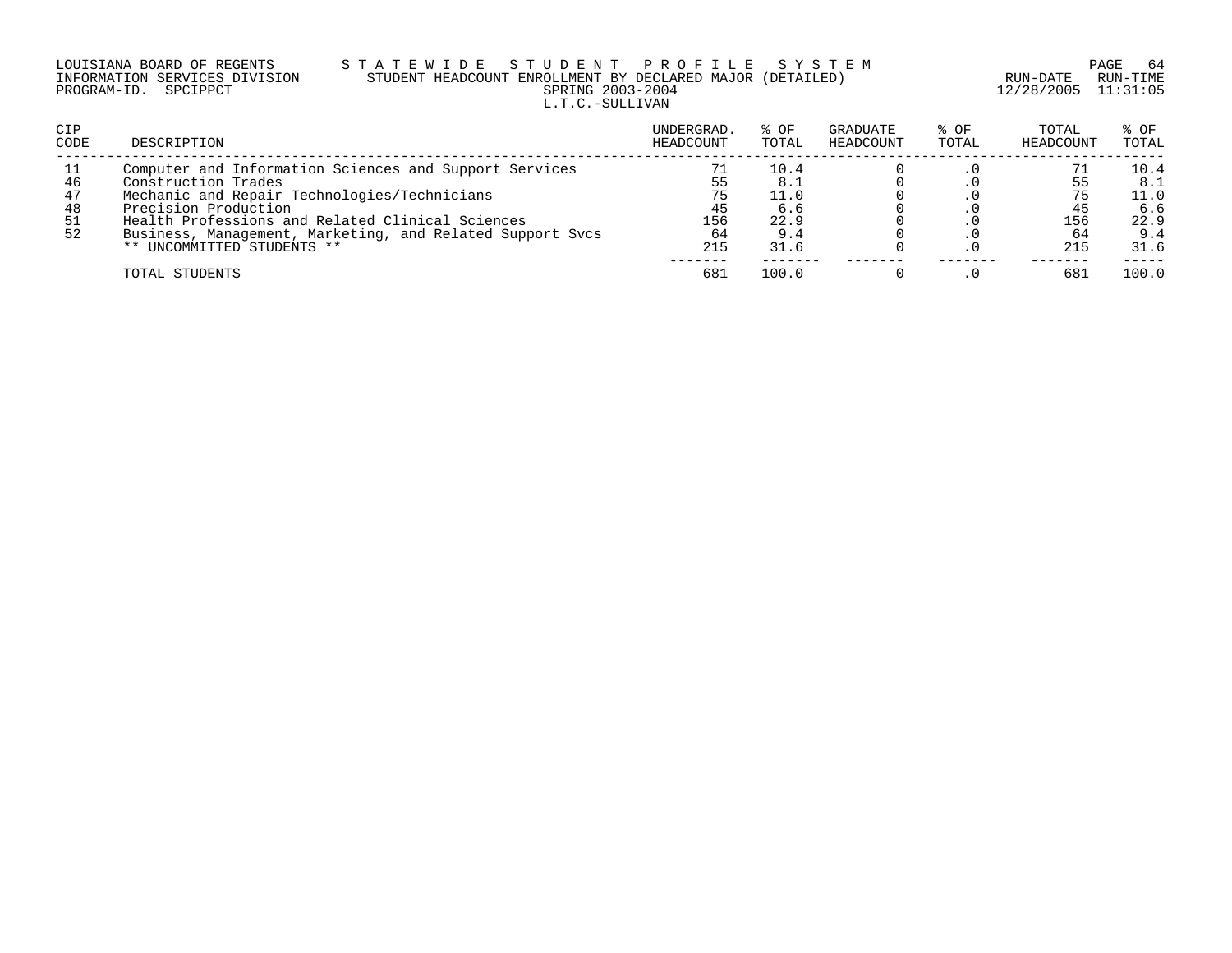LOUISIANA BOARD OF REGENTS — S T A T E W I D E   S T U D E N T   P R O F I L E   S Y S T E M

INFORMATION SERVICES DIVISION — STUDENT HEADCOUNT ENROLLMENT BY DECLARED MAJOR (DETAILED)

PROGRAM-ID. SPCIPPCT — SPRING 2003-2004

RUN-DATE 12/28/2005 RUN-TIME 11:31:05

L.T.C.-SULLIVAN

| CIP CODE | DESCRIPTION | UNDERGRAD. HEADCOUNT | % OF TOTAL | GRADUATE HEADCOUNT | % OF TOTAL | TOTAL HEADCOUNT | % OF TOTAL |
|---|---|---|---|---|---|---|---|
| 11 | Computer and Information Sciences and Support Services | 71 | 10.4 | 0 | .0 | 71 | 10.4 |
| 46 | Construction Trades | 55 | 8.1 | 0 | .0 | 55 | 8.1 |
| 47 | Mechanic and Repair Technologies/Technicians | 75 | 11.0 | 0 | .0 | 75 | 11.0 |
| 48 | Precision Production | 45 | 6.6 | 0 | .0 | 45 | 6.6 |
| 51 | Health Professions and Related Clinical Sciences | 156 | 22.9 | 0 | .0 | 156 | 22.9 |
| 52 | Business, Management, Marketing, and Related Support Svcs | 64 | 9.4 | 0 | .0 | 64 | 9.4 |
| | ** UNCOMMITTED STUDENTS ** | 215 | 31.6 | 0 | .0 | 215 | 31.6 |
| | TOTAL STUDENTS | 681 | 100.0 | 0 | .0 | 681 | 100.0 |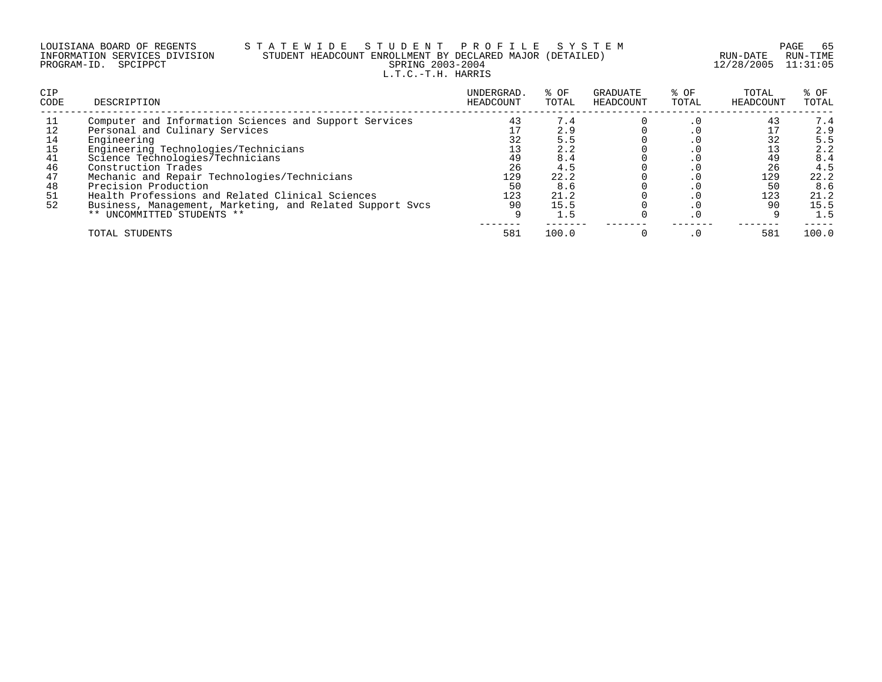LOUISIANA BOARD OF REGENTS — STATEWIDE STUDENT PROFILE SYSTEM
INFORMATION SERVICES DIVISION — STUDENT HEADCOUNT ENROLLMENT BY DECLARED MAJOR (DETAILED)
PROGRAM-ID. SPCIPPCT — SPRING 2003-2004 — RUN-DATE 12/28/2005 RUN-TIME 11:31:05

L.T.C.-T.H. HARRIS

| CIP CODE | DESCRIPTION | UNDERGRAD. HEADCOUNT | % OF TOTAL | GRADUATE HEADCOUNT | % OF TOTAL | TOTAL HEADCOUNT | % OF TOTAL |
|---|---|---|---|---|---|---|---|
| 11 | Computer and Information Sciences and Support Services | 43 | 7.4 | 0 | .0 | 43 | 7.4 |
| 12 | Personal and Culinary Services | 17 | 2.9 | 0 | .0 | 17 | 2.9 |
| 14 | Engineering | 32 | 5.5 | 0 | .0 | 32 | 5.5 |
| 15 | Engineering Technologies/Technicians | 13 | 2.2 | 0 | .0 | 13 | 2.2 |
| 41 | Science Technologies/Technicians | 49 | 8.4 | 0 | .0 | 49 | 8.4 |
| 46 | Construction Trades | 26 | 4.5 | 0 | .0 | 26 | 4.5 |
| 47 | Mechanic and Repair Technologies/Technicians | 129 | 22.2 | 0 | .0 | 129 | 22.2 |
| 48 | Precision Production | 50 | 8.6 | 0 | .0 | 50 | 8.6 |
| 51 | Health Professions and Related Clinical Sciences | 123 | 21.2 | 0 | .0 | 123 | 21.2 |
| 52 | Business, Management, Marketing, and Related Support Svcs | 90 | 15.5 | 0 | .0 | 90 | 15.5 |
| | ** UNCOMMITTED STUDENTS ** | 9 | 1.5 | 0 | .0 | 9 | 1.5 |
| | TOTAL STUDENTS | 581 | 100.0 | 0 | .0 | 581 | 100.0 |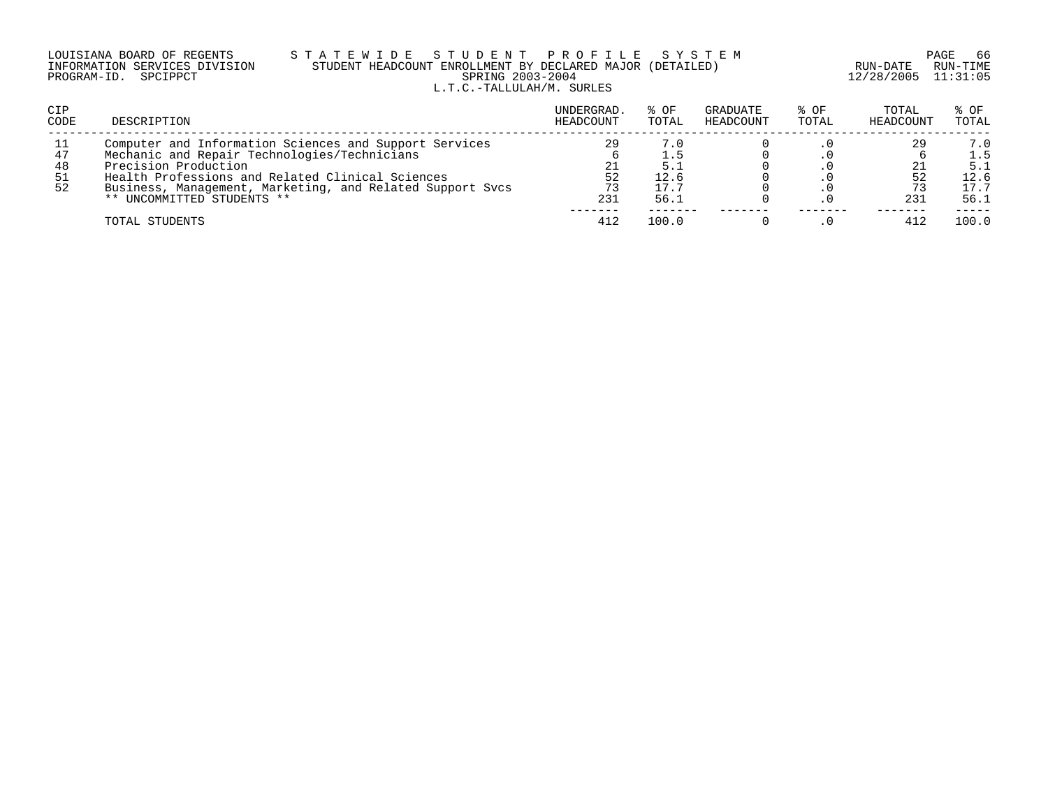LOUISIANA BOARD OF REGENTS
INFORMATION SERVICES DIVISION
PROGRAM-ID. SPCIPPCT

S T A T E W I D E   S T U D E N T   P R O F I L E   S Y S T E M
STUDENT HEADCOUNT ENROLLMENT BY DECLARED MAJOR (DETAILED)
SPRING 2003-2004
L.T.C.-TALLULAH/M. SURLES

RUN-DATE 12/28/2005 RUN-TIME 11:31:05

| CIP CODE | DESCRIPTION | UNDERGRAD. HEADCOUNT | % OF TOTAL | GRADUATE HEADCOUNT | % OF TOTAL | TOTAL HEADCOUNT | % OF TOTAL |
|---|---|---|---|---|---|---|---|
| 11 | Computer and Information Sciences and Support Services | 29 | 7.0 | 0 | .0 | 29 | 7.0 |
| 47 | Mechanic and Repair Technologies/Technicians | 6 | 1.5 | 0 | .0 | 6 | 1.5 |
| 48 | Precision Production | 21 | 5.1 | 0 | .0 | 21 | 5.1 |
| 51 | Health Professions and Related Clinical Sciences | 52 | 12.6 | 0 | .0 | 52 | 12.6 |
| 52 | Business, Management, Marketing, and Related Support Svcs | 73 | 17.7 | 0 | .0 | 73 | 17.7 |
| | ** UNCOMMITTED STUDENTS ** | 231 | 56.1 | 0 | .0 | 231 | 56.1 |
| | TOTAL STUDENTS | 412 | 100.0 | 0 | .0 | 412 | 100.0 |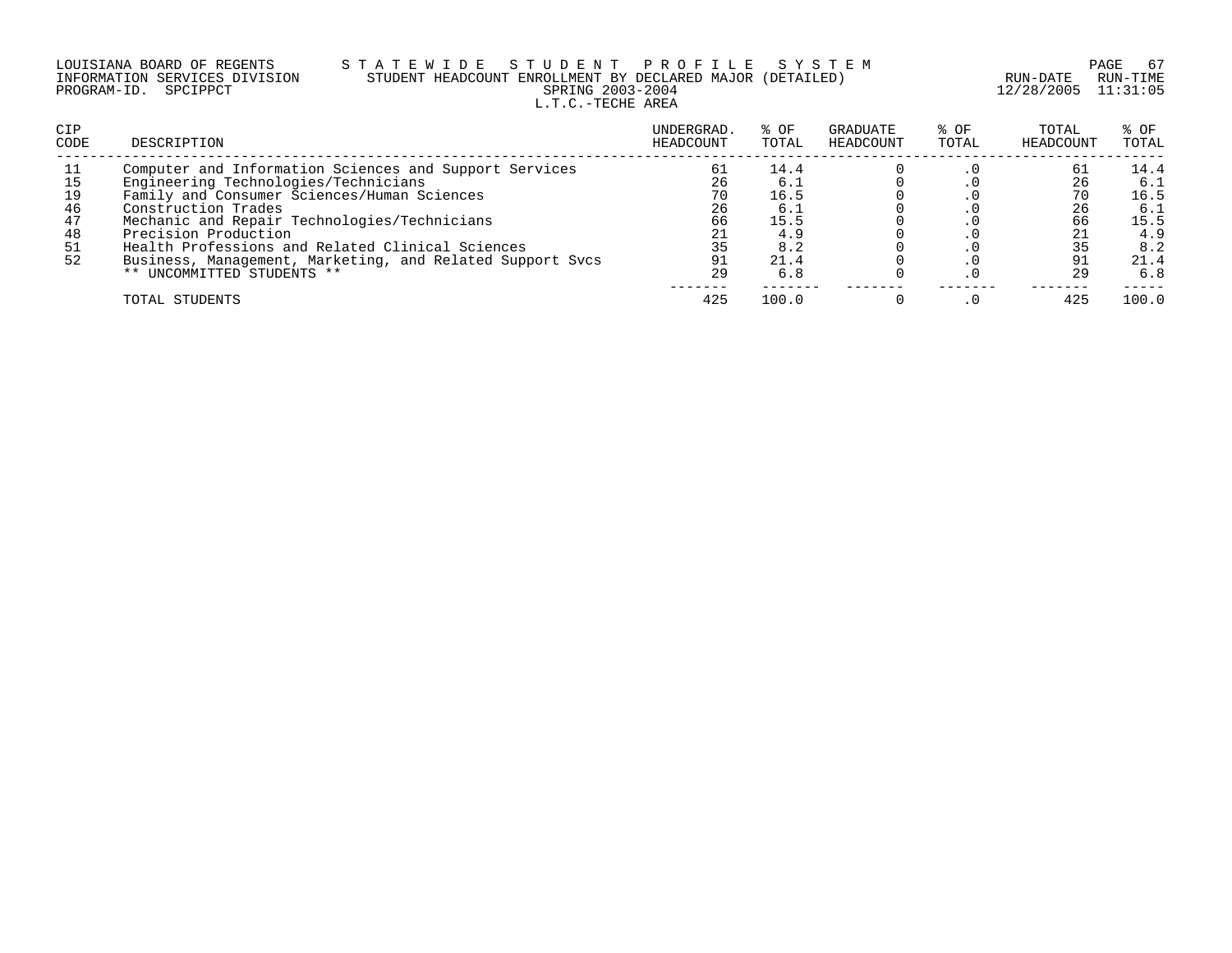LOUISIANA BOARD OF REGENTS
INFORMATION SERVICES DIVISION
PROGRAM-ID. SPCIPPCT

STATEWIDE STUDENT PROFILE SYSTEM
STUDENT HEADCOUNT ENROLLMENT BY DECLARED MAJOR (DETAILED)
SPRING 2003-2004
L.T.C.-TECHE AREA

RUN-DATE 12/28/2005 RUN-TIME 11:31:05

| CIP CODE | DESCRIPTION | UNDERGRAD. HEADCOUNT | % OF TOTAL | GRADUATE HEADCOUNT | % OF TOTAL | TOTAL HEADCOUNT | % OF TOTAL |
|---|---|---|---|---|---|---|---|
| 11 | Computer and Information Sciences and Support Services | 61 | 14.4 | 0 | .0 | 61 | 14.4 |
| 15 | Engineering Technologies/Technicians | 26 | 6.1 | 0 | .0 | 26 | 6.1 |
| 19 | Family and Consumer Sciences/Human Sciences | 70 | 16.5 | 0 | .0 | 70 | 16.5 |
| 46 | Construction Trades | 26 | 6.1 | 0 | .0 | 26 | 6.1 |
| 47 | Mechanic and Repair Technologies/Technicians | 66 | 15.5 | 0 | .0 | 66 | 15.5 |
| 48 | Precision Production | 21 | 4.9 | 0 | .0 | 21 | 4.9 |
| 51 | Health Professions and Related Clinical Sciences | 35 | 8.2 | 0 | .0 | 35 | 8.2 |
| 52 | Business, Management, Marketing, and Related Support Svcs | 91 | 21.4 | 0 | .0 | 91 | 21.4 |
| | ** UNCOMMITTED STUDENTS ** | 29 | 6.8 | 0 | .0 | 29 | 6.8 |
| | TOTAL STUDENTS | 425 | 100.0 | 0 | .0 | 425 | 100.0 |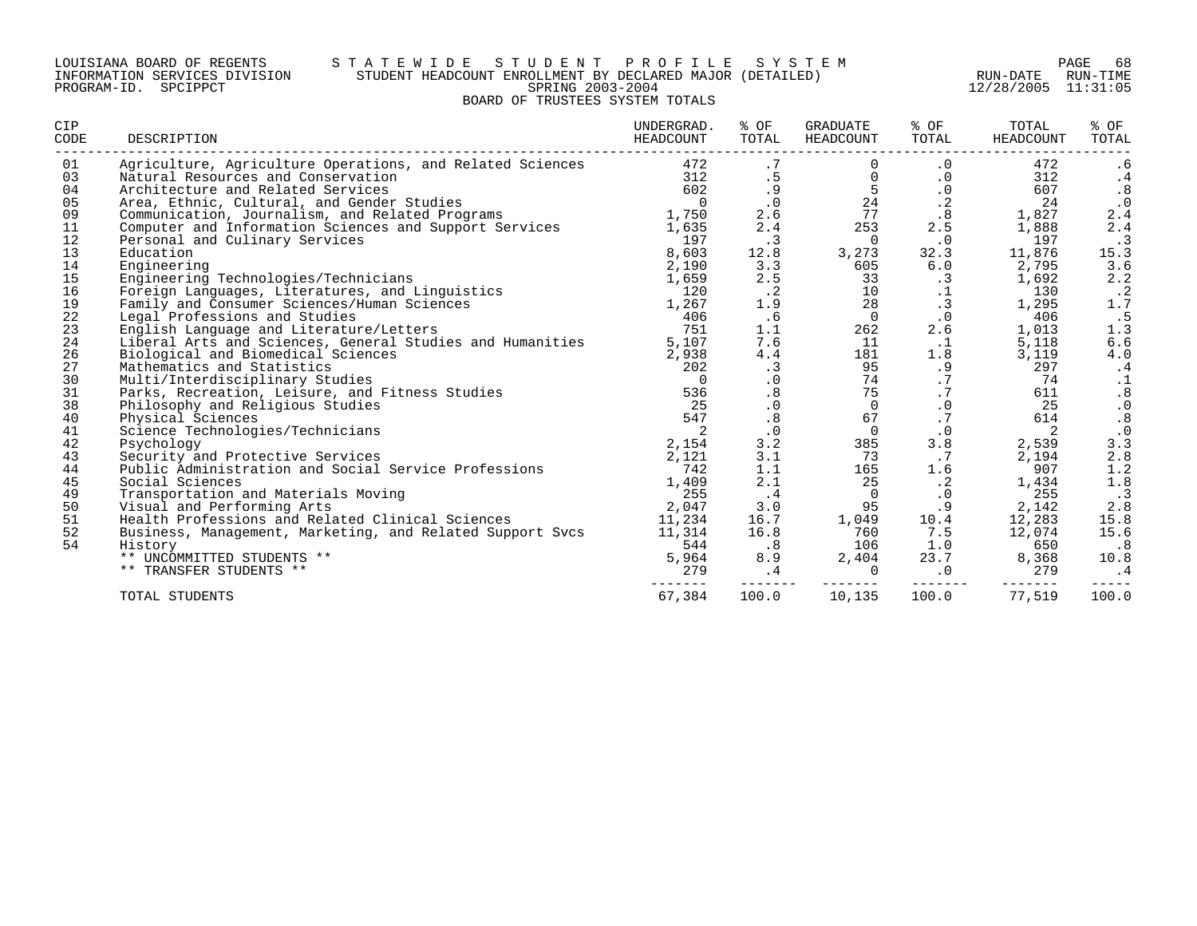LOUISIANA BOARD OF REGENTS — STATEWIDE STUDENT PROFILE SYSTEM
INFORMATION SERVICES DIVISION — STUDENT HEADCOUNT ENROLLMENT BY DECLARED MAJOR (DETAILED) — RUN-DATE 12/28/2005 RUN-TIME 11:31:05
PROGRAM-ID. SPCIPPCT — SPRING 2003-2004

# BOARD OF TRUSTEES SYSTEM TOTALS

| CIP CODE | DESCRIPTION | UNDERGRAD. HEADCOUNT | % OF TOTAL | GRADUATE HEADCOUNT | % OF TOTAL | TOTAL HEADCOUNT | % OF TOTAL |
|---|---|---|---|---|---|---|---|
| 01 | Agriculture, Agriculture Operations, and Related Sciences | 472 | .7 | 0 | .0 | 472 | .6 |
| 03 | Natural Resources and Conservation | 312 | .5 | 0 | .0 | 312 | .4 |
| 04 | Architecture and Related Services | 602 | .9 | 5 | .0 | 607 | .8 |
| 05 | Area, Ethnic, Cultural, and Gender Studies | 0 | .0 | 24 | .2 | 24 | .0 |
| 09 | Communication, Journalism, and Related Programs | 1,750 | 2.6 | 77 | .8 | 1,827 | 2.4 |
| 11 | Computer and Information Sciences and Support Services | 1,635 | 2.4 | 253 | 2.5 | 1,888 | 2.4 |
| 12 | Personal and Culinary Services | 197 | .3 | 0 | .0 | 197 | .3 |
| 13 | Education | 8,603 | 12.8 | 3,273 | 32.3 | 11,876 | 15.3 |
| 14 | Engineering | 2,190 | 3.3 | 605 | 6.0 | 2,795 | 3.6 |
| 15 | Engineering Technologies/Technicians | 1,659 | 2.5 | 33 | .3 | 1,692 | 2.2 |
| 16 | Foreign Languages, Literatures, and Linguistics | 120 | .2 | 10 | .1 | 130 | .2 |
| 19 | Family and Consumer Sciences/Human Sciences | 1,267 | 1.9 | 28 | .3 | 1,295 | 1.7 |
| 22 | Legal Professions and Studies | 406 | .6 | 0 | .0 | 406 | .5 |
| 23 | English Language and Literature/Letters | 751 | 1.1 | 262 | 2.6 | 1,013 | 1.3 |
| 24 | Liberal Arts and Sciences, General Studies and Humanities | 5,107 | 7.6 | 11 | .1 | 5,118 | 6.6 |
| 26 | Biological and Biomedical Sciences | 2,938 | 4.4 | 181 | 1.8 | 3,119 | 4.0 |
| 27 | Mathematics and Statistics | 202 | .3 | 95 | .9 | 297 | .4 |
| 30 | Multi/Interdisciplinary Studies | 0 | .0 | 74 | .7 | 74 | .1 |
| 31 | Parks, Recreation, Leisure, and Fitness Studies | 536 | .8 | 75 | .7 | 611 | .8 |
| 38 | Philosophy and Religious Studies | 25 | .0 | 0 | .0 | 25 | .0 |
| 40 | Physical Sciences | 547 | .8 | 67 | .7 | 614 | .8 |
| 41 | Science Technologies/Technicians | 2 | .0 | 0 | .0 | 2 | .0 |
| 42 | Psychology | 2,154 | 3.2 | 385 | 3.8 | 2,539 | 3.3 |
| 43 | Security and Protective Services | 2,121 | 3.1 | 73 | .7 | 2,194 | 2.8 |
| 44 | Public Administration and Social Service Professions | 742 | 1.1 | 165 | 1.6 | 907 | 1.2 |
| 45 | Social Sciences | 1,409 | 2.1 | 25 | .2 | 1,434 | 1.8 |
| 49 | Transportation and Materials Moving | 255 | .4 | 0 | .0 | 255 | .3 |
| 50 | Visual and Performing Arts | 2,047 | 3.0 | 95 | .9 | 2,142 | 2.8 |
| 51 | Health Professions and Related Clinical Sciences | 11,234 | 16.7 | 1,049 | 10.4 | 12,283 | 15.8 |
| 52 | Business, Management, Marketing, and Related Support Svcs | 11,314 | 16.8 | 760 | 7.5 | 12,074 | 15.6 |
| 54 | History | 544 | .8 | 106 | 1.0 | 650 | .8 |
| | ** UNCOMMITTED STUDENTS ** | 5,964 | 8.9 | 2,404 | 23.7 | 8,368 | 10.8 |
| | ** TRANSFER STUDENTS ** | 279 | .4 | 0 | .0 | 279 | .4 |
| | TOTAL STUDENTS | 67,384 | 100.0 | 10,135 | 100.0 | 77,519 | 100.0 |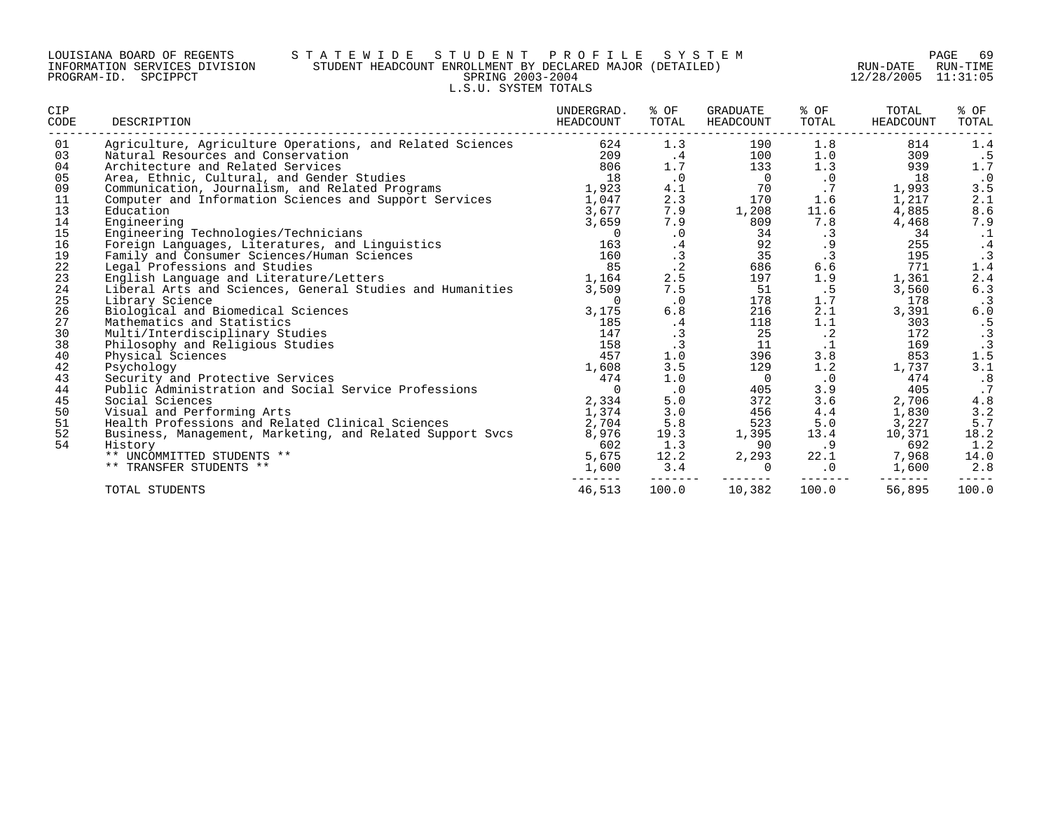LOUISIANA BOARD OF REGENTS — STATEWIDE STUDENT PROFILE SYSTEM
INFORMATION SERVICES DIVISION — STUDENT HEADCOUNT ENROLLMENT BY DECLARED MAJOR (DETAILED)
PROGRAM-ID. SPCIPPCT — SPRING 2003-2004
RUN-DATE 12/28/2005 RUN-TIME 11:31:05

L.S.U. SYSTEM TOTALS

| CIP CODE | DESCRIPTION | UNDERGRAD. HEADCOUNT | % OF TOTAL | GRADUATE HEADCOUNT | % OF TOTAL | TOTAL HEADCOUNT | % OF TOTAL |
|---|---|---|---|---|---|---|---|
| 01 | Agriculture, Agriculture Operations, and Related Sciences | 624 | 1.3 | 190 | 1.8 | 814 | 1.4 |
| 03 | Natural Resources and Conservation | 209 | .4 | 100 | 1.0 | 309 | .5 |
| 04 | Architecture and Related Services | 806 | 1.7 | 133 | 1.3 | 939 | 1.7 |
| 05 | Area, Ethnic, Cultural, and Gender Studies | 18 | .0 | 0 | .0 | 18 | .0 |
| 09 | Communication, Journalism, and Related Programs | 1,923 | 4.1 | 70 | .7 | 1,993 | 3.5 |
| 11 | Computer and Information Sciences and Support Services | 1,047 | 2.3 | 170 | 1.6 | 1,217 | 2.1 |
| 13 | Education | 3,677 | 7.9 | 1,208 | 11.6 | 4,885 | 8.6 |
| 14 | Engineering | 3,659 | 7.9 | 809 | 7.8 | 4,468 | 7.9 |
| 15 | Engineering Technologies/Technicians | 0 | .0 | 34 | .3 | 34 | .1 |
| 16 | Foreign Languages, Literatures, and Linguistics | 163 | .4 | 92 | .9 | 255 | .4 |
| 19 | Family and Consumer Sciences/Human Sciences | 160 | .3 | 35 | .3 | 195 | .3 |
| 22 | Legal Professions and Studies | 85 | .2 | 686 | 6.6 | 771 | 1.4 |
| 23 | English Language and Literature/Letters | 1,164 | 2.5 | 197 | 1.9 | 1,361 | 2.4 |
| 24 | Liberal Arts and Sciences, General Studies and Humanities | 3,509 | 7.5 | 51 | .5 | 3,560 | 6.3 |
| 25 | Library Science | 0 | .0 | 178 | 1.7 | 178 | .3 |
| 26 | Biological and Biomedical Sciences | 3,175 | 6.8 | 216 | 2.1 | 3,391 | 6.0 |
| 27 | Mathematics and Statistics | 185 | .4 | 118 | 1.1 | 303 | .5 |
| 30 | Multi/Interdisciplinary Studies | 147 | .3 | 25 | .2 | 172 | .3 |
| 38 | Philosophy and Religious Studies | 158 | .3 | 11 | .1 | 169 | .3 |
| 40 | Physical Sciences | 457 | 1.0 | 396 | 3.8 | 853 | 1.5 |
| 42 | Psychology | 1,608 | 3.5 | 129 | 1.2 | 1,737 | 3.1 |
| 43 | Security and Protective Services | 474 | 1.0 | 0 | .0 | 474 | .8 |
| 44 | Public Administration and Social Service Professions | 0 | .0 | 405 | 3.9 | 405 | .7 |
| 45 | Social Sciences | 2,334 | 5.0 | 372 | 3.6 | 2,706 | 4.8 |
| 50 | Visual and Performing Arts | 1,374 | 3.0 | 456 | 4.4 | 1,830 | 3.2 |
| 51 | Health Professions and Related Clinical Sciences | 2,704 | 5.8 | 523 | 5.0 | 3,227 | 5.7 |
| 52 | Business, Management, Marketing, and Related Support Svcs | 8,976 | 19.3 | 1,395 | 13.4 | 10,371 | 18.2 |
| 54 | History | 602 | 1.3 | 90 | .9 | 692 | 1.2 |
| | ** UNCOMMITTED STUDENTS ** | 5,675 | 12.2 | 2,293 | 22.1 | 7,968 | 14.0 |
| | ** TRANSFER STUDENTS ** | 1,600 | 3.4 | 0 | .0 | 1,600 | 2.8 |
| | TOTAL STUDENTS | 46,513 | 100.0 | 10,382 | 100.0 | 56,895 | 100.0 |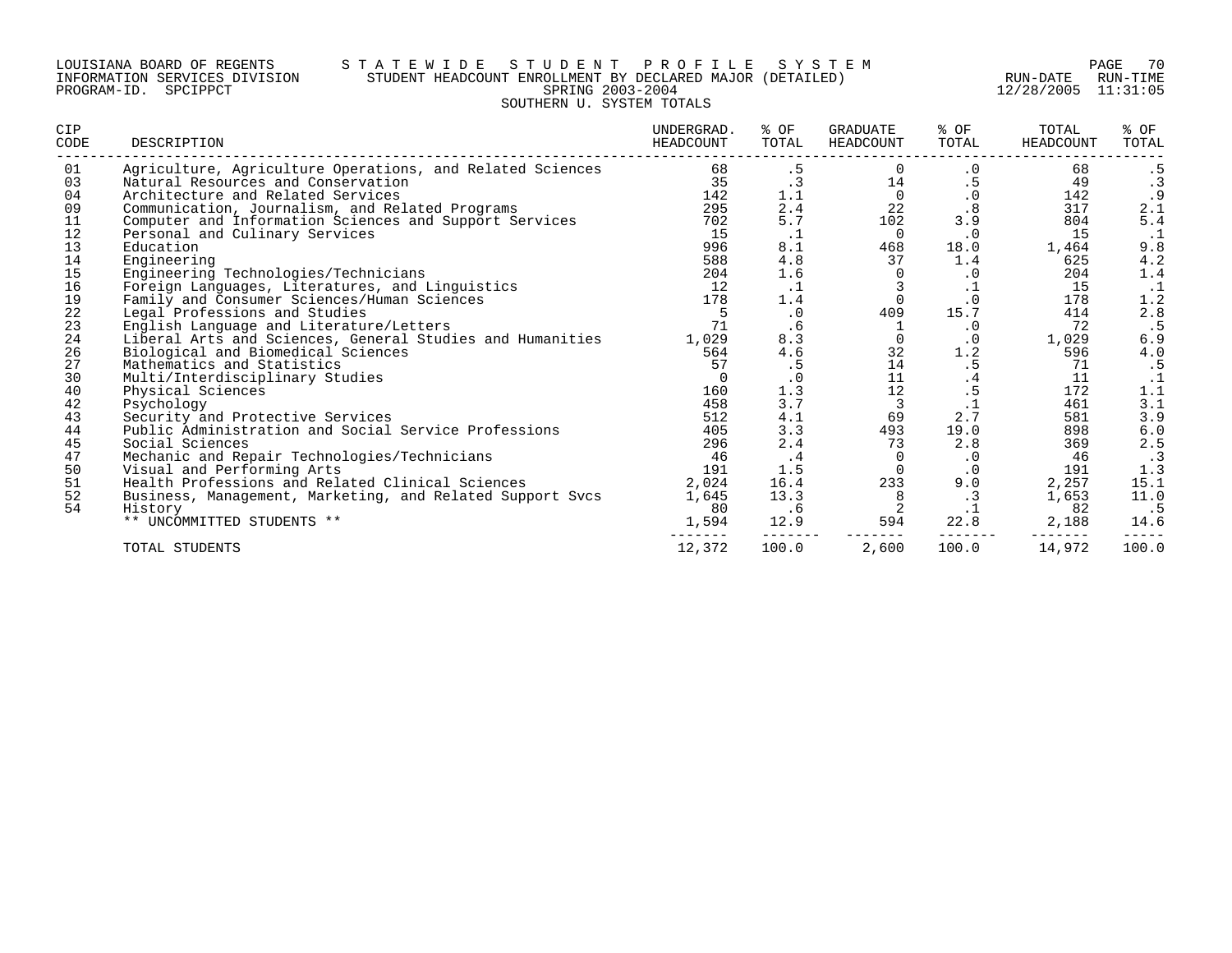LOUISIANA BOARD OF REGENTS — STATEWIDE STUDENT PROFILE SYSTEM
INFORMATION SERVICES DIVISION — STUDENT HEADCOUNT ENROLLMENT BY DECLARED MAJOR (DETAILED)
PROGRAM-ID. SPCIPPCT — SPRING 2003-2004 — RUN-DATE 12/28/2005 RUN-TIME 11:31:05

## SOUTHERN U. SYSTEM TOTALS

| CIP CODE | DESCRIPTION | UNDERGRAD. HEADCOUNT | % OF TOTAL | GRADUATE HEADCOUNT | % OF TOTAL | TOTAL HEADCOUNT | % OF TOTAL |
|---|---|---|---|---|---|---|---|
| 01 | Agriculture, Agriculture Operations, and Related Sciences | 68 | .5 | 0 | .0 | 68 | .5 |
| 03 | Natural Resources and Conservation | 35 | .3 | 14 | .5 | 49 | .3 |
| 04 | Architecture and Related Services | 142 | 1.1 | 0 | .0 | 142 | .9 |
| 09 | Communication, Journalism, and Related Programs | 295 | 2.4 | 22 | .8 | 317 | 2.1 |
| 11 | Computer and Information Sciences and Support Services | 702 | 5.7 | 102 | 3.9 | 804 | 5.4 |
| 12 | Personal and Culinary Services | 15 | .1 | 0 | .0 | 15 | .1 |
| 13 | Education | 996 | 8.1 | 468 | 18.0 | 1,464 | 9.8 |
| 14 | Engineering | 588 | 4.8 | 37 | 1.4 | 625 | 4.2 |
| 15 | Engineering Technologies/Technicians | 204 | 1.6 | 0 | .0 | 204 | 1.4 |
| 16 | Foreign Languages, Literatures, and Linguistics | 12 | .1 | 3 | .1 | 15 | .1 |
| 19 | Family and Consumer Sciences/Human Sciences | 178 | 1.4 | 0 | .0 | 178 | 1.2 |
| 22 | Legal Professions and Studies | 5 | .0 | 409 | 15.7 | 414 | 2.8 |
| 23 | English Language and Literature/Letters | 71 | .6 | 1 | .0 | 72 | .5 |
| 24 | Liberal Arts and Sciences, General Studies and Humanities | 1,029 | 8.3 | 0 | .0 | 1,029 | 6.9 |
| 26 | Biological and Biomedical Sciences | 564 | 4.6 | 32 | 1.2 | 596 | 4.0 |
| 27 | Mathematics and Statistics | 57 | .5 | 14 | .5 | 71 | .5 |
| 30 | Multi/Interdisciplinary Studies | 0 | .0 | 11 | .4 | 11 | .1 |
| 40 | Physical Sciences | 160 | 1.3 | 12 | .5 | 172 | 1.1 |
| 42 | Psychology | 458 | 3.7 | 3 | .1 | 461 | 3.1 |
| 43 | Security and Protective Services | 512 | 4.1 | 69 | 2.7 | 581 | 3.9 |
| 44 | Public Administration and Social Service Professions | 405 | 3.3 | 493 | 19.0 | 898 | 6.0 |
| 45 | Social Sciences | 296 | 2.4 | 73 | 2.8 | 369 | 2.5 |
| 47 | Mechanic and Repair Technologies/Technicians | 46 | .4 | 0 | .0 | 46 | .3 |
| 50 | Visual and Performing Arts | 191 | 1.5 | 0 | .0 | 191 | 1.3 |
| 51 | Health Professions and Related Clinical Sciences | 2,024 | 16.4 | 233 | 9.0 | 2,257 | 15.1 |
| 52 | Business, Management, Marketing, and Related Support Svcs | 1,645 | 13.3 | 8 | .3 | 1,653 | 11.0 |
| 54 | History | 80 | .6 | 2 | .1 | 82 | .5 |
| | ** UNCOMMITTED STUDENTS ** | 1,594 | 12.9 | 594 | 22.8 | 2,188 | 14.6 |
| | TOTAL STUDENTS | 12,372 | 100.0 | 2,600 | 100.0 | 14,972 | 100.0 |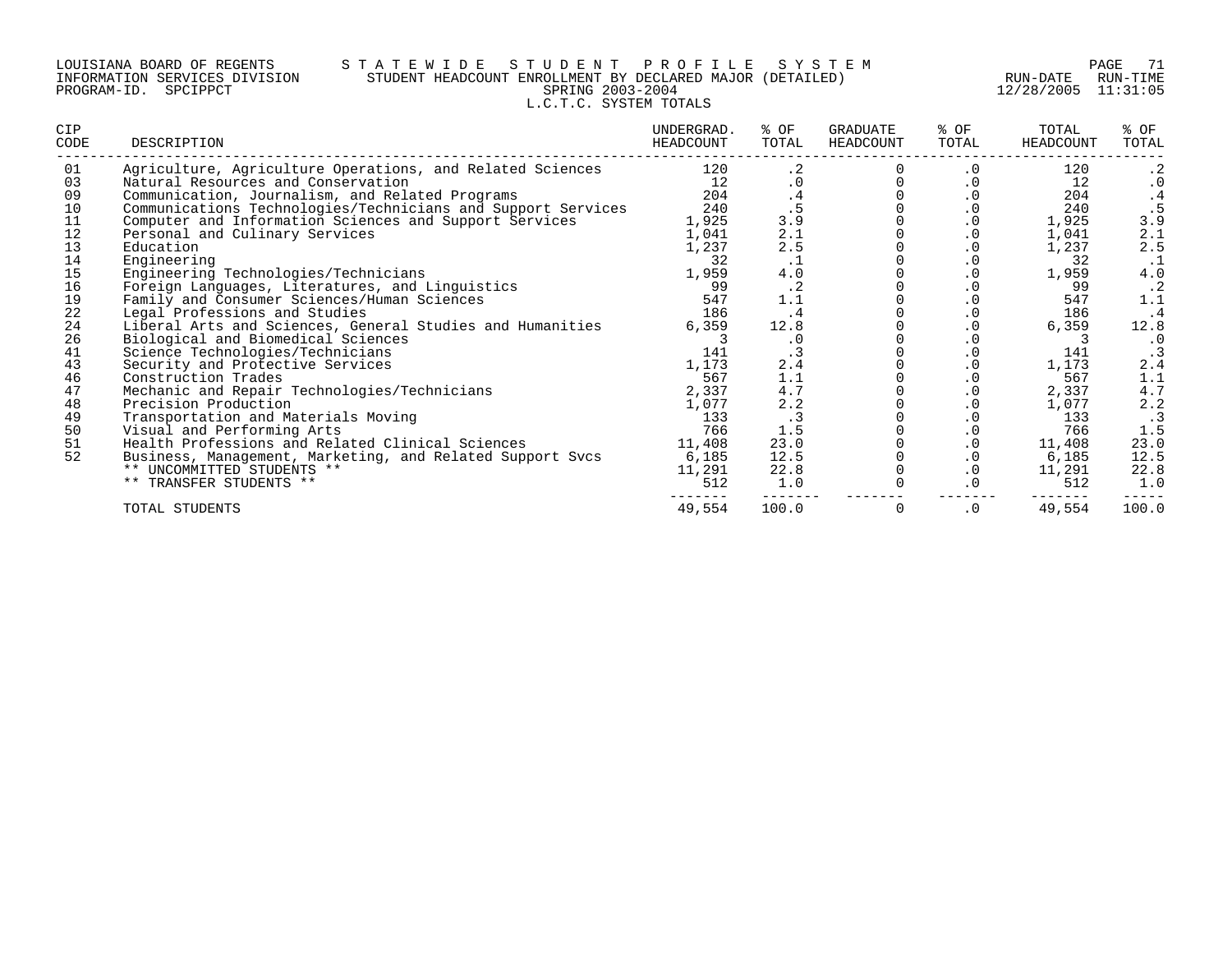LOUISIANA BOARD OF REGENTS — STATEWIDE STUDENT PROFILE SYSTEM
INFORMATION SERVICES DIVISION — STUDENT HEADCOUNT ENROLLMENT BY DECLARED MAJOR (DETAILED)
PROGRAM-ID. SPCIPPCT — SPRING 2003-2004
RUN-DATE 12/28/2005 RUN-TIME 11:31:05

L.C.T.C. SYSTEM TOTALS

| CIP CODE | DESCRIPTION | UNDERGRAD. HEADCOUNT | % OF TOTAL | GRADUATE HEADCOUNT | % OF TOTAL | TOTAL HEADCOUNT | % OF TOTAL |
|---|---|---|---|---|---|---|---|
| 01 | Agriculture, Agriculture Operations, and Related Sciences | 120 | .2 | 0 | .0 | 120 | .2 |
| 03 | Natural Resources and Conservation | 12 | .0 | 0 | .0 | 12 | .0 |
| 09 | Communication, Journalism, and Related Programs | 204 | .4 | 0 | .0 | 204 | .4 |
| 10 | Communications Technologies/Technicians and Support Services | 240 | .5 | 0 | .0 | 240 | .5 |
| 11 | Computer and Information Sciences and Support Services | 1,925 | 3.9 | 0 | .0 | 1,925 | 3.9 |
| 12 | Personal and Culinary Services | 1,041 | 2.1 | 0 | .0 | 1,041 | 2.1 |
| 13 | Education | 1,237 | 2.5 | 0 | .0 | 1,237 | 2.5 |
| 14 | Engineering | 32 | .1 | 0 | .0 | 32 | .1 |
| 15 | Engineering Technologies/Technicians | 1,959 | 4.0 | 0 | .0 | 1,959 | 4.0 |
| 16 | Foreign Languages, Literatures, and Linguistics | 99 | .2 | 0 | .0 | 99 | .2 |
| 19 | Family and Consumer Sciences/Human Sciences | 547 | 1.1 | 0 | .0 | 547 | 1.1 |
| 22 | Legal Professions and Studies | 186 | .4 | 0 | .0 | 186 | .4 |
| 24 | Liberal Arts and Sciences, General Studies and Humanities | 6,359 | 12.8 | 0 | .0 | 6,359 | 12.8 |
| 26 | Biological and Biomedical Sciences | 3 | .0 | 0 | .0 | 3 | .0 |
| 41 | Science Technologies/Technicians | 141 | .3 | 0 | .0 | 141 | .3 |
| 43 | Security and Protective Services | 1,173 | 2.4 | 0 | .0 | 1,173 | 2.4 |
| 46 | Construction Trades | 567 | 1.1 | 0 | .0 | 567 | 1.1 |
| 47 | Mechanic and Repair Technologies/Technicians | 2,337 | 4.7 | 0 | .0 | 2,337 | 4.7 |
| 48 | Precision Production | 1,077 | 2.2 | 0 | .0 | 1,077 | 2.2 |
| 49 | Transportation and Materials Moving | 133 | .3 | 0 | .0 | 133 | .3 |
| 50 | Visual and Performing Arts | 766 | 1.5 | 0 | .0 | 766 | 1.5 |
| 51 | Health Professions and Related Clinical Sciences | 11,408 | 23.0 | 0 | .0 | 11,408 | 23.0 |
| 52 | Business, Management, Marketing, and Related Support Svcs | 6,185 | 12.5 | 0 | .0 | 6,185 | 12.5 |
| | ** UNCOMMITTED STUDENTS ** | 11,291 | 22.8 | 0 | .0 | 11,291 | 22.8 |
| | ** TRANSFER STUDENTS ** | 512 | 1.0 | 0 | .0 | 512 | 1.0 |
| | TOTAL STUDENTS | 49,554 | 100.0 | 0 | .0 | 49,554 | 100.0 |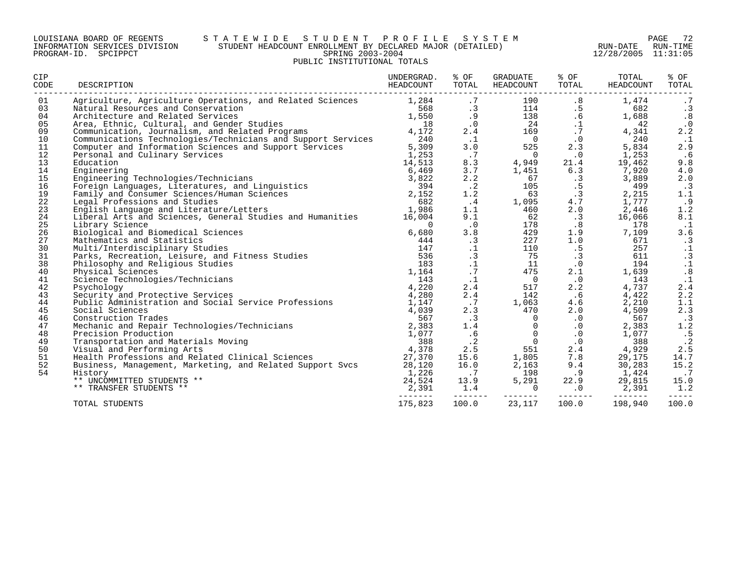LOUISIANA BOARD OF REGENTS — STATEWIDE STUDENT PROFILE SYSTEM
INFORMATION SERVICES DIVISION — STUDENT HEADCOUNT ENROLLMENT BY DECLARED MAJOR (DETAILED) — RUN-DATE 12/28/2005 RUN-TIME 11:31:05
PROGRAM-ID. SPCIPPCT — SPRING 2003-2004
PUBLIC INSTITUTIONAL TOTALS

| CIP CODE | DESCRIPTION | UNDERGRAD. HEADCOUNT | % OF TOTAL | GRADUATE HEADCOUNT | % OF TOTAL | TOTAL HEADCOUNT | % OF TOTAL |
|---|---|---|---|---|---|---|---|
| 01 | Agriculture, Agriculture Operations, and Related Sciences | 1,284 | .7 | 190 | .8 | 1,474 | .7 |
| 03 | Natural Resources and Conservation | 568 | .3 | 114 | .5 | 682 | .3 |
| 04 | Architecture and Related Services | 1,550 | .9 | 138 | .6 | 1,688 | .8 |
| 05 | Area, Ethnic, Cultural, and Gender Studies | 18 | .0 | 24 | .1 | 42 | .0 |
| 09 | Communication, Journalism, and Related Programs | 4,172 | 2.4 | 169 | .7 | 4,341 | 2.2 |
| 10 | Communications Technologies/Technicians and Support Services | 240 | .1 | 0 | .0 | 240 | .1 |
| 11 | Computer and Information Sciences and Support Services | 5,309 | 3.0 | 525 | 2.3 | 5,834 | 2.9 |
| 12 | Personal and Culinary Services | 1,253 | .7 | 0 | .0 | 1,253 | .6 |
| 13 | Education | 14,513 | 8.3 | 4,949 | 21.4 | 19,462 | 9.8 |
| 14 | Engineering | 6,469 | 3.7 | 1,451 | 6.3 | 7,920 | 4.0 |
| 15 | Engineering Technologies/Technicians | 3,822 | 2.2 | 67 | .3 | 3,889 | 2.0 |
| 16 | Foreign Languages, Literatures, and Linguistics | 394 | .2 | 105 | .5 | 499 | .3 |
| 19 | Family and Consumer Sciences/Human Sciences | 2,152 | 1.2 | 63 | .3 | 2,215 | 1.1 |
| 22 | Legal Professions and Studies | 682 | .4 | 1,095 | 4.7 | 1,777 | .9 |
| 23 | English Language and Literature/Letters | 1,986 | 1.1 | 460 | 2.0 | 2,446 | 1.2 |
| 24 | Liberal Arts and Sciences, General Studies and Humanities | 16,004 | 9.1 | 62 | .3 | 16,066 | 8.1 |
| 25 | Library Science | 0 | .0 | 178 | .8 | 178 | .1 |
| 26 | Biological and Biomedical Sciences | 6,680 | 3.8 | 429 | 1.9 | 7,109 | 3.6 |
| 27 | Mathematics and Statistics | 444 | .3 | 227 | 1.0 | 671 | .3 |
| 30 | Multi/Interdisciplinary Studies | 147 | .1 | 110 | .5 | 257 | .1 |
| 31 | Parks, Recreation, Leisure, and Fitness Studies | 536 | .3 | 75 | .3 | 611 | .3 |
| 38 | Philosophy and Religious Studies | 183 | .1 | 11 | .0 | 194 | .1 |
| 40 | Physical Sciences | 1,164 | .7 | 475 | 2.1 | 1,639 | .8 |
| 41 | Science Technologies/Technicians | 143 | .1 | 0 | .0 | 143 | .1 |
| 42 | Psychology | 4,220 | 2.4 | 517 | 2.2 | 4,737 | 2.4 |
| 43 | Security and Protective Services | 4,280 | 2.4 | 142 | .6 | 4,422 | 2.2 |
| 44 | Public Administration and Social Service Professions | 1,147 | .7 | 1,063 | 4.6 | 2,210 | 1.1 |
| 45 | Social Sciences | 4,039 | 2.3 | 470 | 2.0 | 4,509 | 2.3 |
| 46 | Construction Trades | 567 | .3 | 0 | .0 | 567 | .3 |
| 47 | Mechanic and Repair Technologies/Technicians | 2,383 | 1.4 | 0 | .0 | 2,383 | 1.2 |
| 48 | Precision Production | 1,077 | .6 | 0 | .0 | 1,077 | .5 |
| 49 | Transportation and Materials Moving | 388 | .2 | 0 | .0 | 388 | .2 |
| 50 | Visual and Performing Arts | 4,378 | 2.5 | 551 | 2.4 | 4,929 | 2.5 |
| 51 | Health Professions and Related Clinical Sciences | 27,370 | 15.6 | 1,805 | 7.8 | 29,175 | 14.7 |
| 52 | Business, Management, Marketing, and Related Support Svcs | 28,120 | 16.0 | 2,163 | 9.4 | 30,283 | 15.2 |
| 54 | History | 1,226 | .7 | 198 | .9 | 1,424 | .7 |
| | ** UNCOMMITTED STUDENTS ** | 24,524 | 13.9 | 5,291 | 22.9 | 29,815 | 15.0 |
| | ** TRANSFER STUDENTS ** | 2,391 | 1.4 | 0 | .0 | 2,391 | 1.2 |
| | TOTAL STUDENTS | 175,823 | 100.0 | 23,117 | 100.0 | 198,940 | 100.0 |